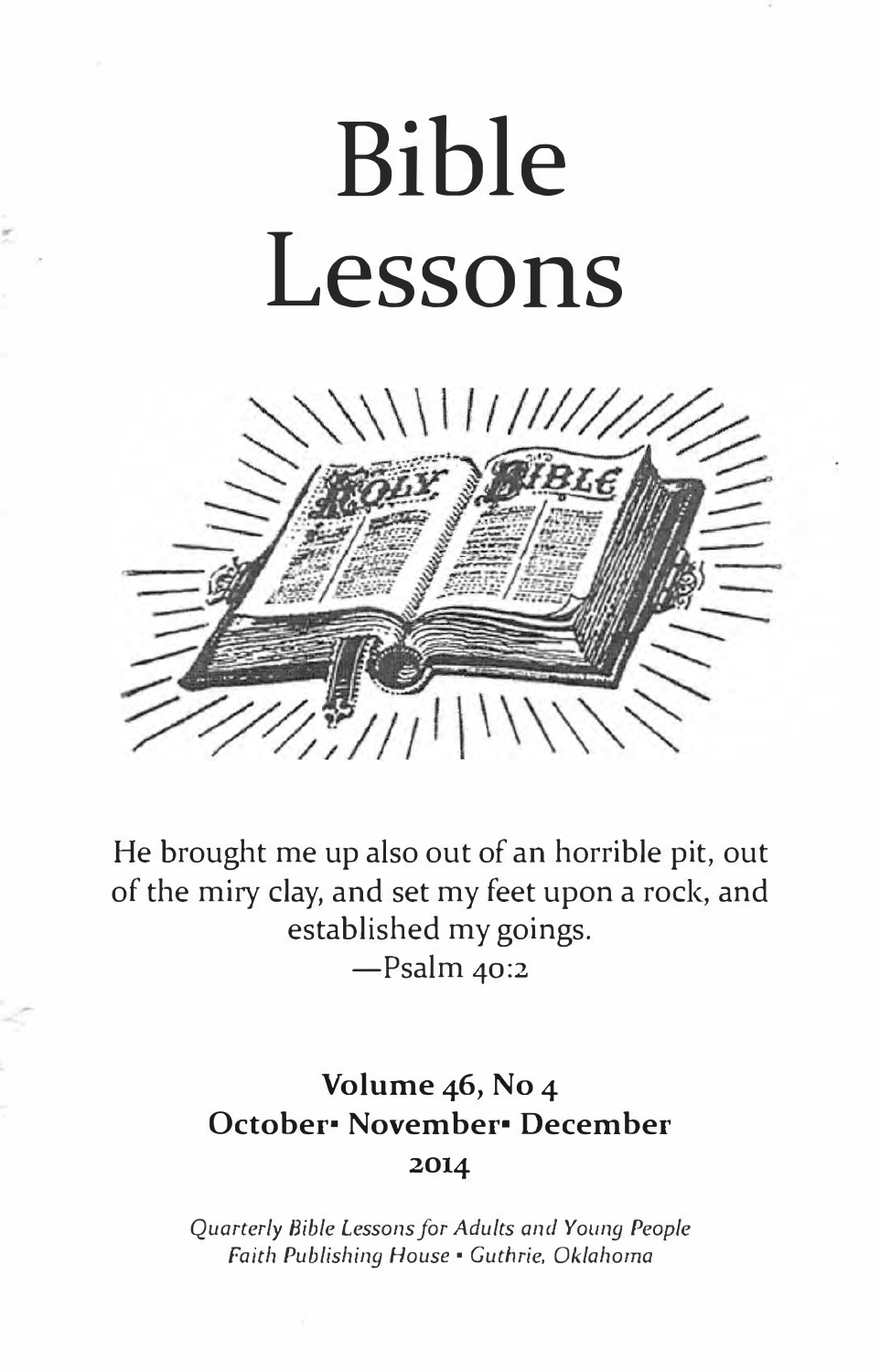# Bible Lessons

He brought me up also out of an horrible pit, out of the miry clay, and set my feet upon a rock, and established my goings.
—Psalm 40:2

**Volume 46, No 4**
**October• November• December**
**2014**

*Quarterly Bible Lessons for Adults and Young People*
*Faith Publishing House • Guthrie, Oklahoma*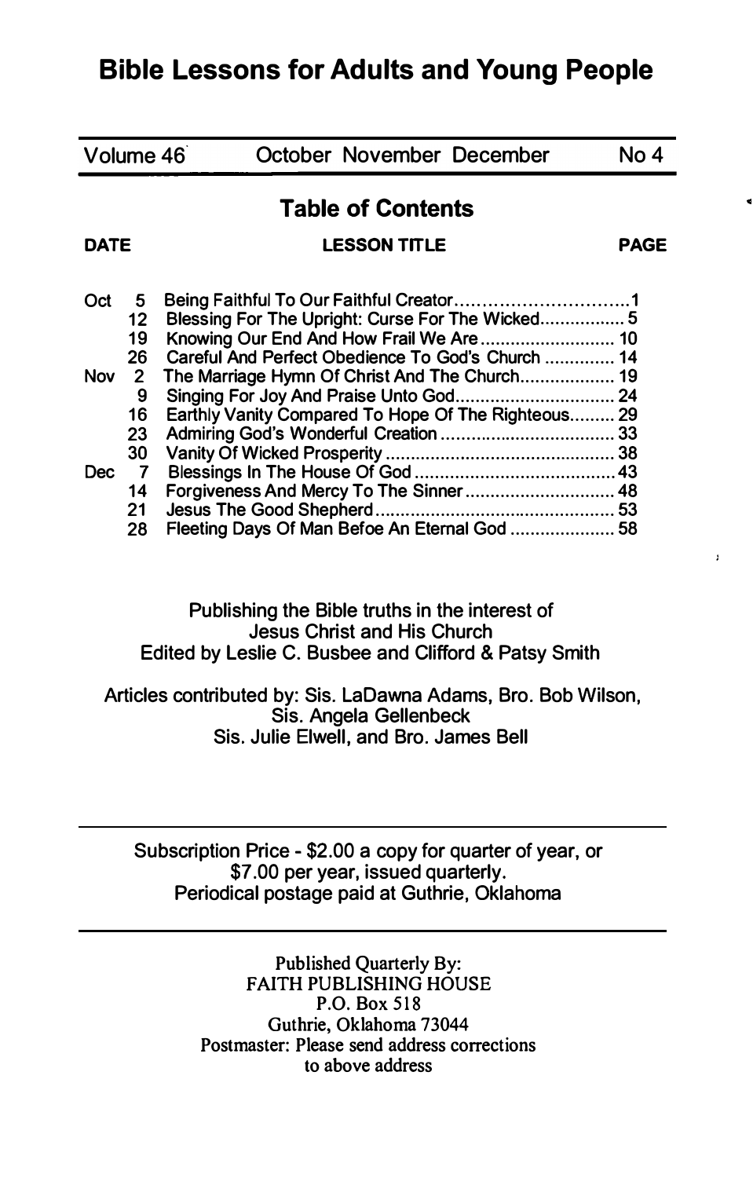# Bible Lessons for Adults and Young People

| Volume 46 | October November December | No 4 |
|---|---|---|

## Table of Contents

| DATE | | LESSON TITLE | PAGE |
|---|---|---|---|
| Oct | 5 | Being Faithful To Our Faithful Creator | 1 |
| | 12 | Blessing For The Upright: Curse For The Wicked | 5 |
| | 19 | Knowing Our End And How Frail We Are | 10 |
| | 26 | Careful And Perfect Obedience To God's Church | 14 |
| Nov | 2 | The Marriage Hymn Of Christ And The Church | 19 |
| | 9 | Singing For Joy And Praise Unto God | 24 |
| | 16 | Earthly Vanity Compared To Hope Of The Righteous | 29 |
| | 23 | Admiring God's Wonderful Creation | 33 |
| | 30 | Vanity Of Wicked Prosperity | 38 |
| Dec | 7 | Blessings In The House Of God | 43 |
| | 14 | Forgiveness And Mercy To The Sinner | 48 |
| | 21 | Jesus The Good Shepherd | 53 |
| | 28 | Fleeting Days Of Man Befoe An Eternal God | 58 |

Publishing the Bible truths in the interest of
Jesus Christ and His Church
Edited by Leslie C. Busbee and Clifford & Patsy Smith

Articles contributed by: Sis. LaDawna Adams, Bro. Bob Wilson,
Sis. Angela Gellenbeck
Sis. Julie Elwell, and Bro. James Bell

---

Subscription Price - $2.00 a copy for quarter of year, or
$7.00 per year, issued quarterly.
Periodical postage paid at Guthrie, Oklahoma

---

Published Quarterly By:
FAITH PUBLISHING HOUSE
P.O. Box 518
Guthrie, Oklahoma 73044
Postmaster: Please send address corrections
to above address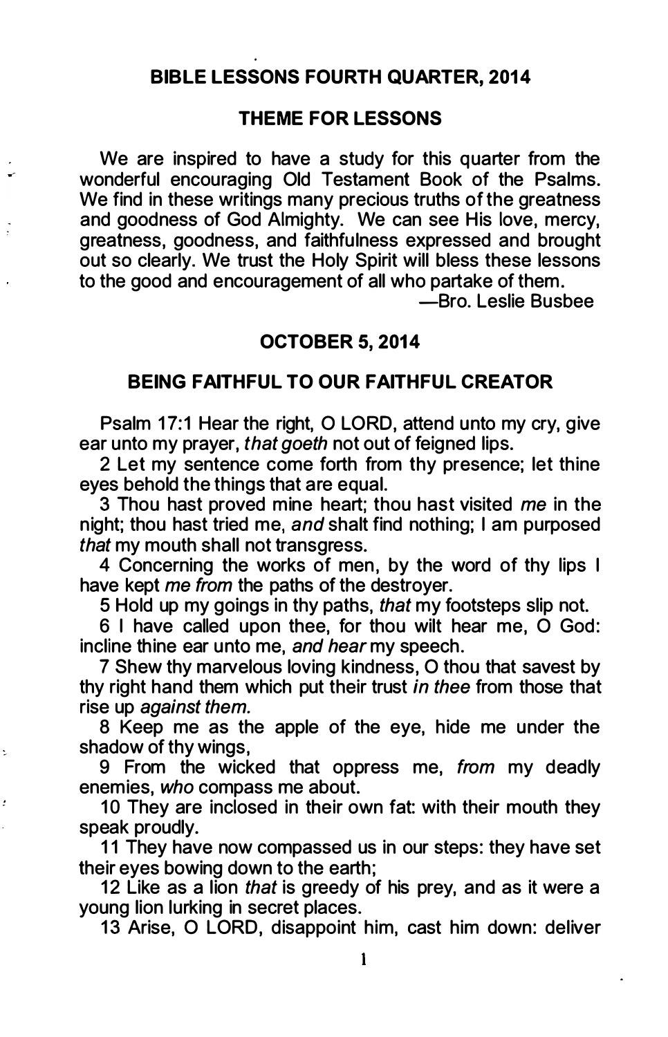## BIBLE LESSONS FOURTH QUARTER, 2014

### THEME FOR LESSONS

We are inspired to have a study for this quarter from the wonderful encouraging Old Testament Book of the Psalms. We find in these writings many precious truths of the greatness and goodness of God Almighty. We can see His love, mercy, greatness, goodness, and faithfulness expressed and brought out so clearly. We trust the Holy Spirit will bless these lessons to the good and encouragement of all who partake of them.

—Bro. Leslie Busbee

### OCTOBER 5, 2014

### BEING FAITHFUL TO OUR FAITHFUL CREATOR

Psalm 17:1 Hear the right, O LORD, attend unto my cry, give ear unto my prayer, *that goeth* not out of feigned lips.

2 Let my sentence come forth from thy presence; let thine eyes behold the things that are equal.

3 Thou hast proved mine heart; thou hast visited *me* in the night; thou hast tried me, *and* shalt find nothing; I am purposed *that* my mouth shall not transgress.

4 Concerning the works of men, by the word of thy lips I have kept *me from* the paths of the destroyer.

5 Hold up my goings in thy paths, *that* my footsteps slip not.

6 I have called upon thee, for thou wilt hear me, O God: incline thine ear unto me, *and hear* my speech.

7 Shew thy marvelous loving kindness, O thou that savest by thy right hand them which put their trust *in thee* from those that rise up *against them.*

8 Keep me as the apple of the eye, hide me under the shadow of thy wings,

9 From the wicked that oppress me, *from* my deadly enemies, *who* compass me about.

10 They are inclosed in their own fat: with their mouth they speak proudly.

11 They have now compassed us in our steps: they have set their eyes bowing down to the earth;

12 Like as a lion *that* is greedy of his prey, and as it were a young lion lurking in secret places.

13 Arise, O LORD, disappoint him, cast him down: deliver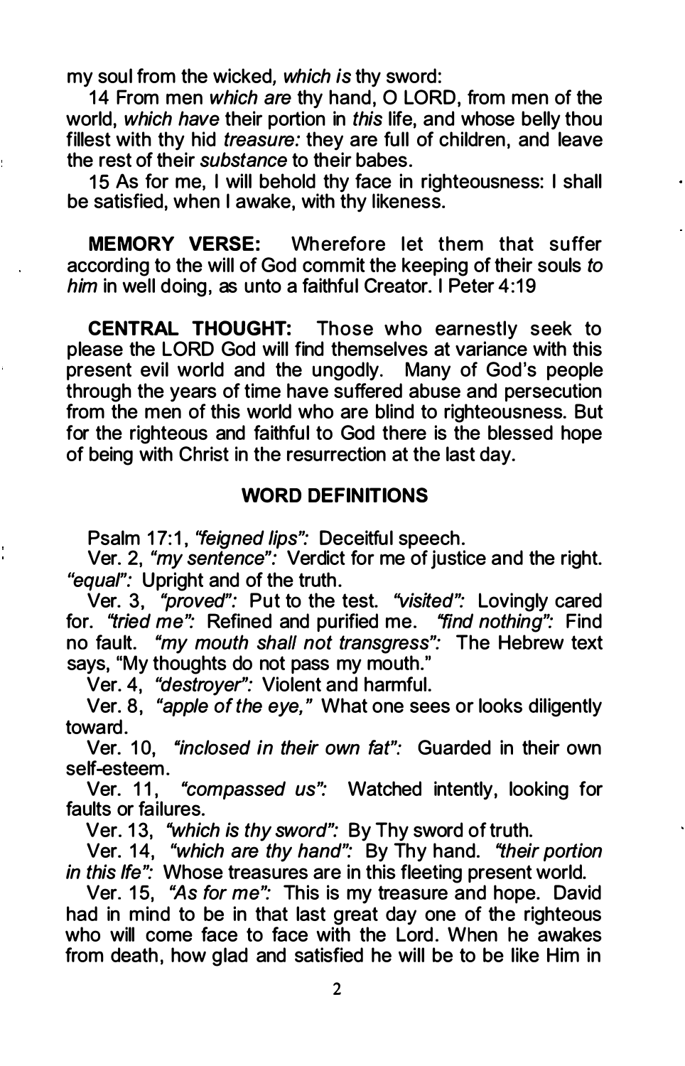my soul from the wicked, *which is* thy sword:

14 From men *which are* thy hand, O LORD, from men of the world, *which have* their portion in *this* life, and whose belly thou fillest with thy hid *treasure:* they are full of children, and leave the rest of their *substance* to their babes.

15 As for me, I will behold thy face in righteousness: I shall be satisfied, when I awake, with thy likeness.

**MEMORY VERSE:** Wherefore let them that suffer according to the will of God commit the keeping of their souls *to him* in well doing, as unto a faithful Creator. I Peter 4:19

**CENTRAL THOUGHT:** Those who earnestly seek to please the LORD God will find themselves at variance with this present evil world and the ungodly. Many of God's people through the years of time have suffered abuse and persecution from the men of this world who are blind to righteousness. But for the righteous and faithful to God there is the blessed hope of being with Christ in the resurrection at the last day.

## WORD DEFINITIONS

Psalm 17:1, *"feigned lips":* Deceitful speech.

Ver. 2, *"my sentence":* Verdict for me of justice and the right. *"equal":* Upright and of the truth.

Ver. 3, *"proved":* Put to the test. *"visited":* Lovingly cared for. *"tried me":* Refined and purified me. *"find nothing":* Find no fault. *"my mouth shall not transgress":* The Hebrew text says, "My thoughts do not pass my mouth."

Ver. 4, *"destroyer":* Violent and harmful.

Ver. 8, *"apple of the eye,"* What one sees or looks diligently toward.

Ver. 10, *"inclosed in their own fat":* Guarded in their own self-esteem.

Ver. 11, *"compassed us":* Watched intently, looking for faults or failures.

Ver. 13, *"which is thy sword":* By Thy sword of truth.

Ver. 14, *"which are thy hand":* By Thy hand. *"their portion in this lfe":* Whose treasures are in this fleeting present world.

Ver. 15, *"As for me":* This is my treasure and hope. David had in mind to be in that last great day one of the righteous who will come face to face with the Lord. When he awakes from death, how glad and satisfied he will be to be like Him in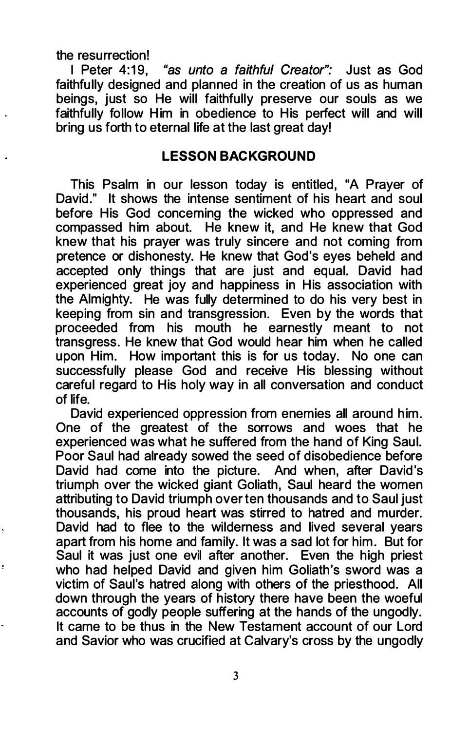the resurrection!

I Peter 4:19, *"as unto a faithful Creator":* Just as God faithfully designed and planned in the creation of us as human beings, just so He will faithfully preserve our souls as we faithfully follow Him in obedience to His perfect will and will bring us forth to eternal life at the last great day!

## LESSON BACKGROUND

This Psalm in our lesson today is entitled, "A Prayer of David." It shows the intense sentiment of his heart and soul before His God concerning the wicked who oppressed and compassed him about. He knew it, and He knew that God knew that his prayer was truly sincere and not coming from pretence or dishonesty. He knew that God's eyes beheld and accepted only things that are just and equal. David had experienced great joy and happiness in His association with the Almighty. He was fully determined to do his very best in keeping from sin and transgression. Even by the words that proceeded from his mouth he earnestly meant to not transgress. He knew that God would hear him when he called upon Him. How important this is for us today. No one can successfully please God and receive His blessing without careful regard to His holy way in all conversation and conduct of life.

David experienced oppression from enemies all around him. One of the greatest of the sorrows and woes that he experienced was what he suffered from the hand of King Saul. Poor Saul had already sowed the seed of disobedience before David had come into the picture. And when, after David's triumph over the wicked giant Goliath, Saul heard the women attributing to David triumph over ten thousands and to Saul just thousands, his proud heart was stirred to hatred and murder. David had to flee to the wilderness and lived several years apart from his home and family. It was a sad lot for him. But for Saul it was just one evil after another. Even the high priest who had helped David and given him Goliath's sword was a victim of Saul's hatred along with others of the priesthood. All down through the years of history there have been the woeful accounts of godly people suffering at the hands of the ungodly. It came to be thus in the New Testament account of our Lord and Savior who was crucified at Calvary's cross by the ungodly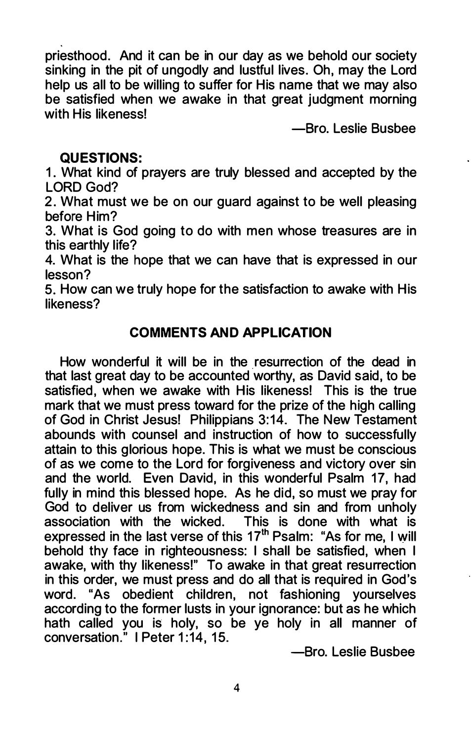priesthood. And it can be in our day as we behold our society sinking in the pit of ungodly and lustful lives. Oh, may the Lord help us all to be willing to suffer for His name that we may also be satisfied when we awake in that great judgment morning with His likeness!

—Bro. Leslie Busbee

**QUESTIONS:**

1. What kind of prayers are truly blessed and accepted by the LORD God?
2. What must we be on our guard against to be well pleasing before Him?
3. What is God going to do with men whose treasures are in this earthly life?
4. What is the hope that we can have that is expressed in our lesson?
5. How can we truly hope for the satisfaction to awake with His likeness?

## COMMENTS AND APPLICATION

How wonderful it will be in the resurrection of the dead in that last great day to be accounted worthy, as David said, to be satisfied, when we awake with His likeness! This is the true mark that we must press toward for the prize of the high calling of God in Christ Jesus! Philippians 3:14. The New Testament abounds with counsel and instruction of how to successfully attain to this glorious hope. This is what we must be conscious of as we come to the Lord for forgiveness and victory over sin and the world. Even David, in this wonderful Psalm 17, had fully in mind this blessed hope. As he did, so must we pray for God to deliver us from wickedness and sin and from unholy association with the wicked. This is done with what is expressed in the last verse of this 17th Psalm: "As for me, I will behold thy face in righteousness: I shall be satisfied, when I awake, with thy likeness!" To awake in that great resurrection in this order, we must press and do all that is required in God's word. "As obedient children, not fashioning yourselves according to the former lusts in your ignorance: but as he which hath called you is holy, so be ye holy in all manner of conversation." I Peter 1:14, 15.

—Bro. Leslie Busbee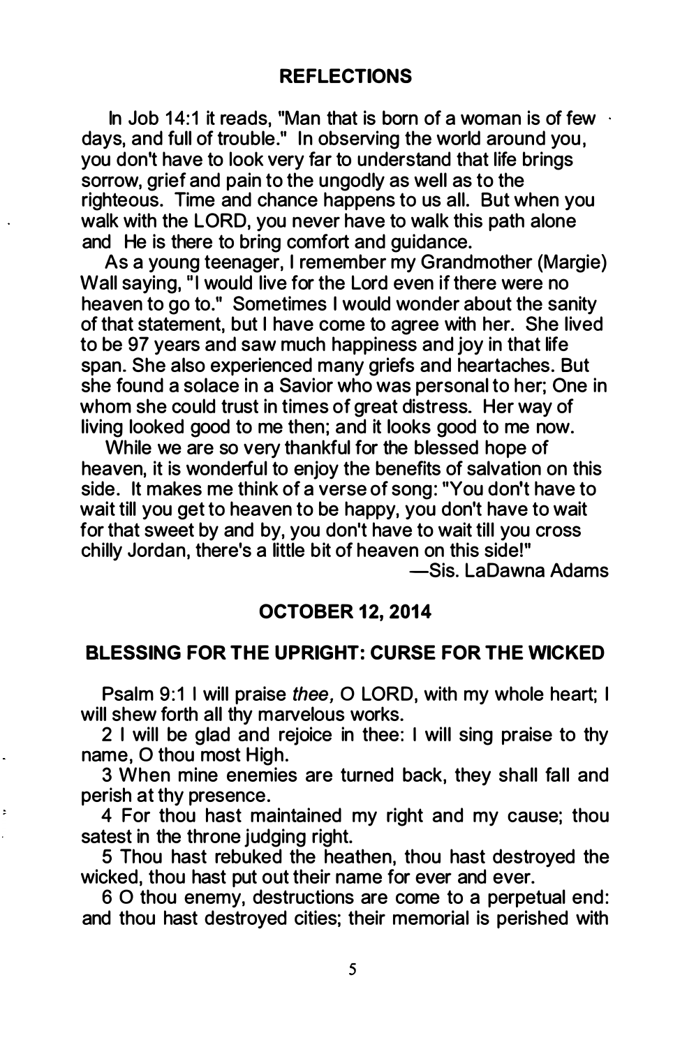## REFLECTIONS

In Job 14:1 it reads, "Man that is born of a woman is of few days, and full of trouble." In observing the world around you, you don't have to look very far to understand that life brings sorrow, grief and pain to the ungodly as well as to the righteous. Time and chance happens to us all. But when you walk with the LORD, you never have to walk this path alone and He is there to bring comfort and guidance.

As a young teenager, I remember my Grandmother (Margie) Wall saying, "I would live for the Lord even if there were no heaven to go to." Sometimes I would wonder about the sanity of that statement, but I have come to agree with her. She lived to be 97 years and saw much happiness and joy in that life span. She also experienced many griefs and heartaches. But she found a solace in a Savior who was personal to her; One in whom she could trust in times of great distress. Her way of living looked good to me then; and it looks good to me now.

While we are so very thankful for the blessed hope of heaven, it is wonderful to enjoy the benefits of salvation on this side. It makes me think of a verse of song: "You don't have to wait till you get to heaven to be happy, you don't have to wait for that sweet by and by, you don't have to wait till you cross chilly Jordan, there's a little bit of heaven on this side!"

—Sis. LaDawna Adams

## OCTOBER 12, 2014

## BLESSING FOR THE UPRIGHT: CURSE FOR THE WICKED

Psalm 9:1 I will praise *thee,* O LORD, with my whole heart; I will shew forth all thy marvelous works.

2 I will be glad and rejoice in thee: I will sing praise to thy name, O thou most High.

3 When mine enemies are turned back, they shall fall and perish at thy presence.

4 For thou hast maintained my right and my cause; thou satest in the throne judging right.

5 Thou hast rebuked the heathen, thou hast destroyed the wicked, thou hast put out their name for ever and ever.

6 O thou enemy, destructions are come to a perpetual end: and thou hast destroyed cities; their memorial is perished with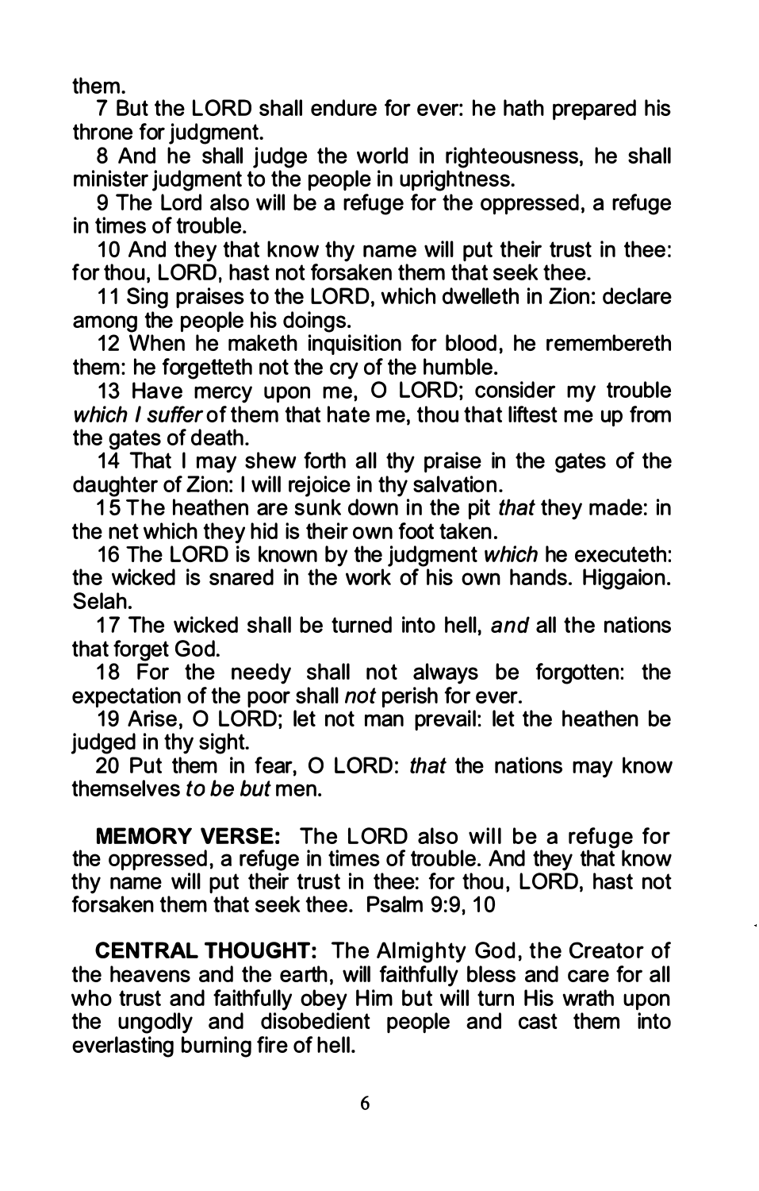them.

7 But the LORD shall endure for ever: he hath prepared his throne for judgment.

8 And he shall judge the world in righteousness, he shall minister judgment to the people in uprightness.

9 The Lord also will be a refuge for the oppressed, a refuge in times of trouble.

10 And they that know thy name will put their trust in thee: for thou, LORD, hast not forsaken them that seek thee.

11 Sing praises to the LORD, which dwelleth in Zion: declare among the people his doings.

12 When he maketh inquisition for blood, he remembereth them: he forgetteth not the cry of the humble.

13 Have mercy upon me, O LORD; consider my trouble *which I suffer* of them that hate me, thou that liftest me up from the gates of death.

14 That I may shew forth all thy praise in the gates of the daughter of Zion: I will rejoice in thy salvation.

15 The heathen are sunk down in the pit *that* they made: in the net which they hid is their own foot taken.

16 The LORD is known by the judgment *which* he executeth: the wicked is snared in the work of his own hands. Higgaion. Selah.

17 The wicked shall be turned into hell, *and* all the nations that forget God.

18 For the needy shall not always be forgotten: the expectation of the poor shall *not* perish for ever.

19 Arise, O LORD; let not man prevail: let the heathen be judged in thy sight.

20 Put them in fear, O LORD: *that* the nations may know themselves *to be but* men.

**MEMORY VERSE:** The LORD also will be a refuge for the oppressed, a refuge in times of trouble. And they that know thy name will put their trust in thee: for thou, LORD, hast not forsaken them that seek thee. Psalm 9:9, 10

**CENTRAL THOUGHT:** The Almighty God, the Creator of the heavens and the earth, will faithfully bless and care for all who trust and faithfully obey Him but will turn His wrath upon the ungodly and disobedient people and cast them into everlasting burning fire of hell.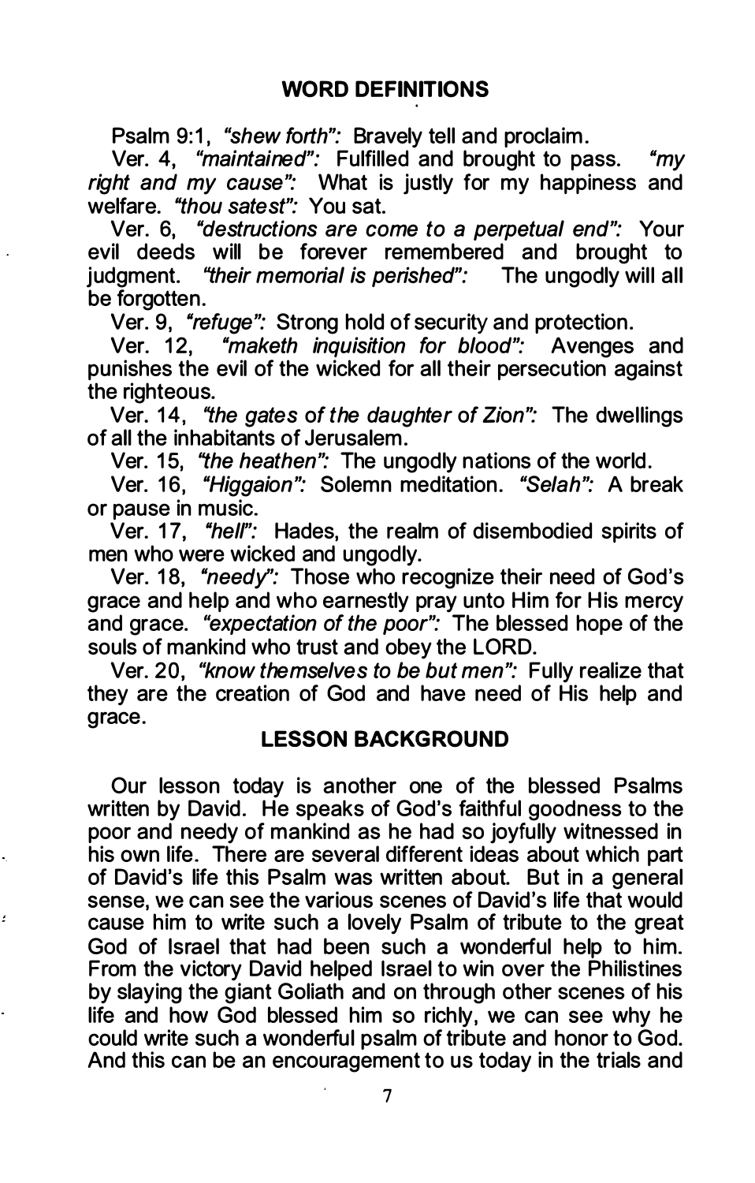## WORD DEFINITIONS

Psalm 9:1, *"shew forth":* Bravely tell and proclaim.

Ver. 4, *"maintained":* Fulfilled and brought to pass. *"my right and my cause":* What is justly for my happiness and welfare. *"thou satest":* You sat.

Ver. 6, *"destructions are come to a perpetual end":* Your evil deeds will be forever remembered and brought to judgment. *"their memorial is perished":* The ungodly will all be forgotten.

Ver. 9, *"refuge":* Strong hold of security and protection.

Ver. 12, *"maketh inquisition for blood":* Avenges and punishes the evil of the wicked for all their persecution against the righteous.

Ver. 14, *"the gates of the daughter of Zion":* The dwellings of all the inhabitants of Jerusalem.

Ver. 15, *"the heathen":* The ungodly nations of the world.

Ver. 16, *"Higgaion":* Solemn meditation. *"Selah":* A break or pause in music.

Ver. 17, *"hell":* Hades, the realm of disembodied spirits of men who were wicked and ungodly.

Ver. 18, *"needy":* Those who recognize their need of God's grace and help and who earnestly pray unto Him for His mercy and grace. *"expectation of the poor":* The blessed hope of the souls of mankind who trust and obey the LORD.

Ver. 20, *"know themselves to be but men":* Fully realize that they are the creation of God and have need of His help and grace.

## LESSON BACKGROUND

Our lesson today is another one of the blessed Psalms written by David. He speaks of God's faithful goodness to the poor and needy of mankind as he had so joyfully witnessed in his own life. There are several different ideas about which part of David's life this Psalm was written about. But in a general sense, we can see the various scenes of David's life that would cause him to write such a lovely Psalm of tribute to the great God of Israel that had been such a wonderful help to him. From the victory David helped Israel to win over the Philistines by slaying the giant Goliath and on through other scenes of his life and how God blessed him so richly, we can see why he could write such a wonderful psalm of tribute and honor to God. And this can be an encouragement to us today in the trials and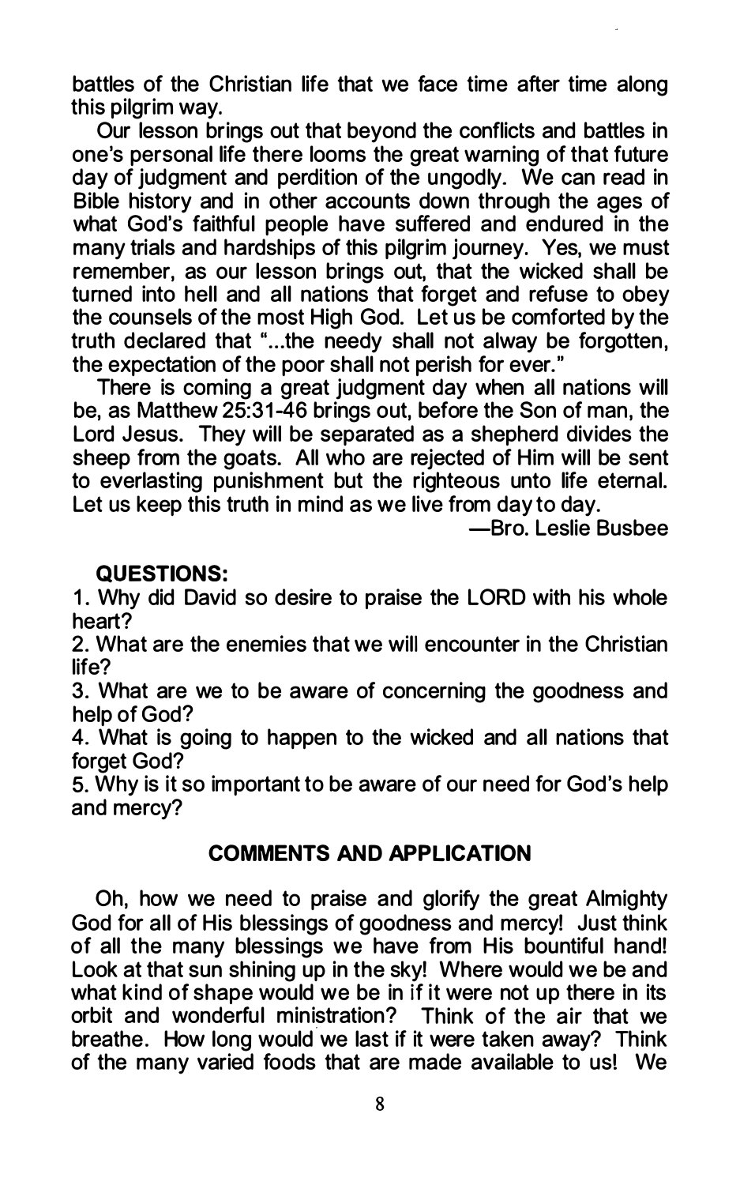battles of the Christian life that we face time after time along this pilgrim way.

Our lesson brings out that beyond the conflicts and battles in one's personal life there looms the great warning of that future day of judgment and perdition of the ungodly. We can read in Bible history and in other accounts down through the ages of what God's faithful people have suffered and endured in the many trials and hardships of this pilgrim journey. Yes, we must remember, as our lesson brings out, that the wicked shall be turned into hell and all nations that forget and refuse to obey the counsels of the most High God. Let us be comforted by the truth declared that "...the needy shall not alway be forgotten, the expectation of the poor shall not perish for ever."

There is coming a great judgment day when all nations will be, as Matthew 25:31-46 brings out, before the Son of man, the Lord Jesus. They will be separated as a shepherd divides the sheep from the goats. All who are rejected of Him will be sent to everlasting punishment but the righteous unto life eternal. Let us keep this truth in mind as we live from day to day.

—Bro. Leslie Busbee

**QUESTIONS:**

1. Why did David so desire to praise the LORD with his whole heart?
2. What are the enemies that we will encounter in the Christian life?
3. What are we to be aware of concerning the goodness and help of God?
4. What is going to happen to the wicked and all nations that forget God?
5. Why is it so important to be aware of our need for God's help and mercy?

## COMMENTS AND APPLICATION

Oh, how we need to praise and glorify the great Almighty God for all of His blessings of goodness and mercy! Just think of all the many blessings we have from His bountiful hand! Look at that sun shining up in the sky! Where would we be and what kind of shape would we be in if it were not up there in its orbit and wonderful ministration? Think of the air that we breathe. How long would we last if it were taken away? Think of the many varied foods that are made available to us! We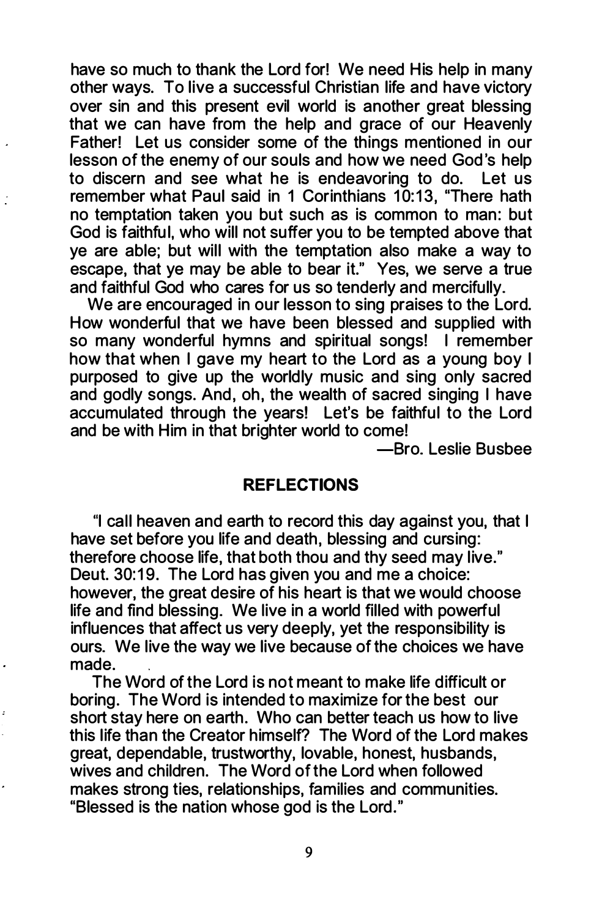have so much to thank the Lord for! We need His help in many other ways. To live a successful Christian life and have victory over sin and this present evil world is another great blessing that we can have from the help and grace of our Heavenly Father! Let us consider some of the things mentioned in our lesson of the enemy of our souls and how we need God's help to discern and see what he is endeavoring to do. Let us remember what Paul said in 1 Corinthians 10:13, "There hath no temptation taken you but such as is common to man: but God is faithful, who will not suffer you to be tempted above that ye are able; but will with the temptation also make a way to escape, that ye may be able to bear it." Yes, we serve a true and faithful God who cares for us so tenderly and mercifully.

We are encouraged in our lesson to sing praises to the Lord. How wonderful that we have been blessed and supplied with so many wonderful hymns and spiritual songs! I remember how that when I gave my heart to the Lord as a young boy I purposed to give up the worldly music and sing only sacred and godly songs. And, oh, the wealth of sacred singing I have accumulated through the years! Let's be faithful to the Lord and be with Him in that brighter world to come!

—Bro. Leslie Busbee

## REFLECTIONS

"I call heaven and earth to record this day against you, that I have set before you life and death, blessing and cursing: therefore choose life, that both thou and thy seed may live." Deut. 30:19. The Lord has given you and me a choice: however, the great desire of his heart is that we would choose life and find blessing. We live in a world filled with powerful influences that affect us very deeply, yet the responsibility is ours. We live the way we live because of the choices we have made.

The Word of the Lord is not meant to make life difficult or boring. The Word is intended to maximize for the best our short stay here on earth. Who can better teach us how to live this life than the Creator himself? The Word of the Lord makes great, dependable, trustworthy, lovable, honest, husbands, wives and children. The Word of the Lord when followed makes strong ties, relationships, families and communities. "Blessed is the nation whose god is the Lord."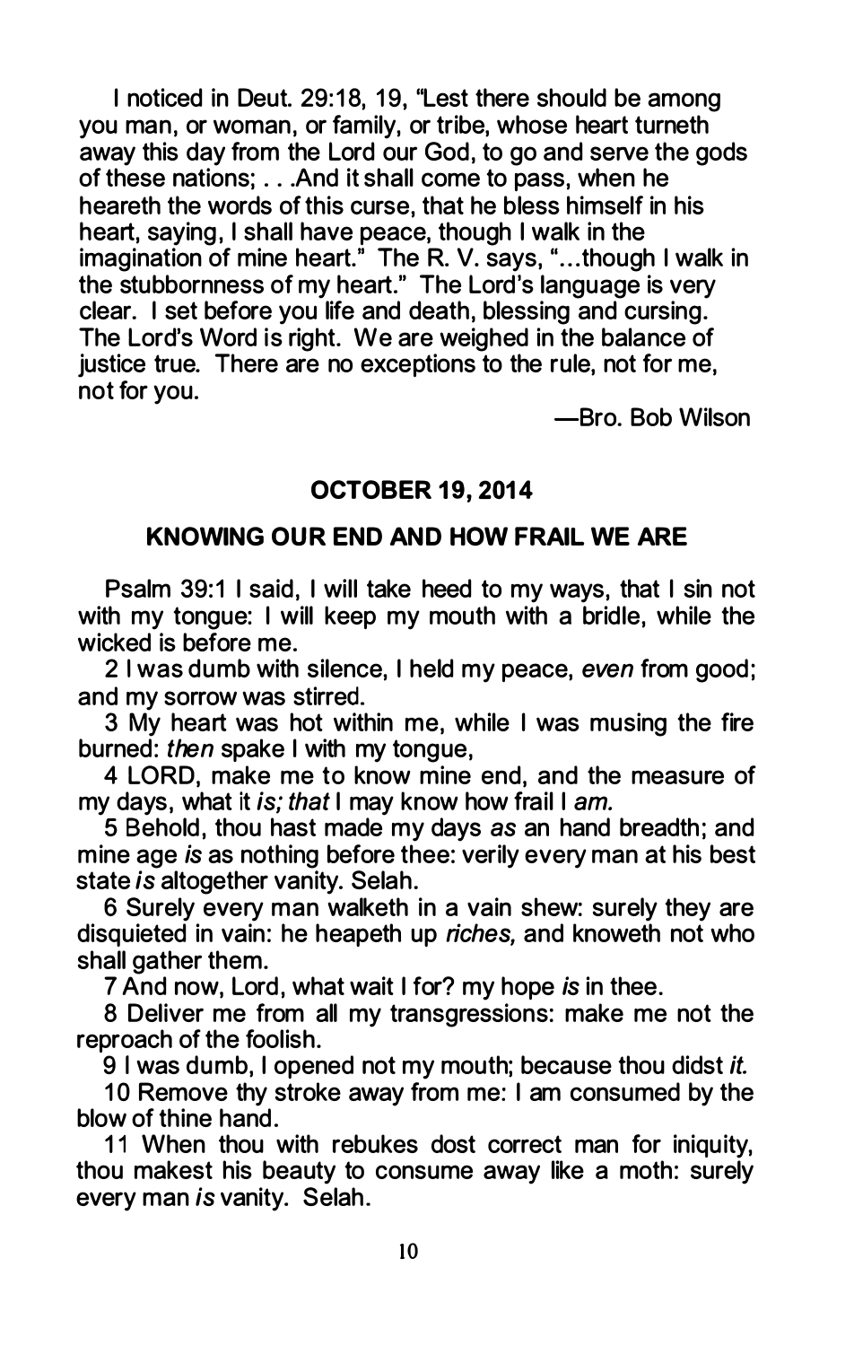I noticed in Deut. 29:18, 19, "Lest there should be among you man, or woman, or family, or tribe, whose heart turneth away this day from the Lord our God, to go and serve the gods of these nations; . . .And it shall come to pass, when he heareth the words of this curse, that he bless himself in his heart, saying, I shall have peace, though I walk in the imagination of mine heart." The R. V. says, "…though I walk in the stubbornness of my heart." The Lord's language is very clear. I set before you life and death, blessing and cursing. The Lord's Word is right. We are weighed in the balance of justice true. There are no exceptions to the rule, not for me, not for you.

—Bro. Bob Wilson

## OCTOBER 19, 2014

## KNOWING OUR END AND HOW FRAIL WE ARE

Psalm 39:1 I said, I will take heed to my ways, that I sin not with my tongue: I will keep my mouth with a bridle, while the wicked is before me.

2 I was dumb with silence, I held my peace, *even* from good; and my sorrow was stirred.

3 My heart was hot within me, while I was musing the fire burned: *then* spake I with my tongue,

4 LORD, make me to know mine end, and the measure of my days, what it *is; that* I may know how frail I *am.*

5 Behold, thou hast made my days *as* an hand breadth; and mine age *is* as nothing before thee: verily every man at his best state *is* altogether vanity. Selah.

6 Surely every man walketh in a vain shew: surely they are disquieted in vain: he heapeth up *riches,* and knoweth not who shall gather them.

7 And now, Lord, what wait I for? my hope *is* in thee.

8 Deliver me from all my transgressions: make me not the reproach of the foolish.

9 I was dumb, I opened not my mouth; because thou didst *it.*

10 Remove thy stroke away from me: I am consumed by the blow of thine hand.

11 When thou with rebukes dost correct man for iniquity, thou makest his beauty to consume away like a moth: surely every man *is* vanity. Selah.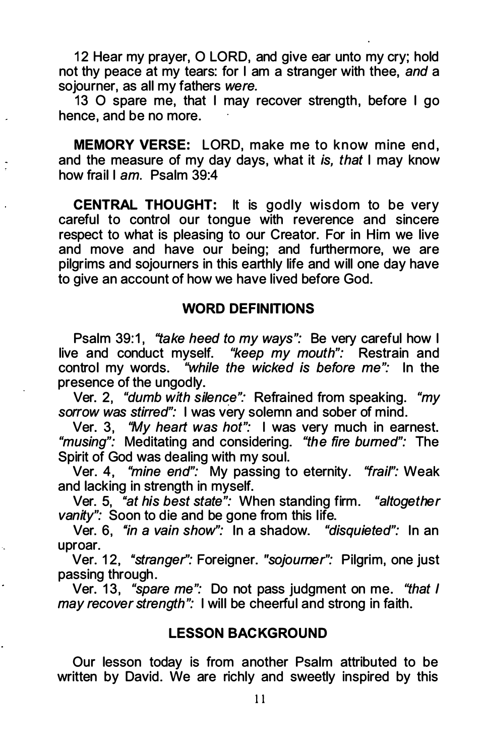12 Hear my prayer, O LORD, and give ear unto my cry; hold not thy peace at my tears: for I am a stranger with thee, *and* a sojourner, as all my fathers *were.*

13 O spare me, that I may recover strength, before I go hence, and be no more.

**MEMORY VERSE:** LORD, make me to know mine end, and the measure of my day days, what it *is, that* I may know how frail I *am.* Psalm 39:4

**CENTRAL THOUGHT:** It is godly wisdom to be very careful to control our tongue with reverence and sincere respect to what is pleasing to our Creator. For in Him we live and move and have our being; and furthermore, we are pilgrims and sojourners in this earthly life and will one day have to give an account of how we have lived before God.

## WORD DEFINITIONS

Psalm 39:1, *"take heed to my ways":* Be very careful how I live and conduct myself. *"keep my mouth":* Restrain and control my words. *"while the wicked is before me":* In the presence of the ungodly.

Ver. 2, *"dumb with silence":* Refrained from speaking. *"my sorrow was stirred":* I was very solemn and sober of mind.

Ver. 3, *"My heart was hot":* I was very much in earnest. *"musing":* Meditating and considering. *"the fire burned":* The Spirit of God was dealing with my soul.

Ver. 4, *"mine end":* My passing to eternity. *"frail":* Weak and lacking in strength in myself.

Ver. 5, *"at his best state":* When standing firm. *"altogether vanity":* Soon to die and be gone from this life.

Ver. 6, *"in a vain show":* In a shadow. *"disquieted":* In an uproar.

Ver. 12, *"stranger":* Foreigner. *"sojourner":* Pilgrim, one just passing through.

Ver. 13, *"spare me":* Do not pass judgment on me. *"that I may recover strength":* I will be cheerful and strong in faith.

## LESSON BACKGROUND

Our lesson today is from another Psalm attributed to be written by David. We are richly and sweetly inspired by this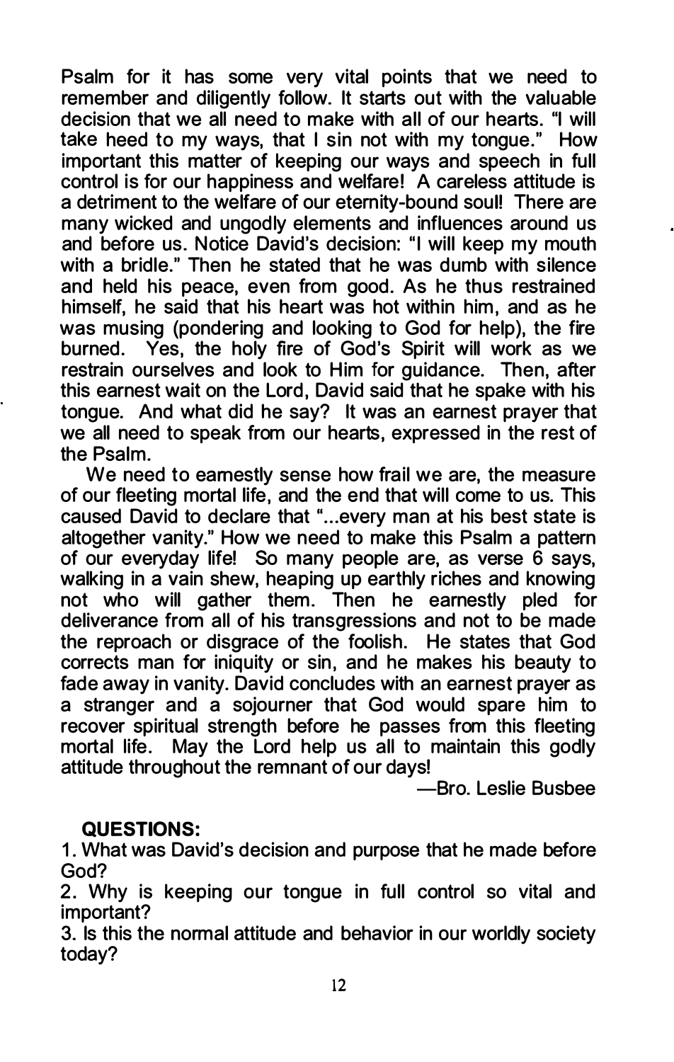Psalm for it has some very vital points that we need to remember and diligently follow. It starts out with the valuable decision that we all need to make with all of our hearts. "I will take heed to my ways, that I sin not with my tongue." How important this matter of keeping our ways and speech in full control is for our happiness and welfare! A careless attitude is a detriment to the welfare of our eternity-bound soul! There are many wicked and ungodly elements and influences around us and before us. Notice David's decision: "I will keep my mouth with a bridle." Then he stated that he was dumb with silence and held his peace, even from good. As he thus restrained himself, he said that his heart was hot within him, and as he was musing (pondering and looking to God for help), the fire burned. Yes, the holy fire of God's Spirit will work as we restrain ourselves and look to Him for guidance. Then, after this earnest wait on the Lord, David said that he spake with his tongue. And what did he say? It was an earnest prayer that we all need to speak from our hearts, expressed in the rest of the Psalm.

We need to earnestly sense how frail we are, the measure of our fleeting mortal life, and the end that will come to us. This caused David to declare that "...every man at his best state is altogether vanity." How we need to make this Psalm a pattern of our everyday life! So many people are, as verse 6 says, walking in a vain shew, heaping up earthly riches and knowing not who will gather them. Then he earnestly pled for deliverance from all of his transgressions and not to be made the reproach or disgrace of the foolish. He states that God corrects man for iniquity or sin, and he makes his beauty to fade away in vanity. David concludes with an earnest prayer as a stranger and a sojourner that God would spare him to recover spiritual strength before he passes from this fleeting mortal life. May the Lord help us all to maintain this godly attitude throughout the remnant of our days!

—Bro. Leslie Busbee

**QUESTIONS:**

1. What was David's decision and purpose that he made before God?
2. Why is keeping our tongue in full control so vital and important?
3. Is this the normal attitude and behavior in our worldly society today?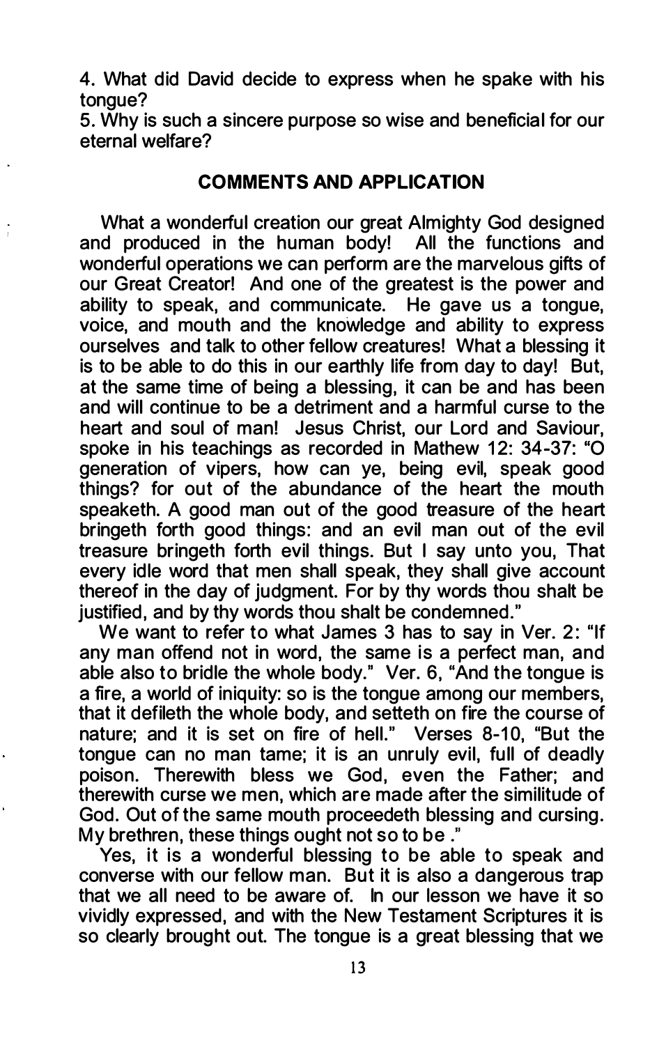4. What did David decide to express when he spake with his tongue?

5. Why is such a sincere purpose so wise and beneficial for our eternal welfare?

## COMMENTS AND APPLICATION

What a wonderful creation our great Almighty God designed and produced in the human body! All the functions and wonderful operations we can perform are the marvelous gifts of our Great Creator! And one of the greatest is the power and ability to speak, and communicate. He gave us a tongue, voice, and mouth and the knowledge and ability to express ourselves and talk to other fellow creatures! What a blessing it is to be able to do this in our earthly life from day to day! But, at the same time of being a blessing, it can be and has been and will continue to be a detriment and a harmful curse to the heart and soul of man! Jesus Christ, our Lord and Saviour, spoke in his teachings as recorded in Mathew 12: 34-37: "O generation of vipers, how can ye, being evil, speak good things? for out of the abundance of the heart the mouth speaketh. A good man out of the good treasure of the heart bringeth forth good things: and an evil man out of the evil treasure bringeth forth evil things. But I say unto you, That every idle word that men shall speak, they shall give account thereof in the day of judgment. For by thy words thou shalt be justified, and by thy words thou shalt be condemned."

We want to refer to what James 3 has to say in Ver. 2: "If any man offend not in word, the same is a perfect man, and able also to bridle the whole body." Ver. 6, "And the tongue is a fire, a world of iniquity: so is the tongue among our members, that it defileth the whole body, and setteth on fire the course of nature; and it is set on fire of hell." Verses 8-10, "But the tongue can no man tame; it is an unruly evil, full of deadly poison. Therewith bless we God, even the Father; and therewith curse we men, which are made after the similitude of God. Out of the same mouth proceedeth blessing and cursing. My brethren, these things ought not so to be ."

Yes, it is a wonderful blessing to be able to speak and converse with our fellow man. But it is also a dangerous trap that we all need to be aware of. In our lesson we have it so vividly expressed, and with the New Testament Scriptures it is so clearly brought out. The tongue is a great blessing that we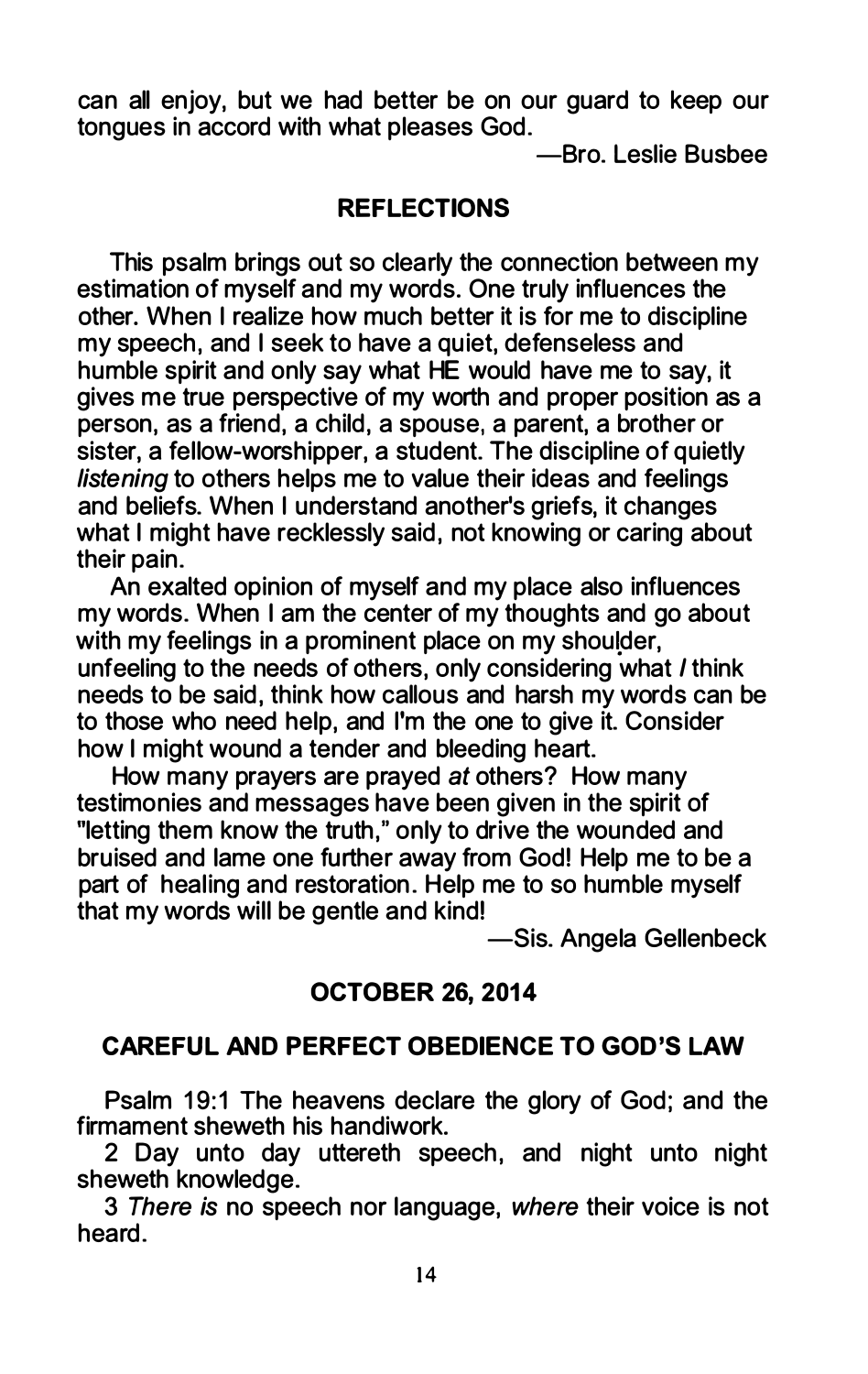can all enjoy, but we had better be on our guard to keep our tongues in accord with what pleases God.

—Bro. Leslie Busbee

## REFLECTIONS

This psalm brings out so clearly the connection between my estimation of myself and my words. One truly influences the other. When I realize how much better it is for me to discipline my speech, and I seek to have a quiet, defenseless and humble spirit and only say what HE would have me to say, it gives me true perspective of my worth and proper position as a person, as a friend, a child, a spouse, a parent, a brother or sister, a fellow-worshipper, a student. The discipline of quietly *listening* to others helps me to value their ideas and feelings and beliefs. When I understand another's griefs, it changes what I might have recklessly said, not knowing or caring about their pain.

An exalted opinion of myself and my place also influences my words. When I am the center of my thoughts and go about with my feelings in a prominent place on my shoulder, unfeeling to the needs of others, only considering what *I* think needs to be said, think how callous and harsh my words can be to those who need help, and I'm the one to give it. Consider how I might wound a tender and bleeding heart.

How many prayers are prayed *at* others? How many testimonies and messages have been given in the spirit of "letting them know the truth," only to drive the wounded and bruised and lame one further away from God! Help me to be a part of healing and restoration. Help me to so humble myself that my words will be gentle and kind!

—Sis. Angela Gellenbeck

## OCTOBER 26, 2014

## CAREFUL AND PERFECT OBEDIENCE TO GOD'S LAW

Psalm 19:1 The heavens declare the glory of God; and the firmament sheweth his handiwork.

2 Day unto day uttereth speech, and night unto night sheweth knowledge.

3 *There is* no speech nor language, *where* their voice is not heard.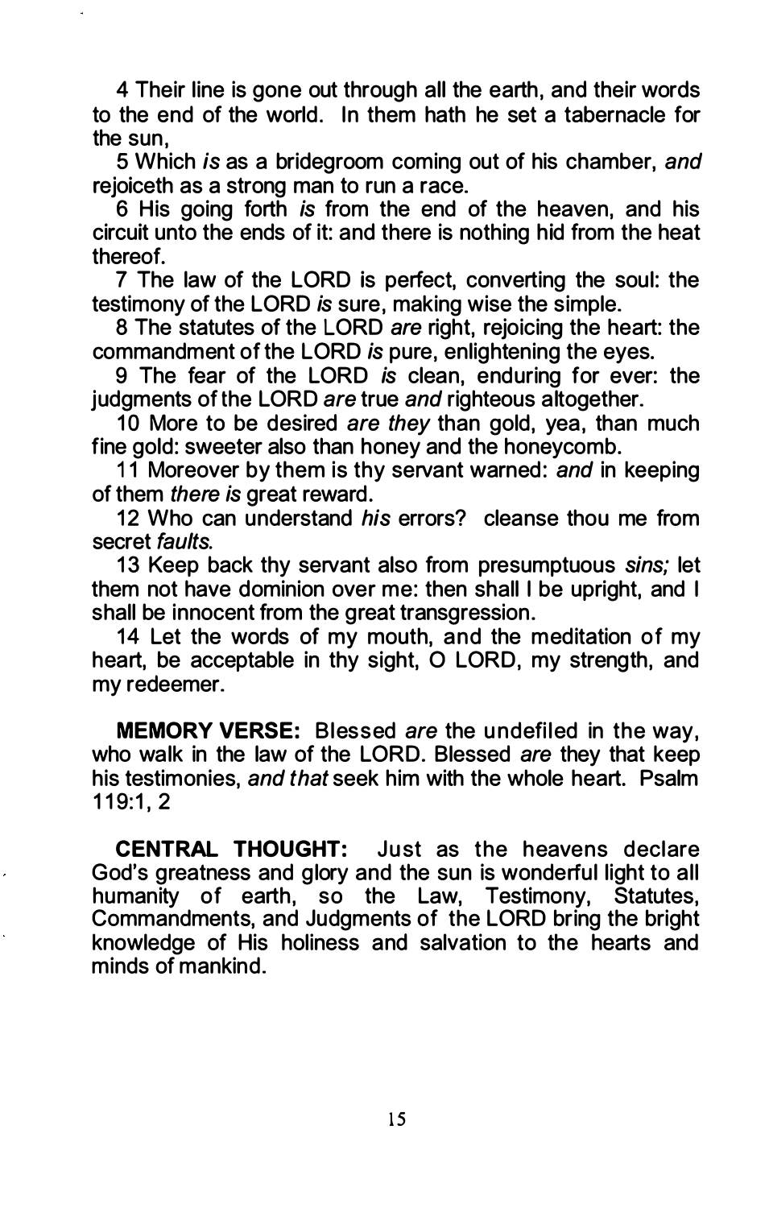4 Their line is gone out through all the earth, and their words to the end of the world. In them hath he set a tabernacle for the sun,

5 Which *is* as a bridegroom coming out of his chamber, *and* rejoiceth as a strong man to run a race.

6 His going forth *is* from the end of the heaven, and his circuit unto the ends of it: and there is nothing hid from the heat thereof.

7 The law of the LORD is perfect, converting the soul: the testimony of the LORD *is* sure, making wise the simple.

8 The statutes of the LORD *are* right, rejoicing the heart: the commandment of the LORD *is* pure, enlightening the eyes.

9 The fear of the LORD *is* clean, enduring for ever: the judgments of the LORD *are* true *and* righteous altogether.

10 More to be desired *are they* than gold, yea, than much fine gold: sweeter also than honey and the honeycomb.

11 Moreover by them is thy servant warned: *and* in keeping of them *there is* great reward.

12 Who can understand *his* errors? cleanse thou me from secret *faults.*

13 Keep back thy servant also from presumptuous *sins;* let them not have dominion over me: then shall I be upright, and I shall be innocent from the great transgression.

14 Let the words of my mouth, and the meditation of my heart, be acceptable in thy sight, O LORD, my strength, and my redeemer.

**MEMORY VERSE:** Blessed *are* the undefiled in the way, who walk in the law of the LORD. Blessed *are* they that keep his testimonies, *and that* seek him with the whole heart. Psalm 119:1, 2

**CENTRAL THOUGHT:** Just as the heavens declare God's greatness and glory and the sun is wonderful light to all humanity of earth, so the Law, Testimony, Statutes, Commandments, and Judgments of the LORD bring the bright knowledge of His holiness and salvation to the hearts and minds of mankind.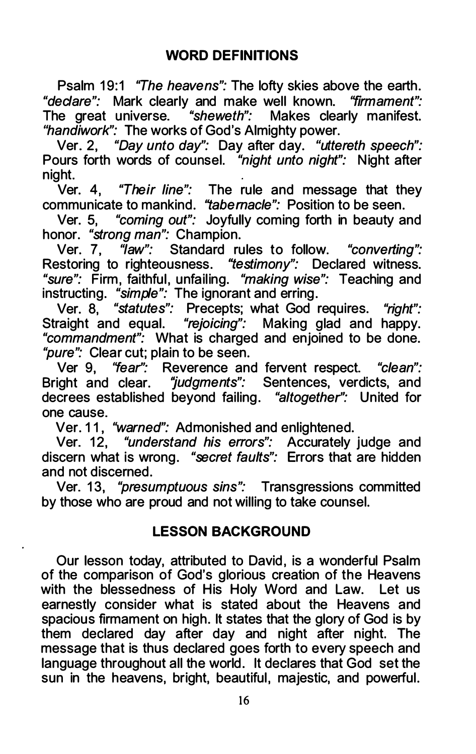## WORD DEFINITIONS

Psalm 19:1 *"The heavens":* The lofty skies above the earth. *"declare":* Mark clearly and make well known. *"firmament":* The great universe. *"sheweth":* Makes clearly manifest. *"handiwork":* The works of God's Almighty power.

Ver. 2, *"Day unto day":* Day after day. *"uttereth speech":* Pours forth words of counsel. *"night unto night":* Night after night.

Ver. 4, *"Their line":* The rule and message that they communicate to mankind. *"tabernacle":* Position to be seen.

Ver. 5, *"coming out":* Joyfully coming forth in beauty and honor. *"strong man":* Champion.

Ver. 7, *"law":* Standard rules to follow. *"converting":* Restoring to righteousness. *"testimony":* Declared witness. *"sure":* Firm, faithful, unfailing. *"making wise":* Teaching and instructing. *"simple":* The ignorant and erring.

Ver. 8, *"statutes":* Precepts; what God requires. *"right":* Straight and equal. *"rejoicing":* Making glad and happy. *"commandment":* What is charged and enjoined to be done. *"pure":* Clear cut; plain to be seen.

Ver 9, *"fear":* Reverence and fervent respect. *"clean":* Bright and clear. *"judgments":* Sentences, verdicts, and decrees established beyond failing. *"altogether":* United for one cause.

Ver. 11, *"warned":* Admonished and enlightened.

Ver. 12, *"understand his errors":* Accurately judge and discern what is wrong. *"secret faults":* Errors that are hidden and not discerned.

Ver. 13, *"presumptuous sins":* Transgressions committed by those who are proud and not willing to take counsel.

## LESSON BACKGROUND

Our lesson today, attributed to David, is a wonderful Psalm of the comparison of God's glorious creation of the Heavens with the blessedness of His Holy Word and Law. Let us earnestly consider what is stated about the Heavens and spacious firmament on high. It states that the glory of God is by them declared day after day and night after night. The message that is thus declared goes forth to every speech and language throughout all the world. It declares that God set the sun in the heavens, bright, beautiful, majestic, and powerful.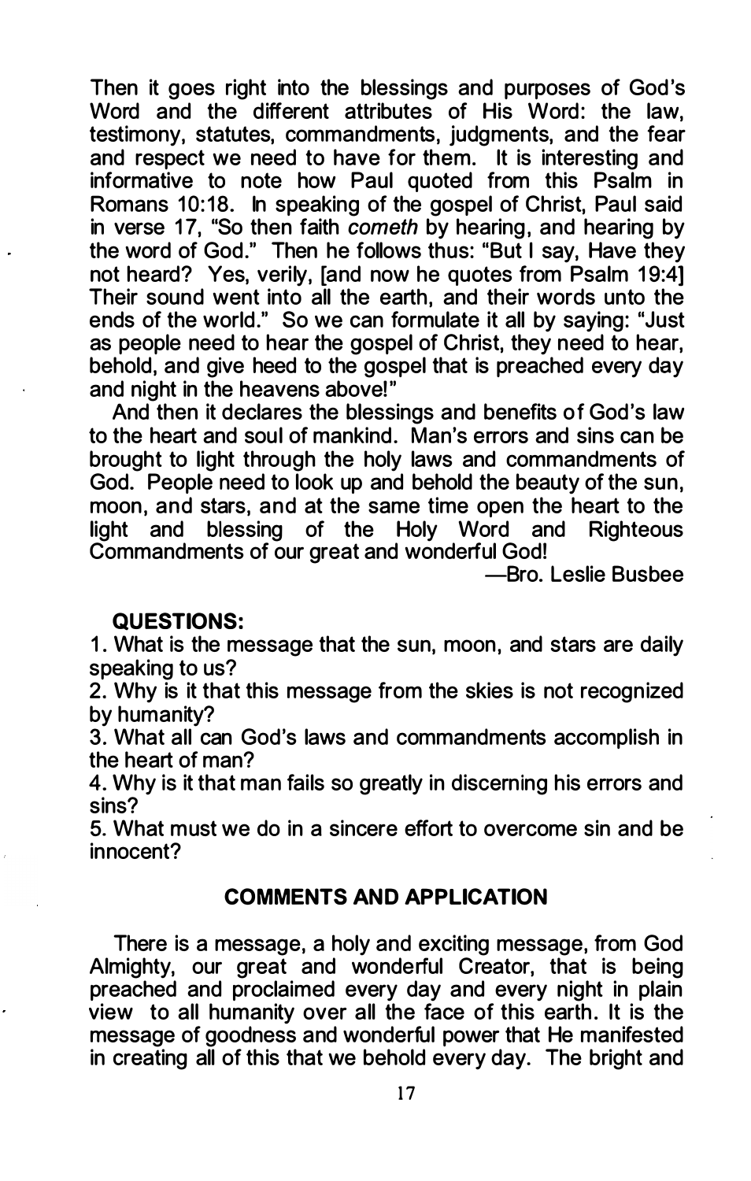Then it goes right into the blessings and purposes of God's Word and the different attributes of His Word: the law, testimony, statutes, commandments, judgments, and the fear and respect we need to have for them. It is interesting and informative to note how Paul quoted from this Psalm in Romans 10:18. In speaking of the gospel of Christ, Paul said in verse 17, "So then faith *cometh* by hearing, and hearing by the word of God." Then he follows thus: "But I say, Have they not heard? Yes, verily, [and now he quotes from Psalm 19:4] Their sound went into all the earth, and their words unto the ends of the world." So we can formulate it all by saying: "Just as people need to hear the gospel of Christ, they need to hear, behold, and give heed to the gospel that is preached every day and night in the heavens above!"

And then it declares the blessings and benefits of God's law to the heart and soul of mankind. Man's errors and sins can be brought to light through the holy laws and commandments of God. People need to look up and behold the beauty of the sun, moon, and stars, and at the same time open the heart to the light and blessing of the Holy Word and Righteous Commandments of our great and wonderful God!

—Bro. Leslie Busbee

**QUESTIONS:**

1. What is the message that the sun, moon, and stars are daily speaking to us?
2. Why is it that this message from the skies is not recognized by humanity?
3. What all can God's laws and commandments accomplish in the heart of man?
4. Why is it that man fails so greatly in discerning his errors and sins?
5. What must we do in a sincere effort to overcome sin and be innocent?

## COMMENTS AND APPLICATION

There is a message, a holy and exciting message, from God Almighty, our great and wonderful Creator, that is being preached and proclaimed every day and every night in plain view to all humanity over all the face of this earth. It is the message of goodness and wonderful power that He manifested in creating all of this that we behold every day. The bright and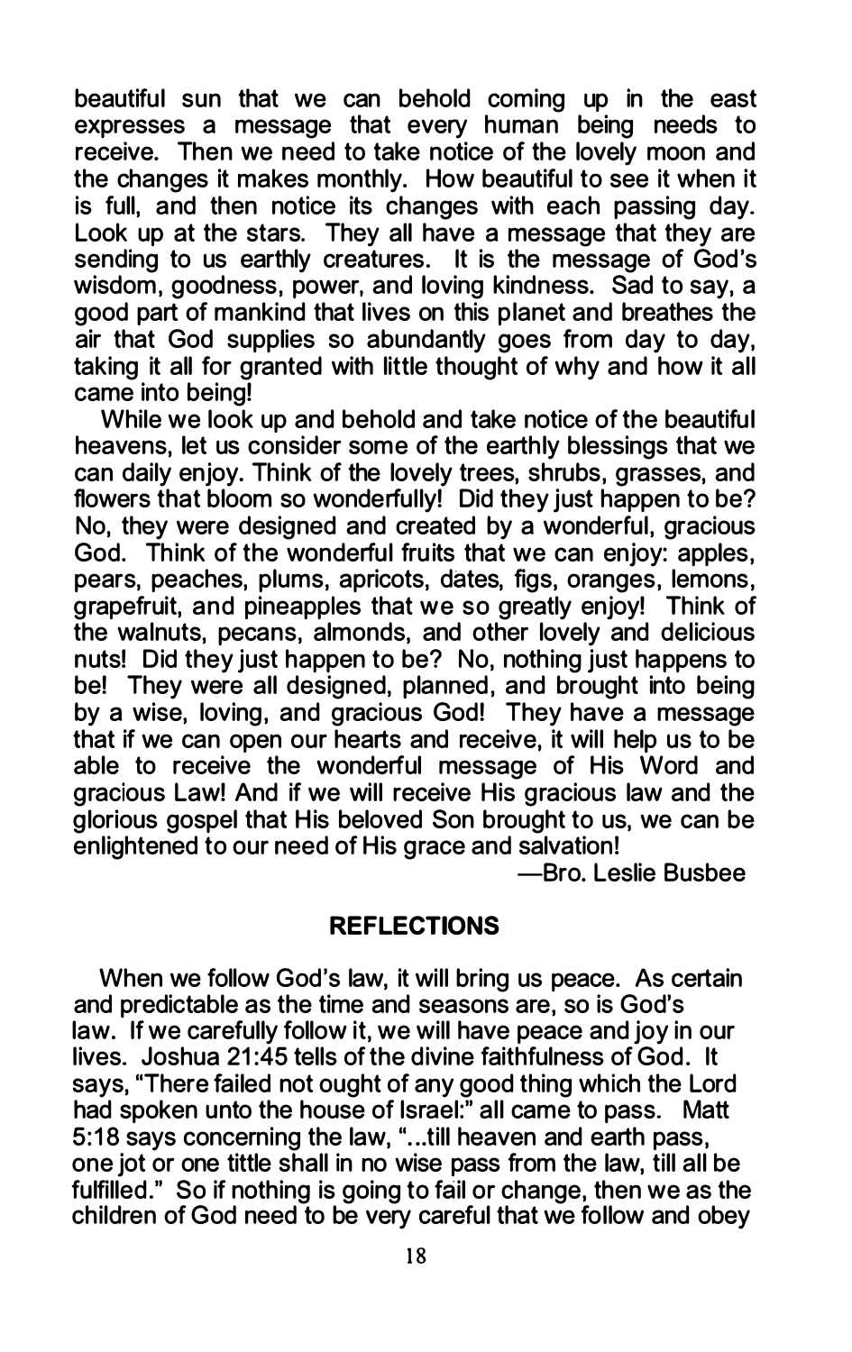beautiful sun that we can behold coming up in the east expresses a message that every human being needs to receive. Then we need to take notice of the lovely moon and the changes it makes monthly. How beautiful to see it when it is full, and then notice its changes with each passing day. Look up at the stars. They all have a message that they are sending to us earthly creatures. It is the message of God's wisdom, goodness, power, and loving kindness. Sad to say, a good part of mankind that lives on this planet and breathes the air that God supplies so abundantly goes from day to day, taking it all for granted with little thought of why and how it all came into being!

While we look up and behold and take notice of the beautiful heavens, let us consider some of the earthly blessings that we can daily enjoy. Think of the lovely trees, shrubs, grasses, and flowers that bloom so wonderfully! Did they just happen to be? No, they were designed and created by a wonderful, gracious God. Think of the wonderful fruits that we can enjoy: apples, pears, peaches, plums, apricots, dates, figs, oranges, lemons, grapefruit, and pineapples that we so greatly enjoy! Think of the walnuts, pecans, almonds, and other lovely and delicious nuts! Did they just happen to be? No, nothing just happens to be! They were all designed, planned, and brought into being by a wise, loving, and gracious God! They have a message that if we can open our hearts and receive, it will help us to be able to receive the wonderful message of His Word and gracious Law! And if we will receive His gracious law and the glorious gospel that His beloved Son brought to us, we can be enlightened to our need of His grace and salvation!

—Bro. Leslie Busbee

## REFLECTIONS

When we follow God's law, it will bring us peace. As certain and predictable as the time and seasons are, so is God's law. If we carefully follow it, we will have peace and joy in our lives. Joshua 21:45 tells of the divine faithfulness of God. It says, "There failed not ought of any good thing which the Lord had spoken unto the house of Israel:" all came to pass. Matt 5:18 says concerning the law, "...till heaven and earth pass, one jot or one tittle shall in no wise pass from the law, till all be fulfilled." So if nothing is going to fail or change, then we as the children of God need to be very careful that we follow and obey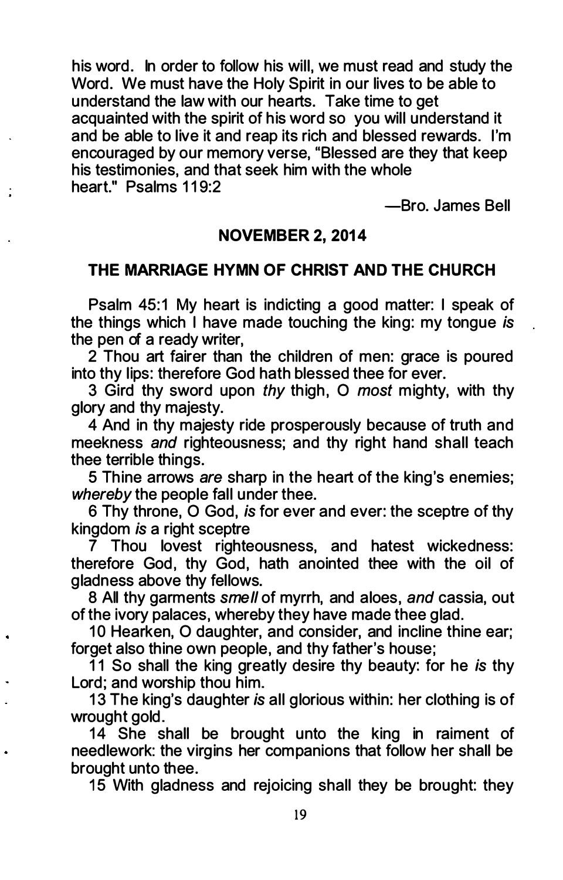his word. In order to follow his will, we must read and study the Word. We must have the Holy Spirit in our lives to be able to understand the law with our hearts. Take time to get acquainted with the spirit of his word so you will understand it and be able to live it and reap its rich and blessed rewards. I'm encouraged by our memory verse, "Blessed are they that keep his testimonies, and that seek him with the whole heart." Psalms 119:2

—Bro. James Bell

**NOVEMBER 2, 2014**

**THE MARRIAGE HYMN OF CHRIST AND THE CHURCH**

Psalm 45:1 My heart is indicting a good matter: I speak of the things which I have made touching the king: my tongue *is* the pen of a ready writer,

2 Thou art fairer than the children of men: grace is poured into thy lips: therefore God hath blessed thee for ever.

3 Gird thy sword upon *thy* thigh, O *most* mighty, with thy glory and thy majesty.

4 And in thy majesty ride prosperously because of truth and meekness *and* righteousness; and thy right hand shall teach thee terrible things.

5 Thine arrows *are* sharp in the heart of the king's enemies; *whereby* the people fall under thee.

6 Thy throne, O God, *is* for ever and ever: the sceptre of thy kingdom *is* a right sceptre

7 Thou lovest righteousness, and hatest wickedness: therefore God, thy God, hath anointed thee with the oil of gladness above thy fellows.

8 All thy garments *smell* of myrrh, and aloes, *and* cassia, out of the ivory palaces, whereby they have made thee glad.

10 Hearken, O daughter, and consider, and incline thine ear; forget also thine own people, and thy father's house;

11 So shall the king greatly desire thy beauty: for he *is* thy Lord; and worship thou him.

13 The king's daughter *is* all glorious within: her clothing is of wrought gold.

14 She shall be brought unto the king in raiment of needlework: the virgins her companions that follow her shall be brought unto thee.

15 With gladness and rejoicing shall they be brought: they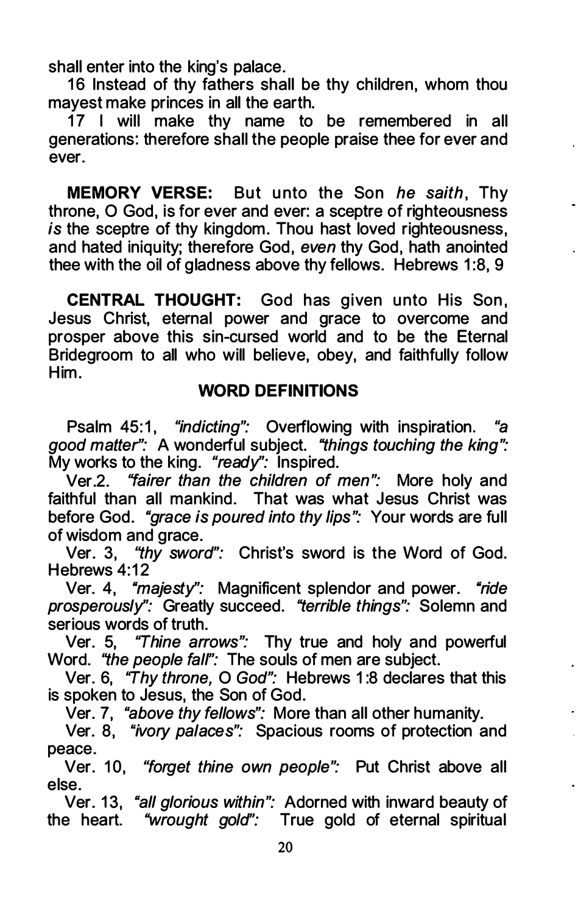shall enter into the king's palace.

16 Instead of thy fathers shall be thy children, whom thou mayest make princes in all the earth.

17 I will make thy name to be remembered in all generations: therefore shall the people praise thee for ever and ever.

**MEMORY VERSE:** But unto the Son *he saith*, Thy throne, O God, is for ever and ever: a sceptre of righteousness *is* the sceptre of thy kingdom. Thou hast loved righteousness, and hated iniquity; therefore God, *even* thy God, hath anointed thee with the oil of gladness above thy fellows. Hebrews 1:8, 9

**CENTRAL THOUGHT:** God has given unto His Son, Jesus Christ, eternal power and grace to overcome and prosper above this sin-cursed world and to be the Eternal Bridegroom to all who will believe, obey, and faithfully follow Him.

## WORD DEFINITIONS

Psalm 45:1, *"indicting":* Overflowing with inspiration. *"a good matter":* A wonderful subject. *"things touching the king":* My works to the king. *"ready":* Inspired.

Ver.2. *"fairer than the children of men":* More holy and faithful than all mankind. That was what Jesus Christ was before God. *"grace is poured into thy lips":* Your words are full of wisdom and grace.

Ver. 3, *"thy sword":* Christ's sword is the Word of God. Hebrews 4:12

Ver. 4, *"majesty":* Magnificent splendor and power. *"ride prosperously":* Greatly succeed. *"terrible things":* Solemn and serious words of truth.

Ver. 5, *"Thine arrows":* Thy true and holy and powerful Word. *"the people fall":* The souls of men are subject.

Ver. 6, *"Thy throne, O God":* Hebrews 1:8 declares that this is spoken to Jesus, the Son of God.

Ver. 7, *"above thy fellows":* More than all other humanity.

Ver. 8, *"ivory palaces":* Spacious rooms of protection and peace.

Ver. 10, *"forget thine own people":* Put Christ above all else.

Ver. 13, *"all glorious within":* Adorned with inward beauty of the heart. *"wrought gold":* True gold of eternal spiritual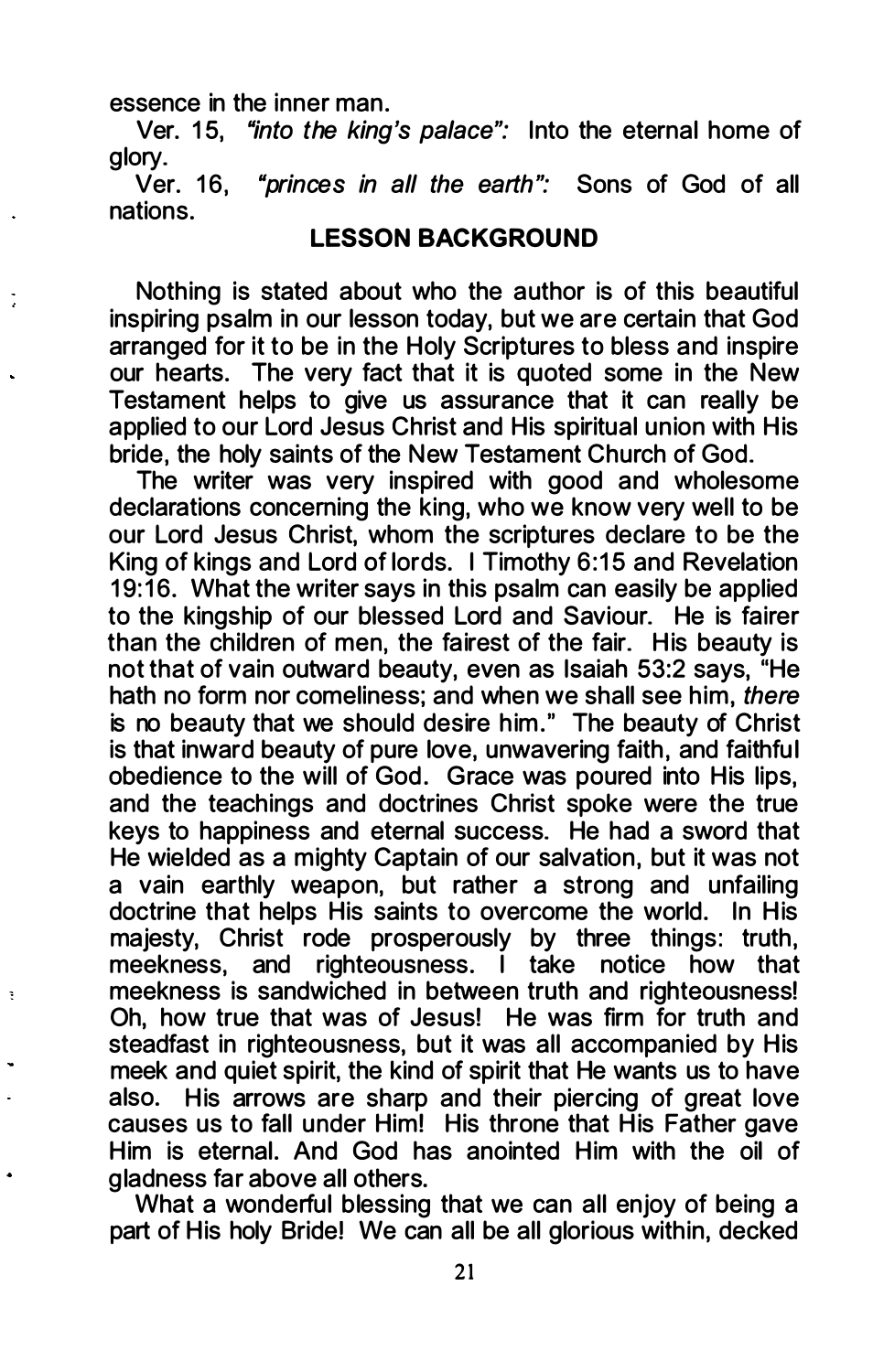essence in the inner man.

Ver. 15, *"into the king's palace":* Into the eternal home of glory.

Ver. 16, *"princes in all the earth":* Sons of God of all nations.

## LESSON BACKGROUND

Nothing is stated about who the author is of this beautiful inspiring psalm in our lesson today, but we are certain that God arranged for it to be in the Holy Scriptures to bless and inspire our hearts. The very fact that it is quoted some in the New Testament helps to give us assurance that it can really be applied to our Lord Jesus Christ and His spiritual union with His bride, the holy saints of the New Testament Church of God.

The writer was very inspired with good and wholesome declarations concerning the king, who we know very well to be our Lord Jesus Christ, whom the scriptures declare to be the King of kings and Lord of lords. I Timothy 6:15 and Revelation 19:16. What the writer says in this psalm can easily be applied to the kingship of our blessed Lord and Saviour. He is fairer than the children of men, the fairest of the fair. His beauty is not that of vain outward beauty, even as Isaiah 53:2 says, "He hath no form nor comeliness; and when we shall see him, *there* is no beauty that we should desire him." The beauty of Christ is that inward beauty of pure love, unwavering faith, and faithful obedience to the will of God. Grace was poured into His lips, and the teachings and doctrines Christ spoke were the true keys to happiness and eternal success. He had a sword that He wielded as a mighty Captain of our salvation, but it was not a vain earthly weapon, but rather a strong and unfailing doctrine that helps His saints to overcome the world. In His majesty, Christ rode prosperously by three things: truth, meekness, and righteousness. I take notice how that meekness is sandwiched in between truth and righteousness! Oh, how true that was of Jesus! He was firm for truth and steadfast in righteousness, but it was all accompanied by His meek and quiet spirit, the kind of spirit that He wants us to have also. His arrows are sharp and their piercing of great love causes us to fall under Him! His throne that His Father gave Him is eternal. And God has anointed Him with the oil of gladness far above all others.

What a wonderful blessing that we can all enjoy of being a part of His holy Bride! We can all be all glorious within, decked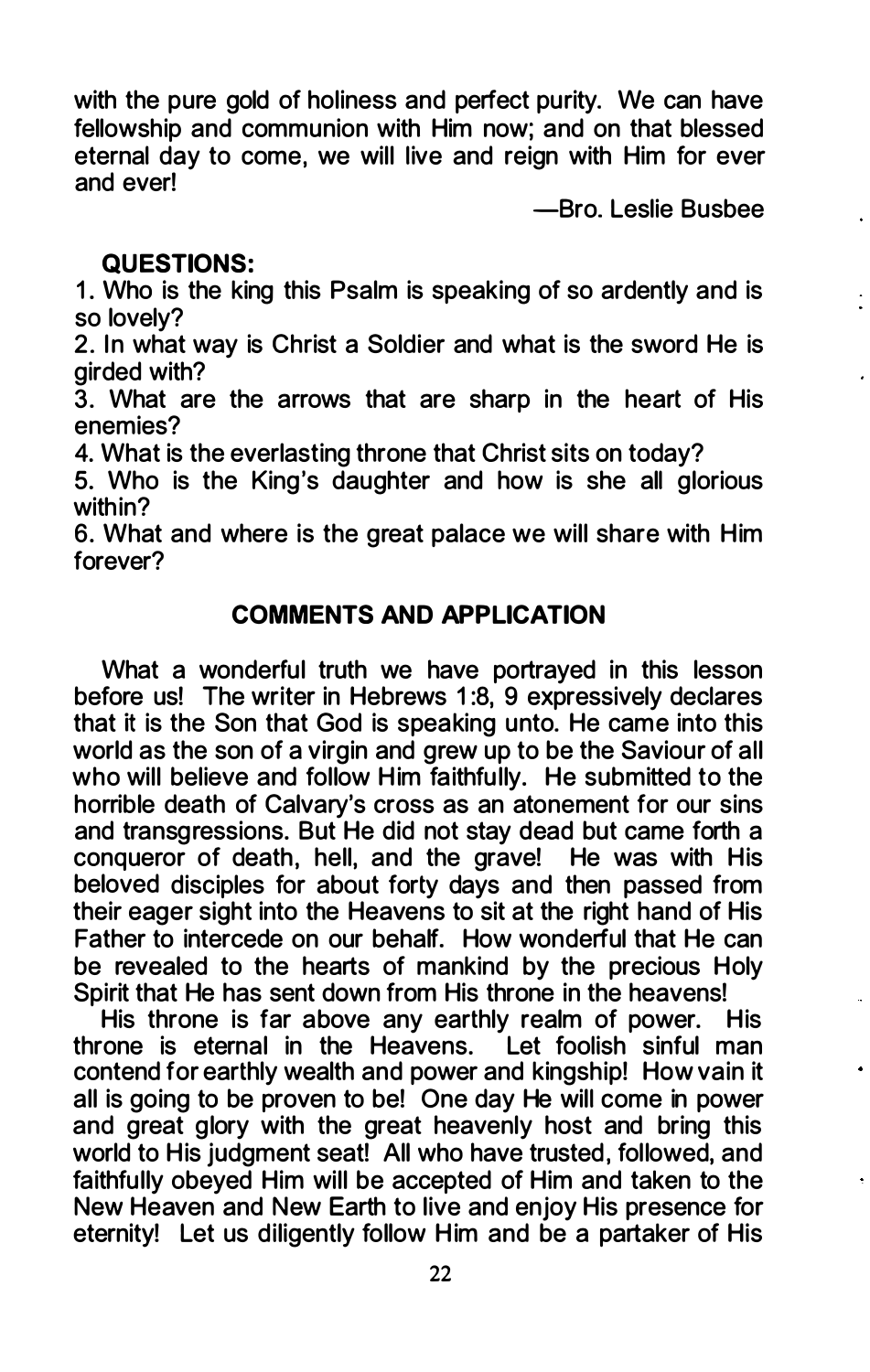with the pure gold of holiness and perfect purity. We can have fellowship and communion with Him now; and on that blessed eternal day to come, we will live and reign with Him for ever and ever!

—Bro. Leslie Busbee

**QUESTIONS:**

1. Who is the king this Psalm is speaking of so ardently and is so lovely?
2. In what way is Christ a Soldier and what is the sword He is girded with?
3. What are the arrows that are sharp in the heart of His enemies?
4. What is the everlasting throne that Christ sits on today?
5. Who is the King's daughter and how is she all glorious within?
6. What and where is the great palace we will share with Him forever?

## COMMENTS AND APPLICATION

What a wonderful truth we have portrayed in this lesson before us! The writer in Hebrews 1:8, 9 expressively declares that it is the Son that God is speaking unto. He came into this world as the son of a virgin and grew up to be the Saviour of all who will believe and follow Him faithfully. He submitted to the horrible death of Calvary's cross as an atonement for our sins and transgressions. But He did not stay dead but came forth a conqueror of death, hell, and the grave! He was with His beloved disciples for about forty days and then passed from their eager sight into the Heavens to sit at the right hand of His Father to intercede on our behalf. How wonderful that He can be revealed to the hearts of mankind by the precious Holy Spirit that He has sent down from His throne in the heavens!

His throne is far above any earthly realm of power. His throne is eternal in the Heavens. Let foolish sinful man contend for earthly wealth and power and kingship! How vain it all is going to be proven to be! One day He will come in power and great glory with the great heavenly host and bring this world to His judgment seat! All who have trusted, followed, and faithfully obeyed Him will be accepted of Him and taken to the New Heaven and New Earth to live and enjoy His presence for eternity! Let us diligently follow Him and be a partaker of His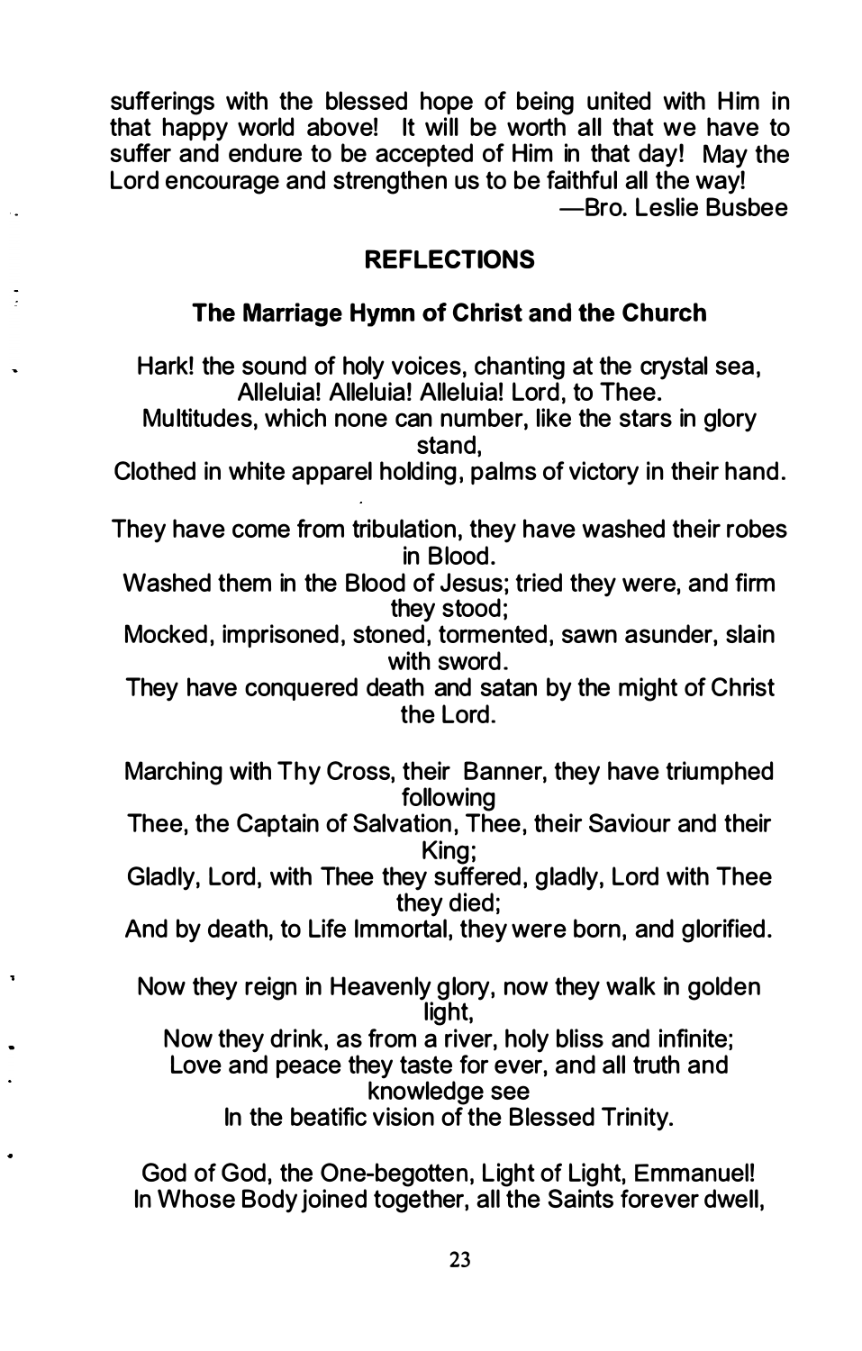sufferings with the blessed hope of being united with Him in that happy world above! It will be worth all that we have to suffer and endure to be accepted of Him in that day! May the Lord encourage and strengthen us to be faithful all the way!

—Bro. Leslie Busbee

## REFLECTIONS

### The Marriage Hymn of Christ and the Church

Hark! the sound of holy voices, chanting at the crystal sea,
Alleluia! Alleluia! Alleluia! Lord, to Thee.
Multitudes, which none can number, like the stars in glory stand,
Clothed in white apparel holding, palms of victory in their hand.

They have come from tribulation, they have washed their robes in Blood.
Washed them in the Blood of Jesus; tried they were, and firm they stood;
Mocked, imprisoned, stoned, tormented, sawn asunder, slain with sword.
They have conquered death and satan by the might of Christ the Lord.

Marching with Thy Cross, their Banner, they have triumphed following
Thee, the Captain of Salvation, Thee, their Saviour and their King;
Gladly, Lord, with Thee they suffered, gladly, Lord with Thee they died;
And by death, to Life Immortal, they were born, and glorified.

Now they reign in Heavenly glory, now they walk in golden light,
Now they drink, as from a river, holy bliss and infinite;
Love and peace they taste for ever, and all truth and knowledge see
In the beatific vision of the Blessed Trinity.

God of God, the One-begotten, Light of Light, Emmanuel!
In Whose Body joined together, all the Saints forever dwell,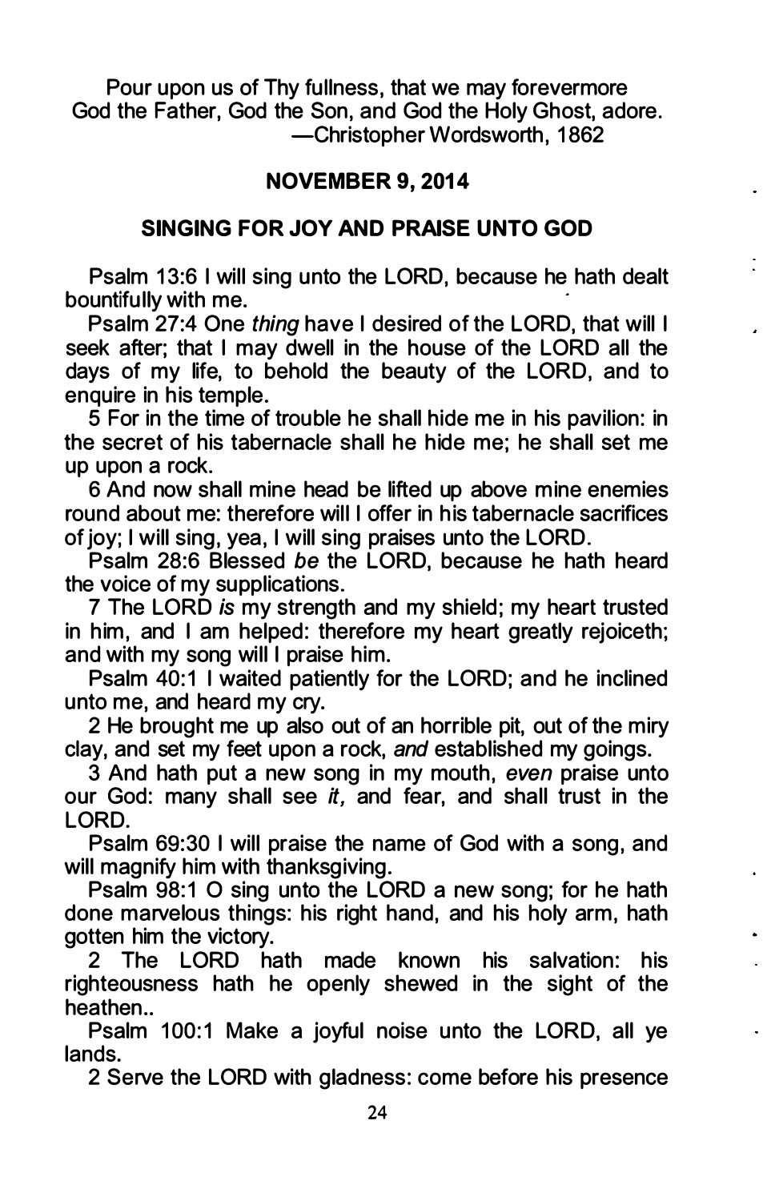Pour upon us of Thy fullness, that we may forevermore
God the Father, God the Son, and God the Holy Ghost, adore.
—Christopher Wordsworth, 1862

## NOVEMBER 9, 2014

## SINGING FOR JOY AND PRAISE UNTO GOD

Psalm 13:6 I will sing unto the LORD, because he hath dealt bountifully with me.

Psalm 27:4 One *thing* have I desired of the LORD, that will I seek after; that I may dwell in the house of the LORD all the days of my life, to behold the beauty of the LORD, and to enquire in his temple.

5 For in the time of trouble he shall hide me in his pavilion: in the secret of his tabernacle shall he hide me; he shall set me up upon a rock.

6 And now shall mine head be lifted up above mine enemies round about me: therefore will I offer in his tabernacle sacrifices of joy; I will sing, yea, I will sing praises unto the LORD.

Psalm 28:6 Blessed *be* the LORD, because he hath heard the voice of my supplications.

7 The LORD *is* my strength and my shield; my heart trusted in him, and I am helped: therefore my heart greatly rejoiceth; and with my song will I praise him.

Psalm 40:1 I waited patiently for the LORD; and he inclined unto me, and heard my cry.

2 He brought me up also out of an horrible pit, out of the miry clay, and set my feet upon a rock, *and* established my goings.

3 And hath put a new song in my mouth, *even* praise unto our God: many shall see *it,* and fear, and shall trust in the LORD.

Psalm 69:30 I will praise the name of God with a song, and will magnify him with thanksgiving.

Psalm 98:1 O sing unto the LORD a new song; for he hath done marvelous things: his right hand, and his holy arm, hath gotten him the victory.

2 The LORD hath made known his salvation: his righteousness hath he openly shewed in the sight of the heathen..

Psalm 100:1 Make a joyful noise unto the LORD, all ye lands.

2 Serve the LORD with gladness: come before his presence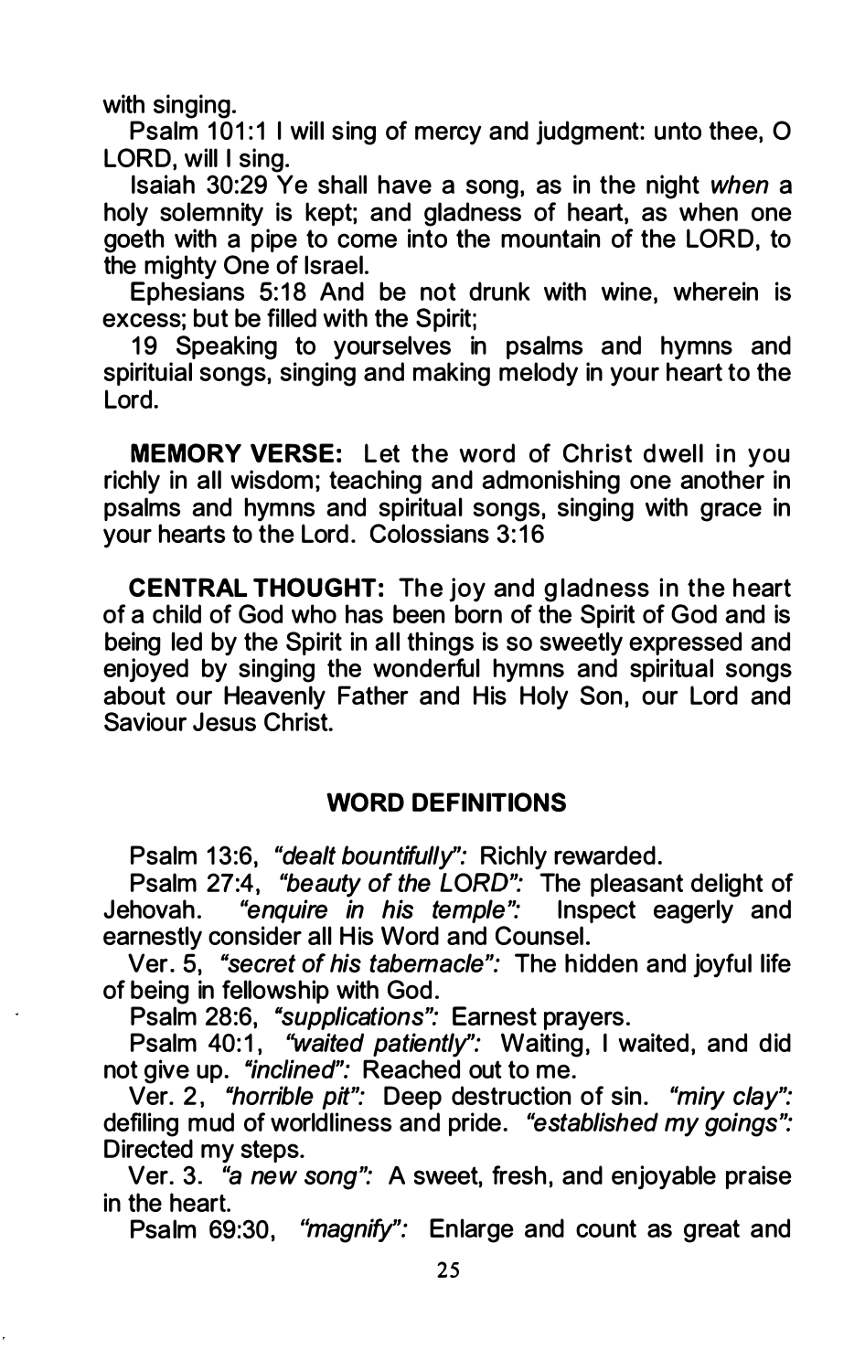with singing.

Psalm 101:1 I will sing of mercy and judgment: unto thee, O LORD, will I sing.

Isaiah 30:29 Ye shall have a song, as in the night *when* a holy solemnity is kept; and gladness of heart, as when one goeth with a pipe to come into the mountain of the LORD, to the mighty One of Israel.

Ephesians 5:18 And be not drunk with wine, wherein is excess; but be filled with the Spirit;

19 Speaking to yourselves in psalms and hymns and spirituial songs, singing and making melody in your heart to the Lord.

**MEMORY VERSE:** Let the word of Christ dwell in you richly in all wisdom; teaching and admonishing one another in psalms and hymns and spiritual songs, singing with grace in your hearts to the Lord. Colossians 3:16

**CENTRAL THOUGHT:** The joy and gladness in the heart of a child of God who has been born of the Spirit of God and is being led by the Spirit in all things is so sweetly expressed and enjoyed by singing the wonderful hymns and spiritual songs about our Heavenly Father and His Holy Son, our Lord and Saviour Jesus Christ.

## WORD DEFINITIONS

Psalm 13:6, *"dealt bountifully":* Richly rewarded.

Psalm 27:4, *"beauty of the LORD":* The pleasant delight of Jehovah. *"enquire in his temple":* Inspect eagerly and earnestly consider all His Word and Counsel.

Ver. 5, *"secret of his tabernacle":* The hidden and joyful life of being in fellowship with God.

Psalm 28:6, *"supplications":* Earnest prayers.

Psalm 40:1, *"waited patiently":* Waiting, I waited, and did not give up. *"inclined":* Reached out to me.

Ver. 2, *"horrible pit":* Deep destruction of sin. *"miry clay":* defiling mud of worldliness and pride. *"established my goings":* Directed my steps.

Ver. 3. *"a new song":* A sweet, fresh, and enjoyable praise in the heart.

Psalm 69:30, *"magnify":* Enlarge and count as great and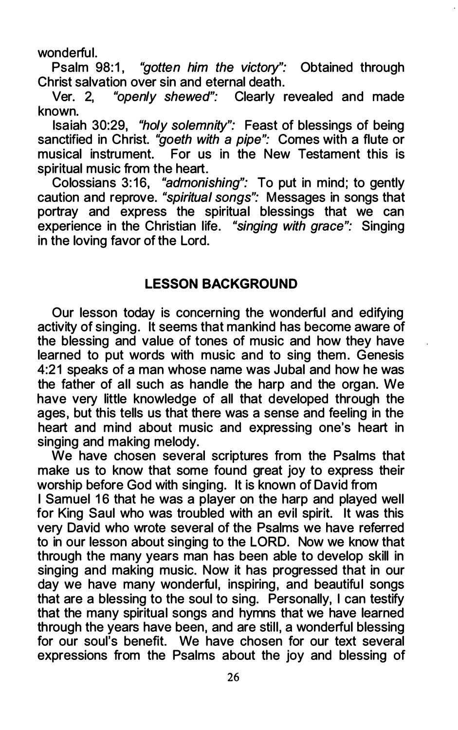wonderful.

Psalm 98:1, *"gotten him the victory":* Obtained through Christ salvation over sin and eternal death.

Ver. 2, *"openly shewed":* Clearly revealed and made known.

Isaiah 30:29, *"holy solemnity":* Feast of blessings of being sanctified in Christ. *"goeth with a pipe":* Comes with a flute or musical instrument. For us in the New Testament this is spiritual music from the heart.

Colossians 3:16, *"admonishing":* To put in mind; to gently caution and reprove. *"spiritual songs":* Messages in songs that portray and express the spiritual blessings that we can experience in the Christian life. *"singing with grace":* Singing in the loving favor of the Lord.

## LESSON BACKGROUND

Our lesson today is concerning the wonderful and edifying activity of singing. It seems that mankind has become aware of the blessing and value of tones of music and how they have learned to put words with music and to sing them. Genesis 4:21 speaks of a man whose name was Jubal and how he was the father of all such as handle the harp and the organ. We have very little knowledge of all that developed through the ages, but this tells us that there was a sense and feeling in the heart and mind about music and expressing one's heart in singing and making melody.

We have chosen several scriptures from the Psalms that make us to know that some found great joy to express their worship before God with singing. It is known of David from I Samuel 16 that he was a player on the harp and played well for King Saul who was troubled with an evil spirit. It was this very David who wrote several of the Psalms we have referred to in our lesson about singing to the LORD. Now we know that through the many years man has been able to develop skill in singing and making music. Now it has progressed that in our day we have many wonderful, inspiring, and beautiful songs that are a blessing to the soul to sing. Personally, I can testify that the many spiritual songs and hymns that we have learned through the years have been, and are still, a wonderful blessing for our soul's benefit. We have chosen for our text several expressions from the Psalms about the joy and blessing of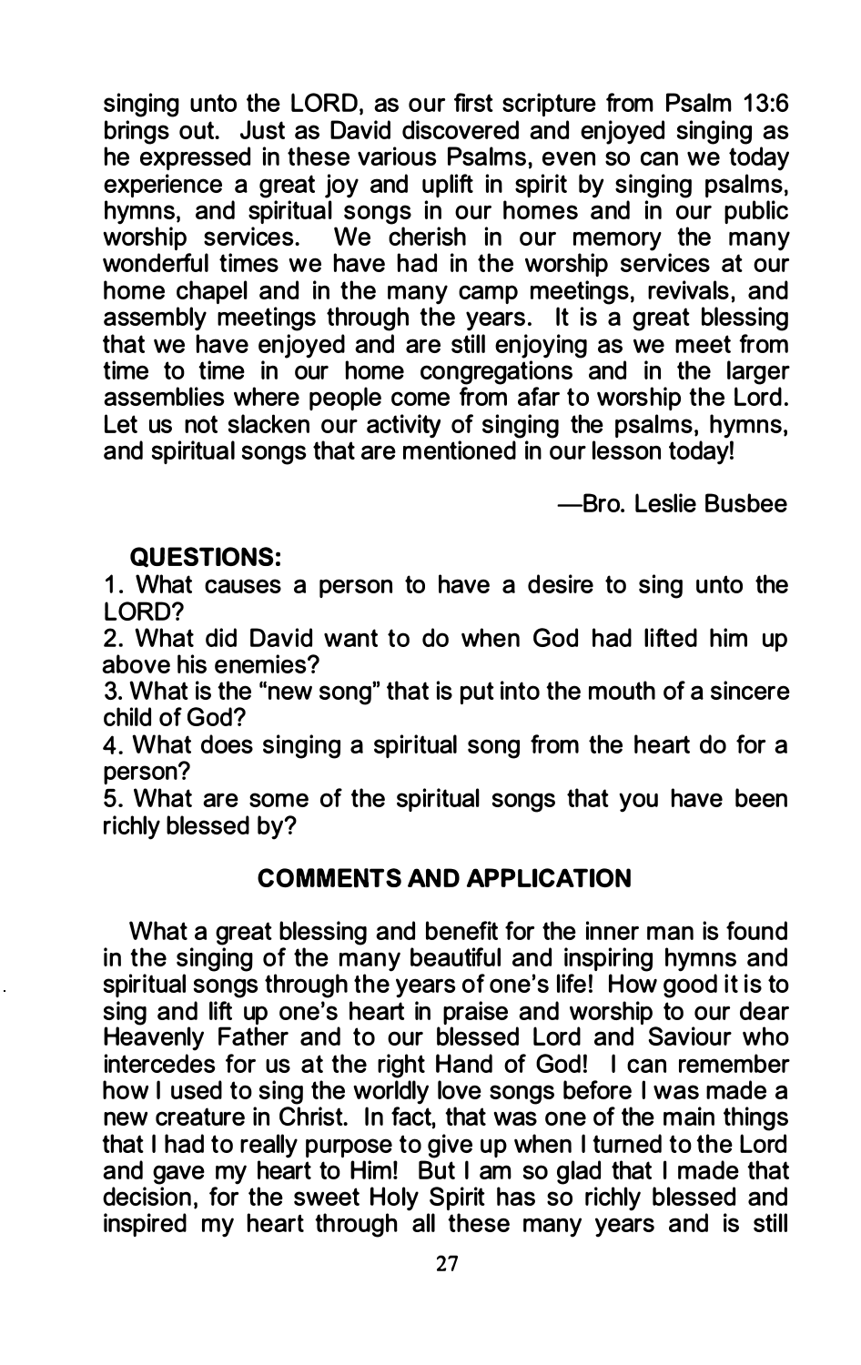singing unto the LORD, as our first scripture from Psalm 13:6 brings out. Just as David discovered and enjoyed singing as he expressed in these various Psalms, even so can we today experience a great joy and uplift in spirit by singing psalms, hymns, and spiritual songs in our homes and in our public worship services. We cherish in our memory the many wonderful times we have had in the worship services at our home chapel and in the many camp meetings, revivals, and assembly meetings through the years. It is a great blessing that we have enjoyed and are still enjoying as we meet from time to time in our home congregations and in the larger assemblies where people come from afar to worship the Lord. Let us not slacken our activity of singing the psalms, hymns, and spiritual songs that are mentioned in our lesson today!

—Bro. Leslie Busbee

**QUESTIONS:**

1. What causes a person to have a desire to sing unto the LORD?
2. What did David want to do when God had lifted him up above his enemies?
3. What is the "new song" that is put into the mouth of a sincere child of God?
4. What does singing a spiritual song from the heart do for a person?
5. What are some of the spiritual songs that you have been richly blessed by?

## COMMENTS AND APPLICATION

What a great blessing and benefit for the inner man is found in the singing of the many beautiful and inspiring hymns and spiritual songs through the years of one's life! How good it is to sing and lift up one's heart in praise and worship to our dear Heavenly Father and to our blessed Lord and Saviour who intercedes for us at the right Hand of God! I can remember how I used to sing the worldly love songs before I was made a new creature in Christ. In fact, that was one of the main things that I had to really purpose to give up when I turned to the Lord and gave my heart to Him! But I am so glad that I made that decision, for the sweet Holy Spirit has so richly blessed and inspired my heart through all these many years and is still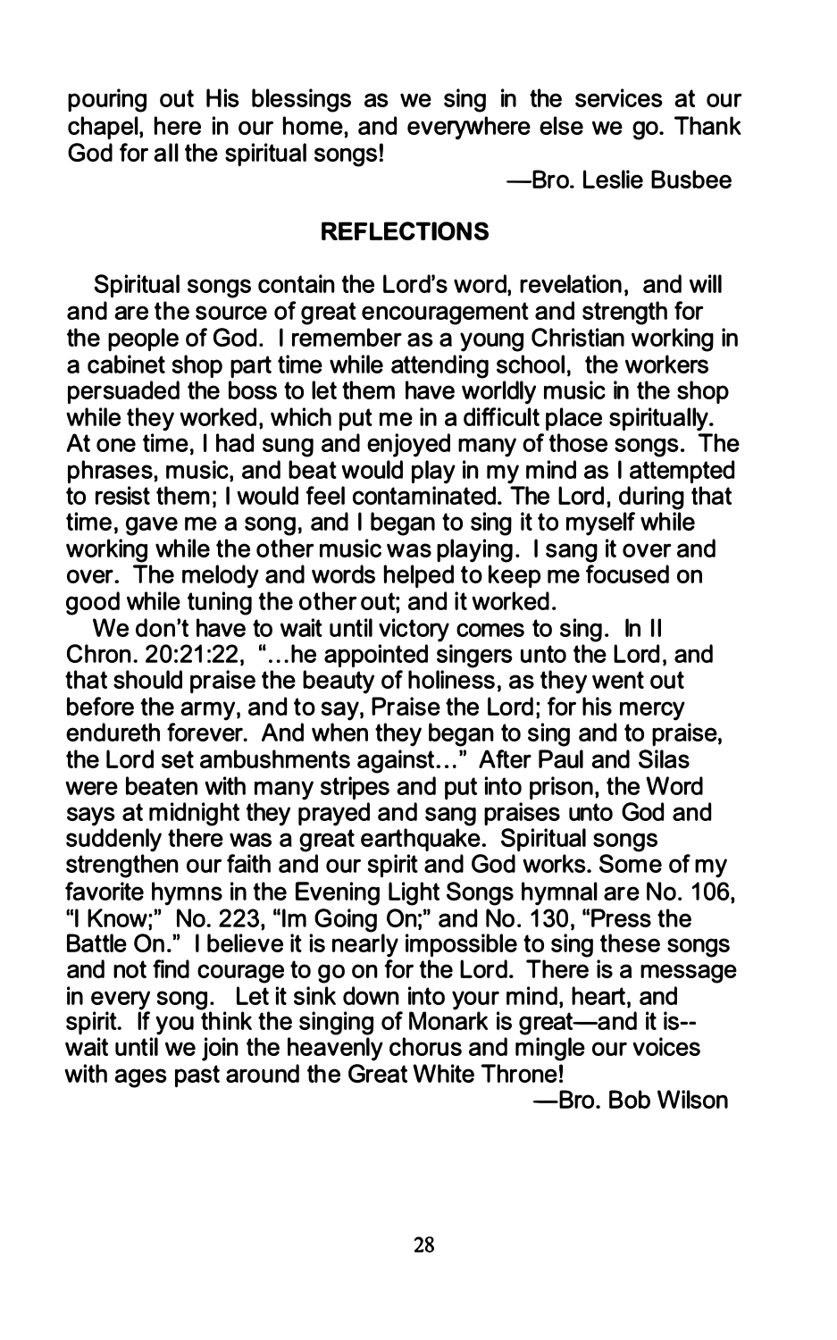pouring out His blessings as we sing in the services at our chapel, here in our home, and everywhere else we go. Thank God for all the spiritual songs!

—Bro. Leslie Busbee

## REFLECTIONS

Spiritual songs contain the Lord's word, revelation, and will and are the source of great encouragement and strength for the people of God. I remember as a young Christian working in a cabinet shop part time while attending school, the workers persuaded the boss to let them have worldly music in the shop while they worked, which put me in a difficult place spiritually. At one time, I had sung and enjoyed many of those songs. The phrases, music, and beat would play in my mind as I attempted to resist them; I would feel contaminated. The Lord, during that time, gave me a song, and I began to sing it to myself while working while the other music was playing. I sang it over and over. The melody and words helped to keep me focused on good while tuning the other out; and it worked.

We don't have to wait until victory comes to sing. In II Chron. 20:21:22, "…he appointed singers unto the Lord, and that should praise the beauty of holiness, as they went out before the army, and to say, Praise the Lord; for his mercy endureth forever. And when they began to sing and to praise, the Lord set ambushments against…" After Paul and Silas were beaten with many stripes and put into prison, the Word says at midnight they prayed and sang praises unto God and suddenly there was a great earthquake. Spiritual songs strengthen our faith and our spirit and God works. Some of my favorite hymns in the Evening Light Songs hymnal are No. 106, "I Know;" No. 223, "Im Going On;" and No. 130, "Press the Battle On." I believe it is nearly impossible to sing these songs and not find courage to go on for the Lord. There is a message in every song. Let it sink down into your mind, heart, and spirit. If you think the singing of Monark is great—and it is-- wait until we join the heavenly chorus and mingle our voices with ages past around the Great White Throne!

—Bro. Bob Wilson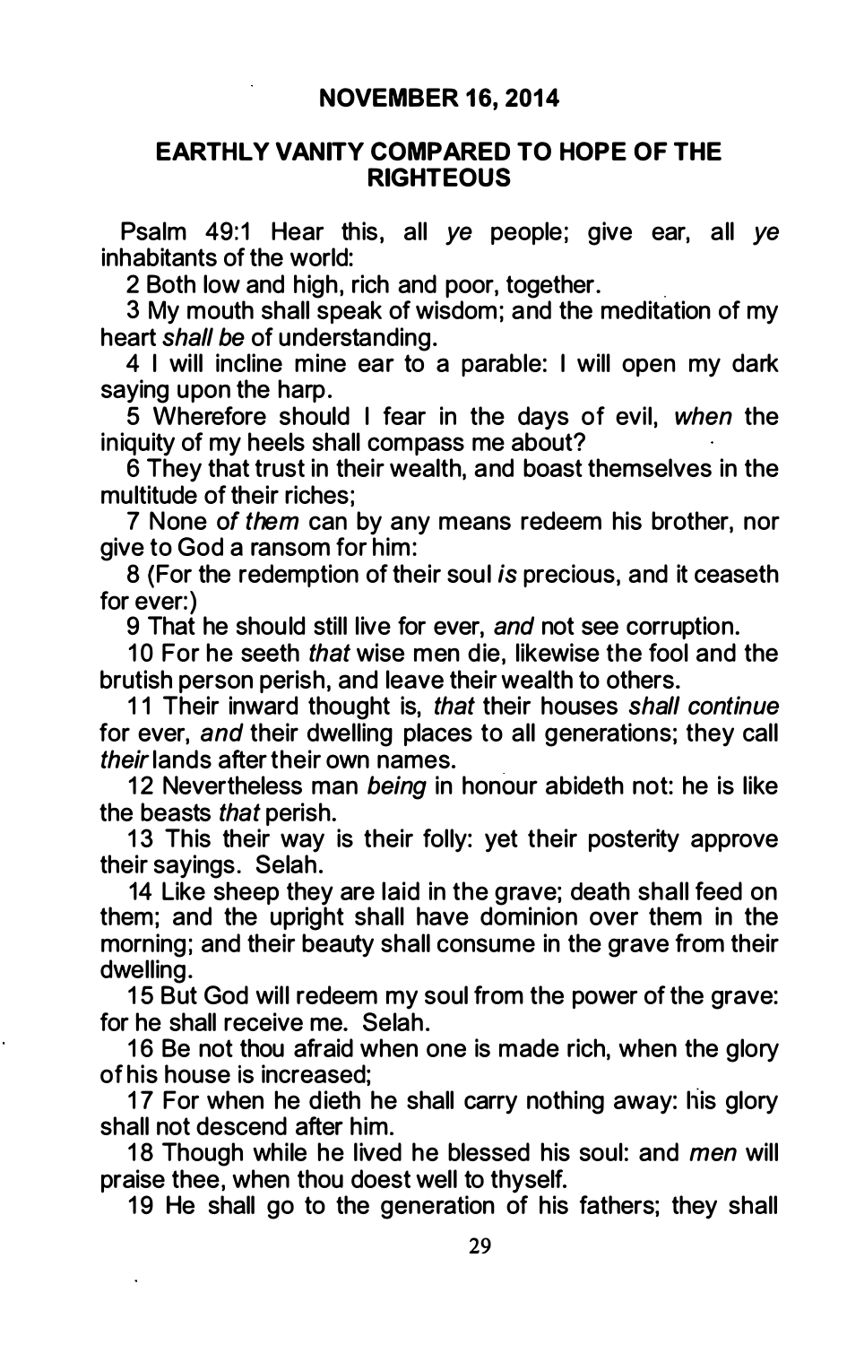## NOVEMBER 16, 2014

## EARTHLY VANITY COMPARED TO HOPE OF THE RIGHTEOUS

Psalm 49:1 Hear this, all *ye* people; give ear, all *ye* inhabitants of the world:

2 Both low and high, rich and poor, together.

3 My mouth shall speak of wisdom; and the meditation of my heart *shall be* of understanding.

4 I will incline mine ear to a parable: I will open my dark saying upon the harp.

5 Wherefore should I fear in the days of evil, *when* the iniquity of my heels shall compass me about?

6 They that trust in their wealth, and boast themselves in the multitude of their riches;

7 None of *them* can by any means redeem his brother, nor give to God a ransom for him:

8 (For the redemption of their soul *is* precious, and it ceaseth for ever:)

9 That he should still live for ever, *and* not see corruption.

10 For he seeth *that* wise men die, likewise the fool and the brutish person perish, and leave their wealth to others.

11 Their inward thought is, *that* their houses *shall continue* for ever, *and* their dwelling places to all generations; they call *their* lands after their own names.

12 Nevertheless man *being* in honour abideth not: he is like the beasts *that* perish.

13 This their way is their folly: yet their posterity approve their sayings. Selah.

14 Like sheep they are laid in the grave; death shall feed on them; and the upright shall have dominion over them in the morning; and their beauty shall consume in the grave from their dwelling.

15 But God will redeem my soul from the power of the grave: for he shall receive me. Selah.

16 Be not thou afraid when one is made rich, when the glory of his house is increased;

17 For when he dieth he shall carry nothing away: his glory shall not descend after him.

18 Though while he lived he blessed his soul: and *men* will praise thee, when thou doest well to thyself.

19 He shall go to the generation of his fathers; they shall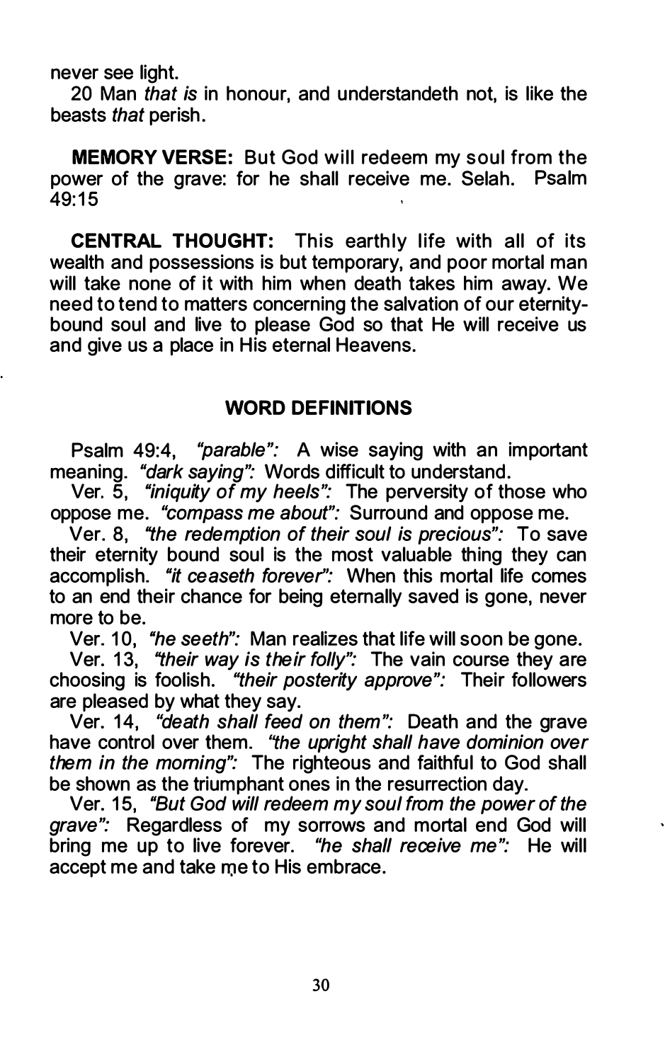never see light.

20 Man *that is* in honour, and understandeth not, is like the beasts *that* perish.

**MEMORY VERSE:** But God will redeem my soul from the power of the grave: for he shall receive me. Selah. Psalm 49:15

**CENTRAL THOUGHT:** This earthly life with all of its wealth and possessions is but temporary, and poor mortal man will take none of it with him when death takes him away. We need to tend to matters concerning the salvation of our eternity-bound soul and live to please God so that He will receive us and give us a place in His eternal Heavens.

## WORD DEFINITIONS

Psalm 49:4, *"parable":* A wise saying with an important meaning. *"dark saying":* Words difficult to understand.

Ver. 5, *"iniquity of my heels":* The perversity of those who oppose me. *"compass me about":* Surround and oppose me.

Ver. 8, *"the redemption of their soul is precious":* To save their eternity bound soul is the most valuable thing they can accomplish. *"it ceaseth forever":* When this mortal life comes to an end their chance for being eternally saved is gone, never more to be.

Ver. 10, *"he seeth":* Man realizes that life will soon be gone.

Ver. 13, *"their way is their folly":* The vain course they are choosing is foolish. *"their posterity approve":* Their followers are pleased by what they say.

Ver. 14, *"death shall feed on them":* Death and the grave have control over them. *"the upright shall have dominion over them in the morning":* The righteous and faithful to God shall be shown as the triumphant ones in the resurrection day.

Ver. 15, *"But God will redeem my soul from the power of the grave":* Regardless of my sorrows and mortal end God will bring me up to live forever. *"he shall receive me":* He will accept me and take me to His embrace.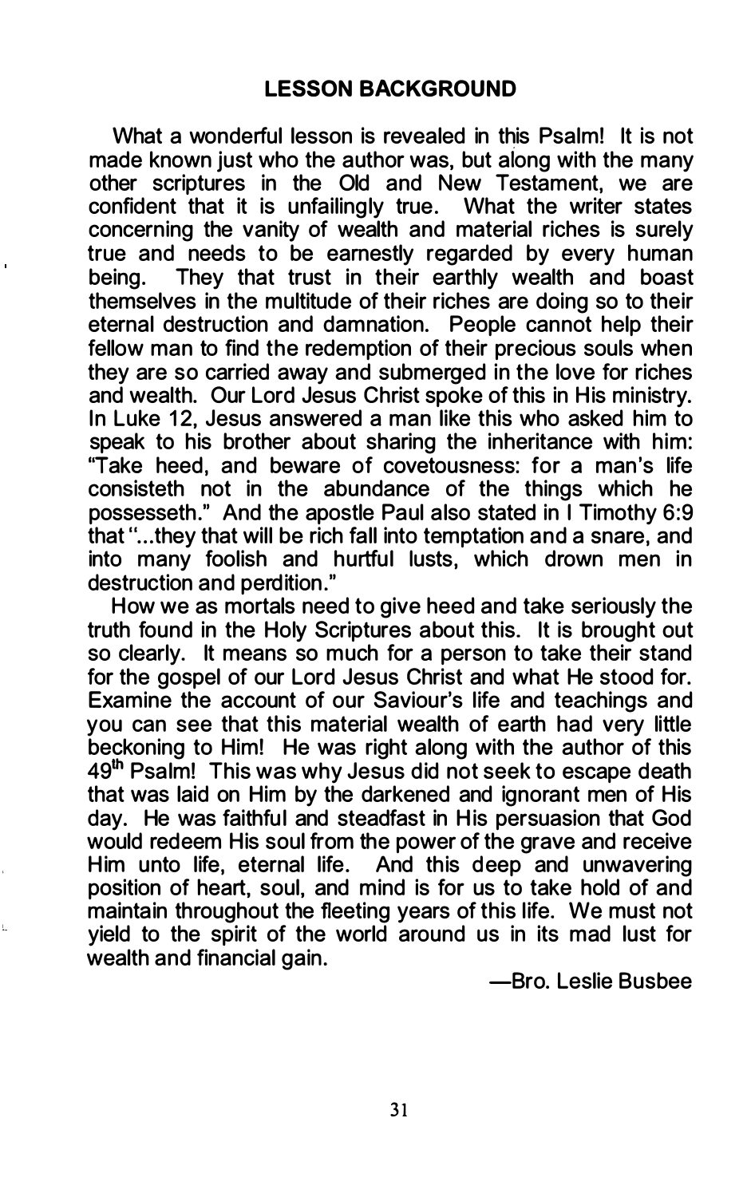## LESSON BACKGROUND

What a wonderful lesson is revealed in this Psalm! It is not made known just who the author was, but along with the many other scriptures in the Old and New Testament, we are confident that it is unfailingly true. What the writer states concerning the vanity of wealth and material riches is surely true and needs to be earnestly regarded by every human being. They that trust in their earthly wealth and boast themselves in the multitude of their riches are doing so to their eternal destruction and damnation. People cannot help their fellow man to find the redemption of their precious souls when they are so carried away and submerged in the love for riches and wealth. Our Lord Jesus Christ spoke of this in His ministry. In Luke 12, Jesus answered a man like this who asked him to speak to his brother about sharing the inheritance with him: "Take heed, and beware of covetousness: for a man's life consisteth not in the abundance of the things which he possesseth." And the apostle Paul also stated in I Timothy 6:9 that "...they that will be rich fall into temptation and a snare, and into many foolish and hurtful lusts, which drown men in destruction and perdition."

How we as mortals need to give heed and take seriously the truth found in the Holy Scriptures about this. It is brought out so clearly. It means so much for a person to take their stand for the gospel of our Lord Jesus Christ and what He stood for. Examine the account of our Saviour's life and teachings and you can see that this material wealth of earth had very little beckoning to Him! He was right along with the author of this 49th Psalm! This was why Jesus did not seek to escape death that was laid on Him by the darkened and ignorant men of His day. He was faithful and steadfast in His persuasion that God would redeem His soul from the power of the grave and receive Him unto life, eternal life. And this deep and unwavering position of heart, soul, and mind is for us to take hold of and maintain throughout the fleeting years of this life. We must not yield to the spirit of the world around us in its mad lust for wealth and financial gain.

—Bro. Leslie Busbee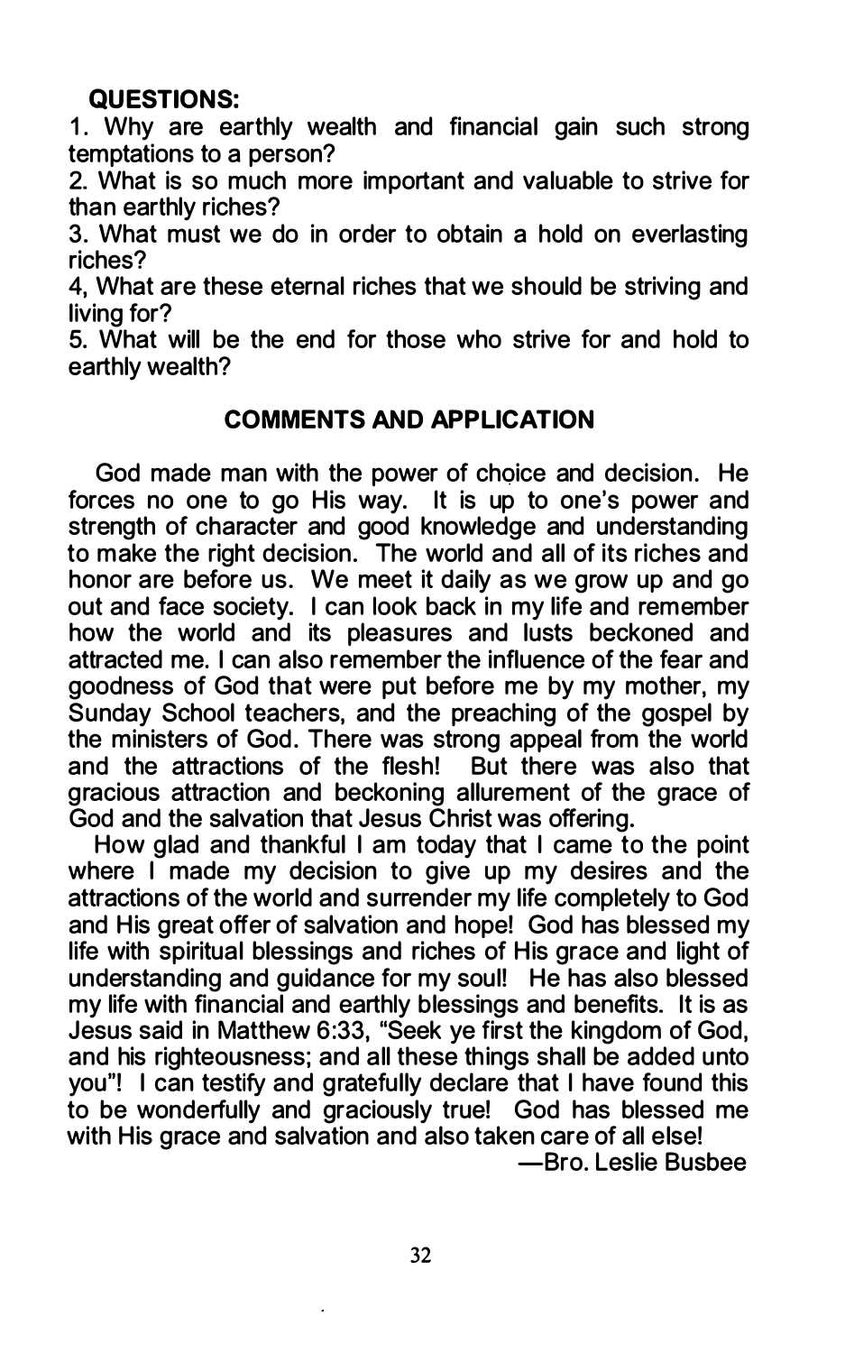**QUESTIONS:**

1. Why are earthly wealth and financial gain such strong temptations to a person?
2. What is so much more important and valuable to strive for than earthly riches?
3. What must we do in order to obtain a hold on everlasting riches?
4, What are these eternal riches that we should be striving and living for?
5. What will be the end for those who strive for and hold to earthly wealth?

## COMMENTS AND APPLICATION

God made man with the power of choice and decision. He forces no one to go His way. It is up to one's power and strength of character and good knowledge and understanding to make the right decision. The world and all of its riches and honor are before us. We meet it daily as we grow up and go out and face society. I can look back in my life and remember how the world and its pleasures and lusts beckoned and attracted me. I can also remember the influence of the fear and goodness of God that were put before me by my mother, my Sunday School teachers, and the preaching of the gospel by the ministers of God. There was strong appeal from the world and the attractions of the flesh! But there was also that gracious attraction and beckoning allurement of the grace of God and the salvation that Jesus Christ was offering.

How glad and thankful I am today that I came to the point where I made my decision to give up my desires and the attractions of the world and surrender my life completely to God and His great offer of salvation and hope! God has blessed my life with spiritual blessings and riches of His grace and light of understanding and guidance for my soul! He has also blessed my life with financial and earthly blessings and benefits. It is as Jesus said in Matthew 6:33, "Seek ye first the kingdom of God, and his righteousness; and all these things shall be added unto you"! I can testify and gratefully declare that I have found this to be wonderfully and graciously true! God has blessed me with His grace and salvation and also taken care of all else!

—Bro. Leslie Busbee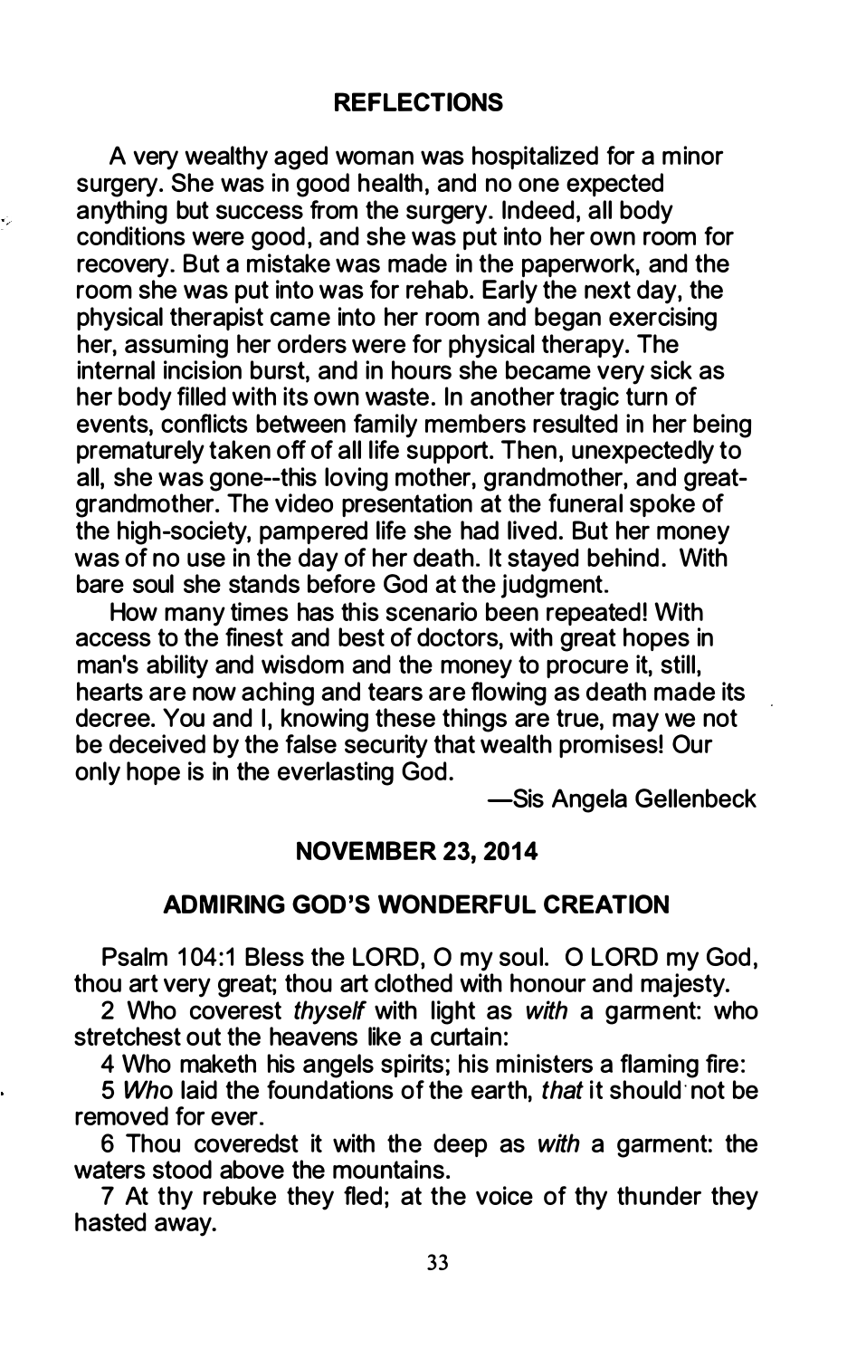## REFLECTIONS

A very wealthy aged woman was hospitalized for a minor surgery. She was in good health, and no one expected anything but success from the surgery. Indeed, all body conditions were good, and she was put into her own room for recovery. But a mistake was made in the paperwork, and the room she was put into was for rehab. Early the next day, the physical therapist came into her room and began exercising her, assuming her orders were for physical therapy. The internal incision burst, and in hours she became very sick as her body filled with its own waste. In another tragic turn of events, conflicts between family members resulted in her being prematurely taken off of all life support. Then, unexpectedly to all, she was gone--this loving mother, grandmother, and great-grandmother. The video presentation at the funeral spoke of the high-society, pampered life she had lived. But her money was of no use in the day of her death. It stayed behind. With bare soul she stands before God at the judgment.

How many times has this scenario been repeated! With access to the finest and best of doctors, with great hopes in man's ability and wisdom and the money to procure it, still, hearts are now aching and tears are flowing as death made its decree. You and I, knowing these things are true, may we not be deceived by the false security that wealth promises! Our only hope is in the everlasting God.

—Sis Angela Gellenbeck

## NOVEMBER 23, 2014

## ADMIRING GOD'S WONDERFUL CREATION

Psalm 104:1 Bless the LORD, O my soul. O LORD my God, thou art very great; thou art clothed with honour and majesty.

2 Who coverest *thyself* with light as *with* a garment: who stretchest out the heavens like a curtain:

4 Who maketh his angels spirits; his ministers a flaming fire:

5 *Who* laid the foundations of the earth, *that* it should not be removed for ever.

6 Thou coveredst it with the deep as *with* a garment: the waters stood above the mountains.

7 At thy rebuke they fled; at the voice of thy thunder they hasted away.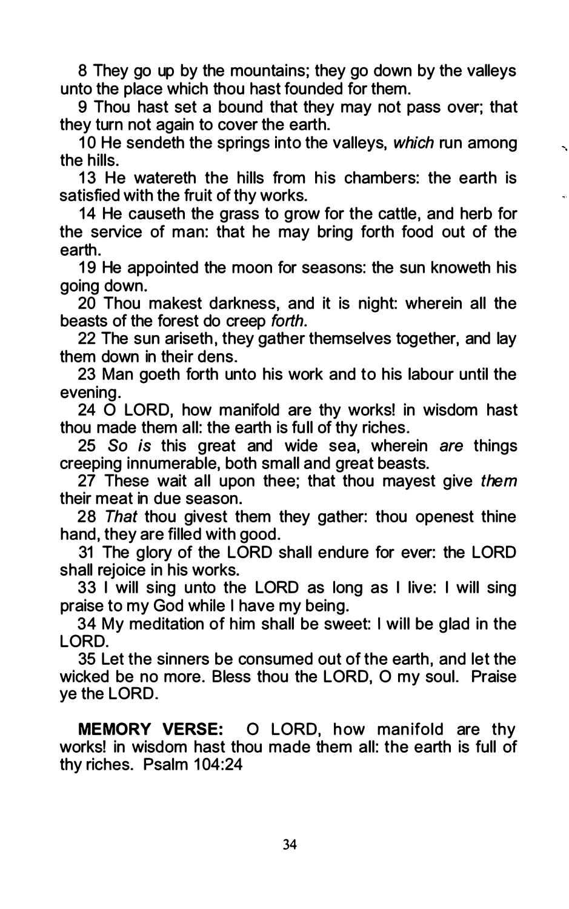8 They go up by the mountains; they go down by the valleys unto the place which thou hast founded for them.

9 Thou hast set a bound that they may not pass over; that they turn not again to cover the earth.

10 He sendeth the springs into the valleys, *which* run among the hills.

13 He watereth the hills from his chambers: the earth is satisfied with the fruit of thy works.

14 He causeth the grass to grow for the cattle, and herb for the service of man: that he may bring forth food out of the earth.

19 He appointed the moon for seasons: the sun knoweth his going down.

20 Thou makest darkness, and it is night: wherein all the beasts of the forest do creep *forth.*

22 The sun ariseth, they gather themselves together, and lay them down in their dens.

23 Man goeth forth unto his work and to his labour until the evening.

24 O LORD, how manifold are thy works! in wisdom hast thou made them all: the earth is full of thy riches.

25 *So is* this great and wide sea, wherein *are* things creeping innumerable, both small and great beasts.

27 These wait all upon thee; that thou mayest give *them* their meat in due season.

28 *That* thou givest them they gather: thou openest thine hand, they are filled with good.

31 The glory of the LORD shall endure for ever: the LORD shall rejoice in his works.

33 I will sing unto the LORD as long as I live: I will sing praise to my God while I have my being.

34 My meditation of him shall be sweet: I will be glad in the LORD.

35 Let the sinners be consumed out of the earth, and let the wicked be no more. Bless thou the LORD, O my soul. Praise ye the LORD.

**MEMORY VERSE:** O LORD, how manifold are thy works! in wisdom hast thou made them all: the earth is full of thy riches. Psalm 104:24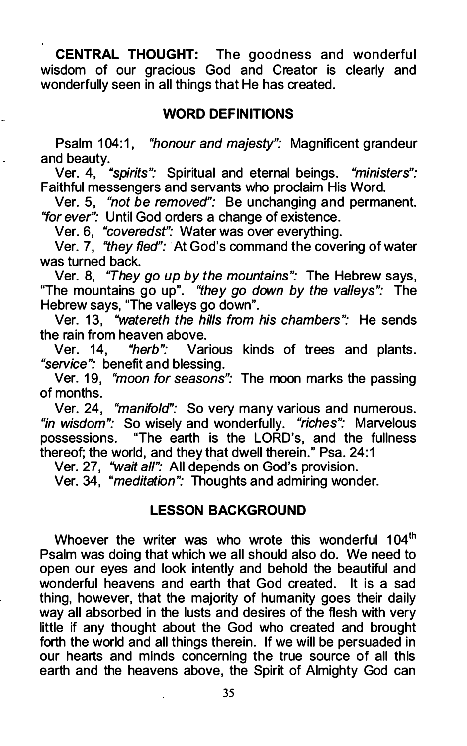**CENTRAL THOUGHT:** The goodness and wonderful wisdom of our gracious God and Creator is clearly and wonderfully seen in all things that He has created.

## WORD DEFINITIONS

Psalm 104:1, *"honour and majesty":* Magnificent grandeur and beauty.

Ver. 4, *"spirits":* Spiritual and eternal beings. *"ministers":* Faithful messengers and servants who proclaim His Word.

Ver. 5, *"not be removed":* Be unchanging and permanent. *"for ever":* Until God orders a change of existence.

Ver. 6, *"coveredst":* Water was over everything.

Ver. 7, *"they fled":* At God's command the covering of water was turned back.

Ver. 8, *"They go up by the mountains":* The Hebrew says, "The mountains go up". *"they go down by the valleys":* The Hebrew says, "The valleys go down".

Ver. 13, *"watereth the hills from his chambers":* He sends the rain from heaven above.

Ver. 14, *"herb":* Various kinds of trees and plants. *"service":* benefit and blessing.

Ver. 19, *"moon for seasons":* The moon marks the passing of months.

Ver. 24, *"manifold":* So very many various and numerous. *"in wisdom":* So wisely and wonderfully. *"riches":* Marvelous possessions. "The earth is the LORD's, and the fullness thereof; the world, and they that dwell therein." Psa. 24:1

Ver. 27, *"wait all":* All depends on God's provision.

Ver. 34, *"meditation":* Thoughts and admiring wonder.

## LESSON BACKGROUND

Whoever the writer was who wrote this wonderful 104th Psalm was doing that which we all should also do. We need to open our eyes and look intently and behold the beautiful and wonderful heavens and earth that God created. It is a sad thing, however, that the majority of humanity goes their daily way all absorbed in the lusts and desires of the flesh with very little if any thought about the God who created and brought forth the world and all things therein. If we will be persuaded in our hearts and minds concerning the true source of all this earth and the heavens above, the Spirit of Almighty God can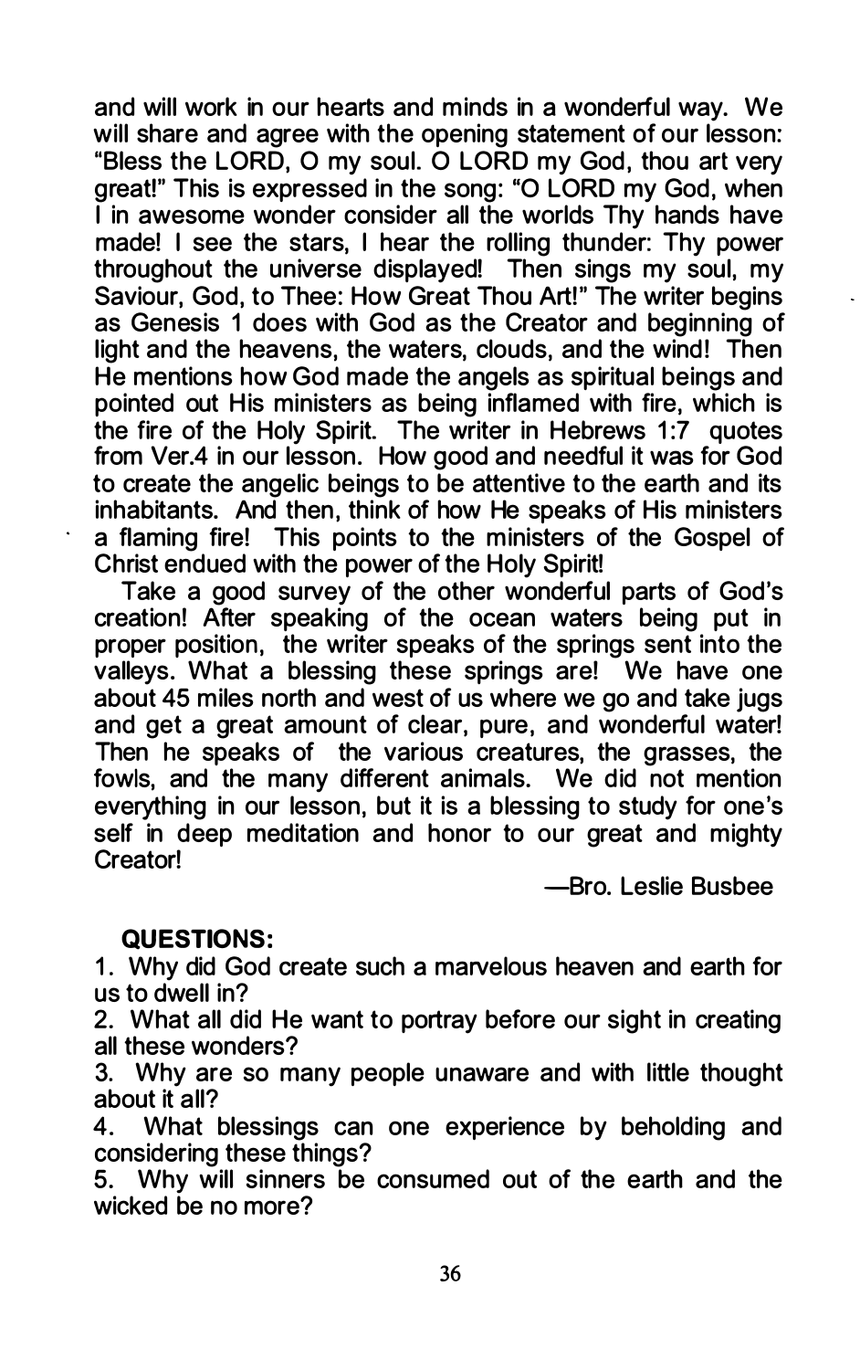and will work in our hearts and minds in a wonderful way. We will share and agree with the opening statement of our lesson: "Bless the LORD, O my soul. O LORD my God, thou art very great!" This is expressed in the song: "O LORD my God, when I in awesome wonder consider all the worlds Thy hands have made! I see the stars, I hear the rolling thunder: Thy power throughout the universe displayed! Then sings my soul, my Saviour, God, to Thee: How Great Thou Art!" The writer begins as Genesis 1 does with God as the Creator and beginning of light and the heavens, the waters, clouds, and the wind! Then He mentions how God made the angels as spiritual beings and pointed out His ministers as being inflamed with fire, which is the fire of the Holy Spirit. The writer in Hebrews 1:7 quotes from Ver.4 in our lesson. How good and needful it was for God to create the angelic beings to be attentive to the earth and its inhabitants. And then, think of how He speaks of His ministers a flaming fire! This points to the ministers of the Gospel of Christ endued with the power of the Holy Spirit!

Take a good survey of the other wonderful parts of God's creation! After speaking of the ocean waters being put in proper position, the writer speaks of the springs sent into the valleys. What a blessing these springs are! We have one about 45 miles north and west of us where we go and take jugs and get a great amount of clear, pure, and wonderful water! Then he speaks of the various creatures, the grasses, the fowls, and the many different animals. We did not mention everything in our lesson, but it is a blessing to study for one's self in deep meditation and honor to our great and mighty Creator!

—Bro. Leslie Busbee

**QUESTIONS:**

1. Why did God create such a marvelous heaven and earth for us to dwell in?
2. What all did He want to portray before our sight in creating all these wonders?
3. Why are so many people unaware and with little thought about it all?
4. What blessings can one experience by beholding and considering these things?
5. Why will sinners be consumed out of the earth and the wicked be no more?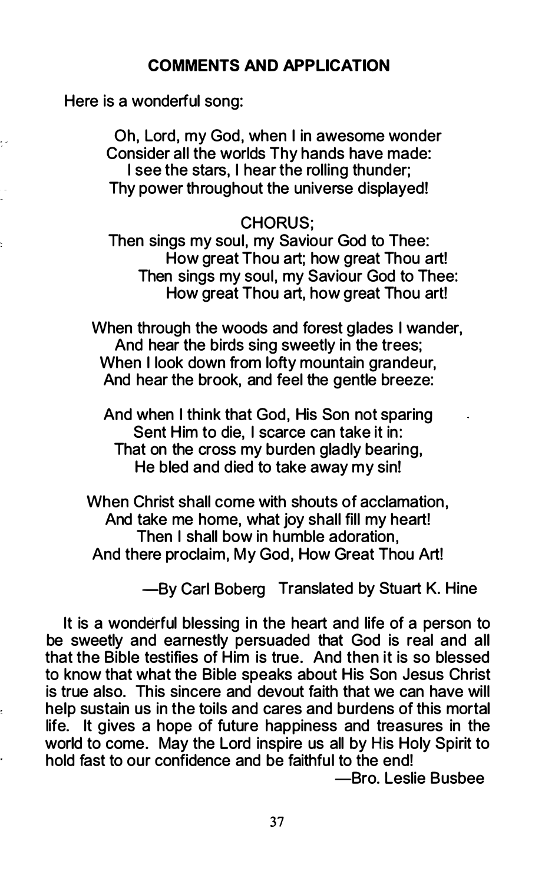## COMMENTS AND APPLICATION

Here is a wonderful song:

Oh, Lord, my God, when I in awesome wonder  
Consider all the worlds Thy hands have made:  
I see the stars, I hear the rolling thunder;  
Thy power throughout the universe displayed!

CHORUS;  
Then sings my soul, my Saviour God to Thee:  
How great Thou art; how great Thou art!  
Then sings my soul, my Saviour God to Thee:  
How great Thou art, how great Thou art!

When through the woods and forest glades I wander,  
And hear the birds sing sweetly in the trees;  
When I look down from lofty mountain grandeur,  
And hear the brook, and feel the gentle breeze:

And when I think that God, His Son not sparing  
Sent Him to die, I scarce can take it in:  
That on the cross my burden gladly bearing,  
He bled and died to take away my sin!

When Christ shall come with shouts of acclamation,  
And take me home, what joy shall fill my heart!  
Then I shall bow in humble adoration,  
And there proclaim, My God, How Great Thou Art!

—By Carl Boberg Translated by Stuart K. Hine

It is a wonderful blessing in the heart and life of a person to be sweetly and earnestly persuaded that God is real and all that the Bible testifies of Him is true. And then it is so blessed to know that what the Bible speaks about His Son Jesus Christ is true also. This sincere and devout faith that we can have will help sustain us in the toils and cares and burdens of this mortal life. It gives a hope of future happiness and treasures in the world to come. May the Lord inspire us all by His Holy Spirit to hold fast to our confidence and be faithful to the end!

—Bro. Leslie Busbee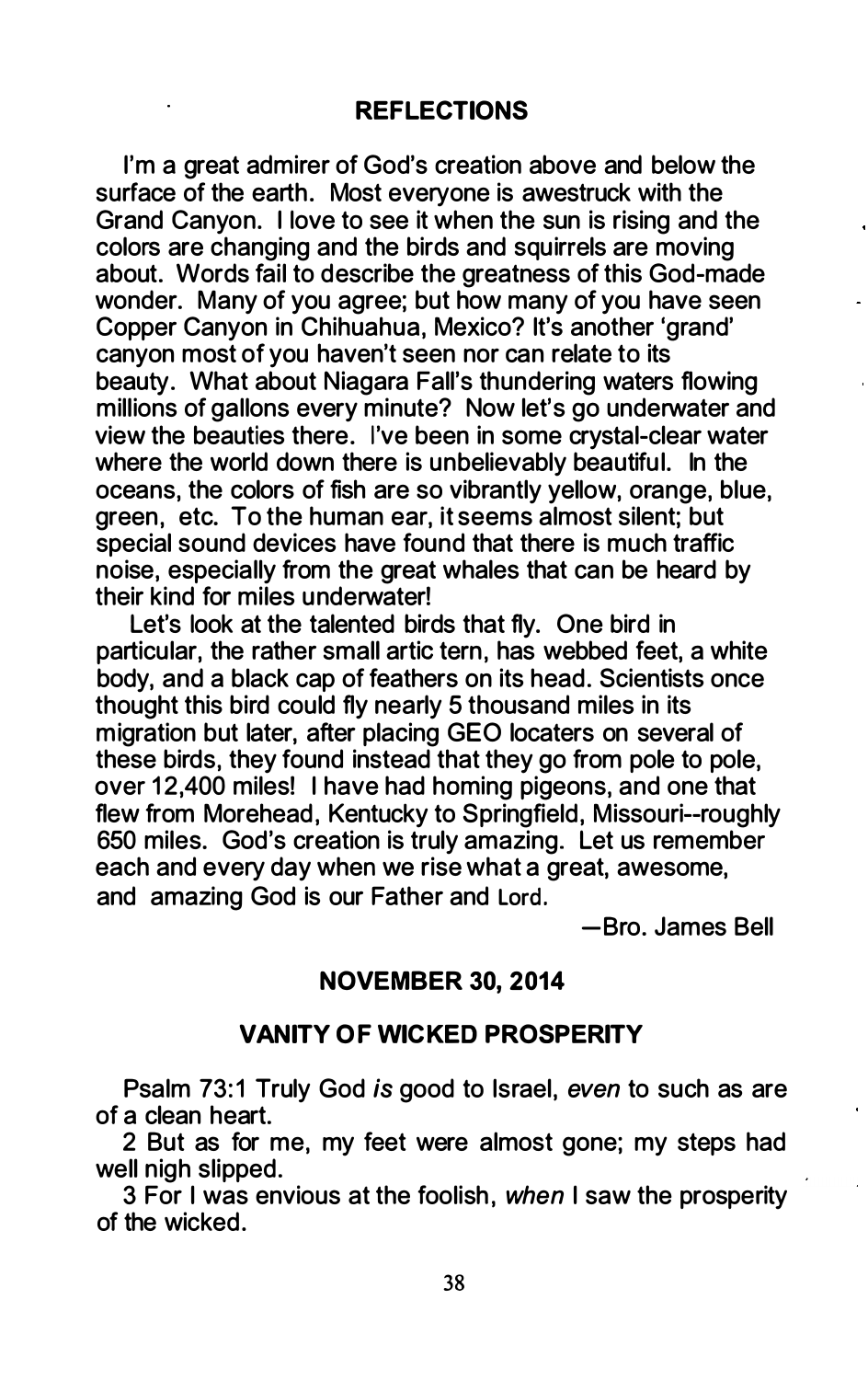## REFLECTIONS

I'm a great admirer of God's creation above and below the surface of the earth. Most everyone is awestruck with the Grand Canyon. I love to see it when the sun is rising and the colors are changing and the birds and squirrels are moving about. Words fail to describe the greatness of this God-made wonder. Many of you agree; but how many of you have seen Copper Canyon in Chihuahua, Mexico? It's another 'grand' canyon most of you haven't seen nor can relate to its beauty. What about Niagara Fall's thundering waters flowing millions of gallons every minute? Now let's go underwater and view the beauties there. I've been in some crystal-clear water where the world down there is unbelievably beautiful. In the oceans, the colors of fish are so vibrantly yellow, orange, blue, green, etc. To the human ear, it seems almost silent; but special sound devices have found that there is much traffic noise, especially from the great whales that can be heard by their kind for miles underwater!

Let's look at the talented birds that fly. One bird in particular, the rather small artic tern, has webbed feet, a white body, and a black cap of feathers on its head. Scientists once thought this bird could fly nearly 5 thousand miles in its migration but later, after placing GEO locaters on several of these birds, they found instead that they go from pole to pole, over 12,400 miles! I have had homing pigeons, and one that flew from Morehead, Kentucky to Springfield, Missouri--roughly 650 miles. God's creation is truly amazing. Let us remember each and every day when we rise what a great, awesome, and amazing God is our Father and Lord.

—Bro. James Bell

## NOVEMBER 30, 2014

## VANITY OF WICKED PROSPERITY

Psalm 73:1 Truly God *is* good to Israel, *even* to such as are of a clean heart.

2 But as for me, my feet were almost gone; my steps had well nigh slipped.

3 For I was envious at the foolish, *when* I saw the prosperity of the wicked.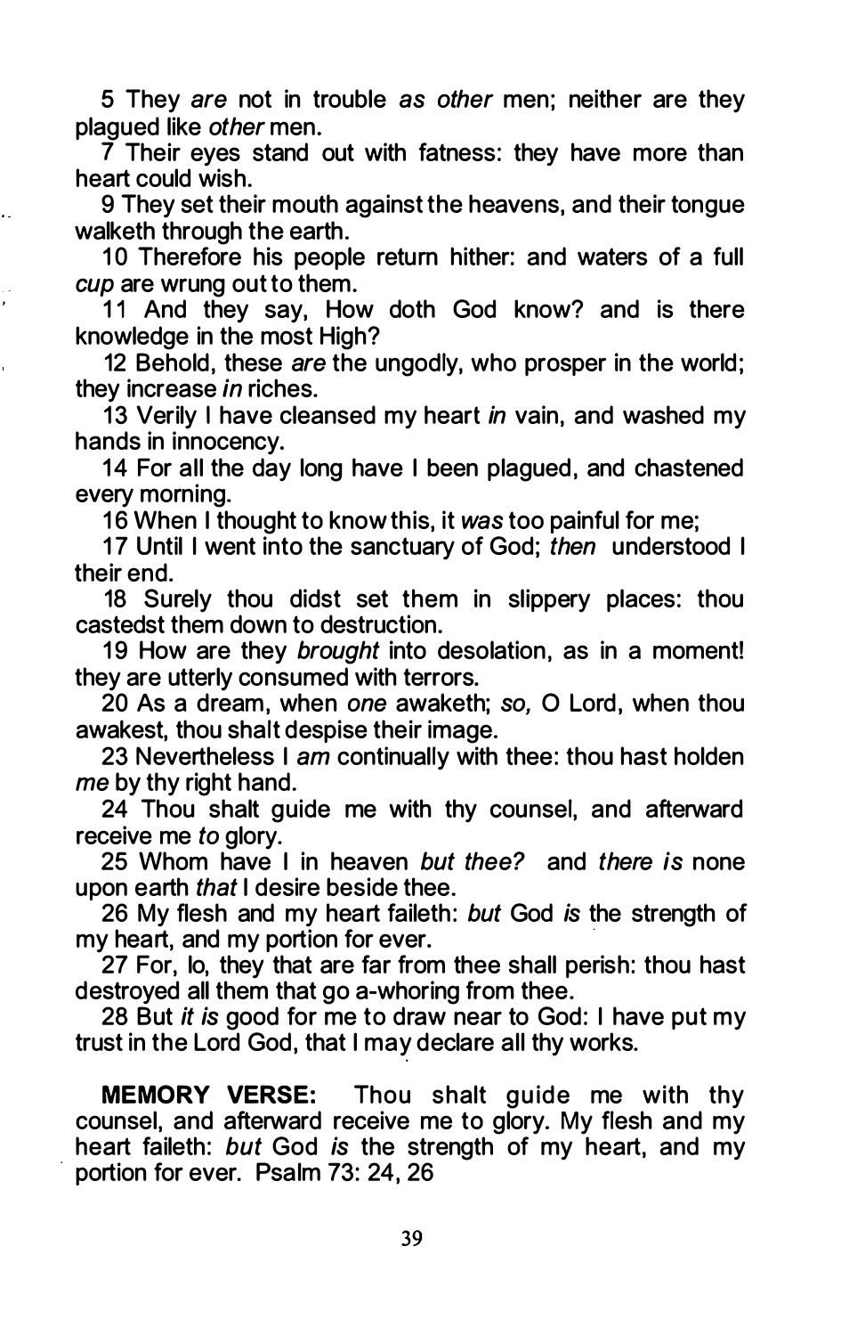5 They *are* not in trouble *as other* men; neither are they plagued like *other* men.

7 Their eyes stand out with fatness: they have more than heart could wish.

9 They set their mouth against the heavens, and their tongue walketh through the earth.

10 Therefore his people return hither: and waters of a full *cup* are wrung out to them.

11 And they say, How doth God know? and is there knowledge in the most High?

12 Behold, these *are* the ungodly, who prosper in the world; they increase *in* riches.

13 Verily I have cleansed my heart *in* vain, and washed my hands in innocency.

14 For all the day long have I been plagued, and chastened every morning.

16 When I thought to know this, it *was* too painful for me;

17 Until I went into the sanctuary of God; *then* understood I their end.

18 Surely thou didst set them in slippery places: thou castedst them down to destruction.

19 How are they *brought* into desolation, as in a moment! they are utterly consumed with terrors.

20 As a dream, when *one* awaketh; *so,* O Lord, when thou awakest, thou shalt despise their image.

23 Nevertheless I *am* continually with thee: thou hast holden *me* by thy right hand.

24 Thou shalt guide me with thy counsel, and afterward receive me *to* glory.

25 Whom have I in heaven *but thee?* and *there is* none upon earth *that* I desire beside thee.

26 My flesh and my heart faileth: *but* God *is* the strength of my heart, and my portion for ever.

27 For, lo, they that are far from thee shall perish: thou hast destroyed all them that go a-whoring from thee.

28 But *it is* good for me to draw near to God: I have put my trust in the Lord God, that I may declare all thy works.

**MEMORY VERSE:** Thou shalt guide me with thy counsel, and afterward receive me to glory. My flesh and my heart faileth: *but* God *is* the strength of my heart, and my portion for ever. Psalm 73: 24, 26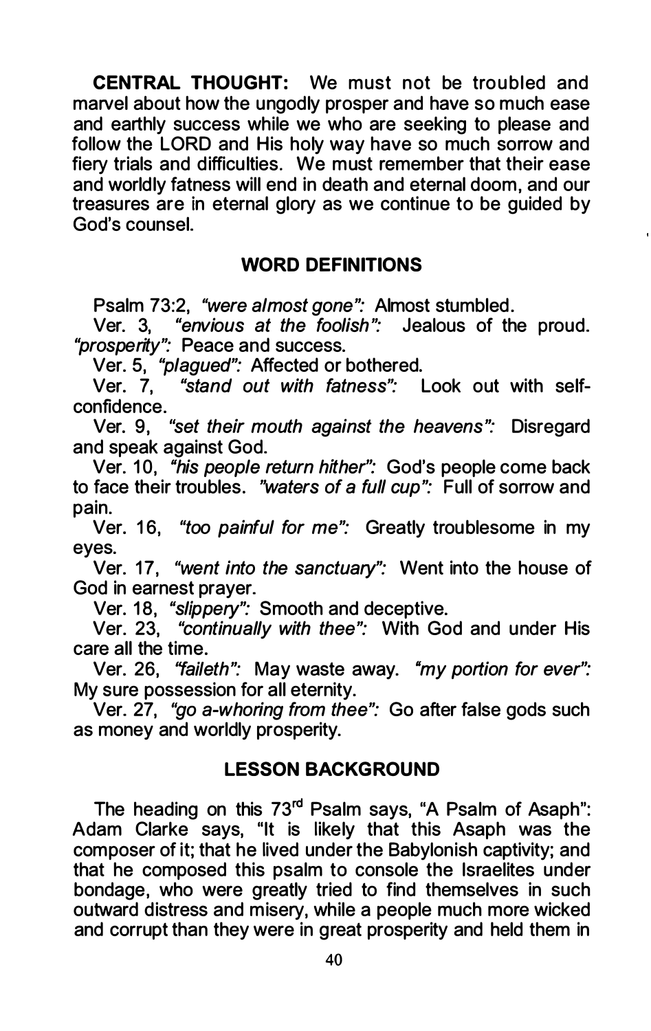**CENTRAL THOUGHT:** We must not be troubled and marvel about how the ungodly prosper and have so much ease and earthly success while we who are seeking to please and follow the LORD and His holy way have so much sorrow and fiery trials and difficulties. We must remember that their ease and worldly fatness will end in death and eternal doom, and our treasures are in eternal glory as we continue to be guided by God's counsel.

## WORD DEFINITIONS

Psalm 73:2, *"were almost gone":* Almost stumbled.

Ver. 3, *"envious at the foolish":* Jealous of the proud. *"prosperity":* Peace and success.

Ver. 5, *"plagued":* Affected or bothered.

Ver. 7, *"stand out with fatness":* Look out with self-confidence.

Ver. 9, *"set their mouth against the heavens":* Disregard and speak against God.

Ver. 10, *"his people return hither":* God's people come back to face their troubles. *"waters of a full cup":* Full of sorrow and pain.

Ver. 16, *"too painful for me":* Greatly troublesome in my eyes.

Ver. 17, *"went into the sanctuary":* Went into the house of God in earnest prayer.

Ver. 18, *"slippery":* Smooth and deceptive.

Ver. 23, *"continually with thee":* With God and under His care all the time.

Ver. 26, *"faileth":* May waste away. *"my portion for ever":* My sure possession for all eternity.

Ver. 27, *"go a-whoring from thee":* Go after false gods such as money and worldly prosperity.

## LESSON BACKGROUND

The heading on this 73rd Psalm says, "A Psalm of Asaph": Adam Clarke says, "It is likely that this Asaph was the composer of it; that he lived under the Babylonish captivity; and that he composed this psalm to console the Israelites under bondage, who were greatly tried to find themselves in such outward distress and misery, while a people much more wicked and corrupt than they were in great prosperity and held them in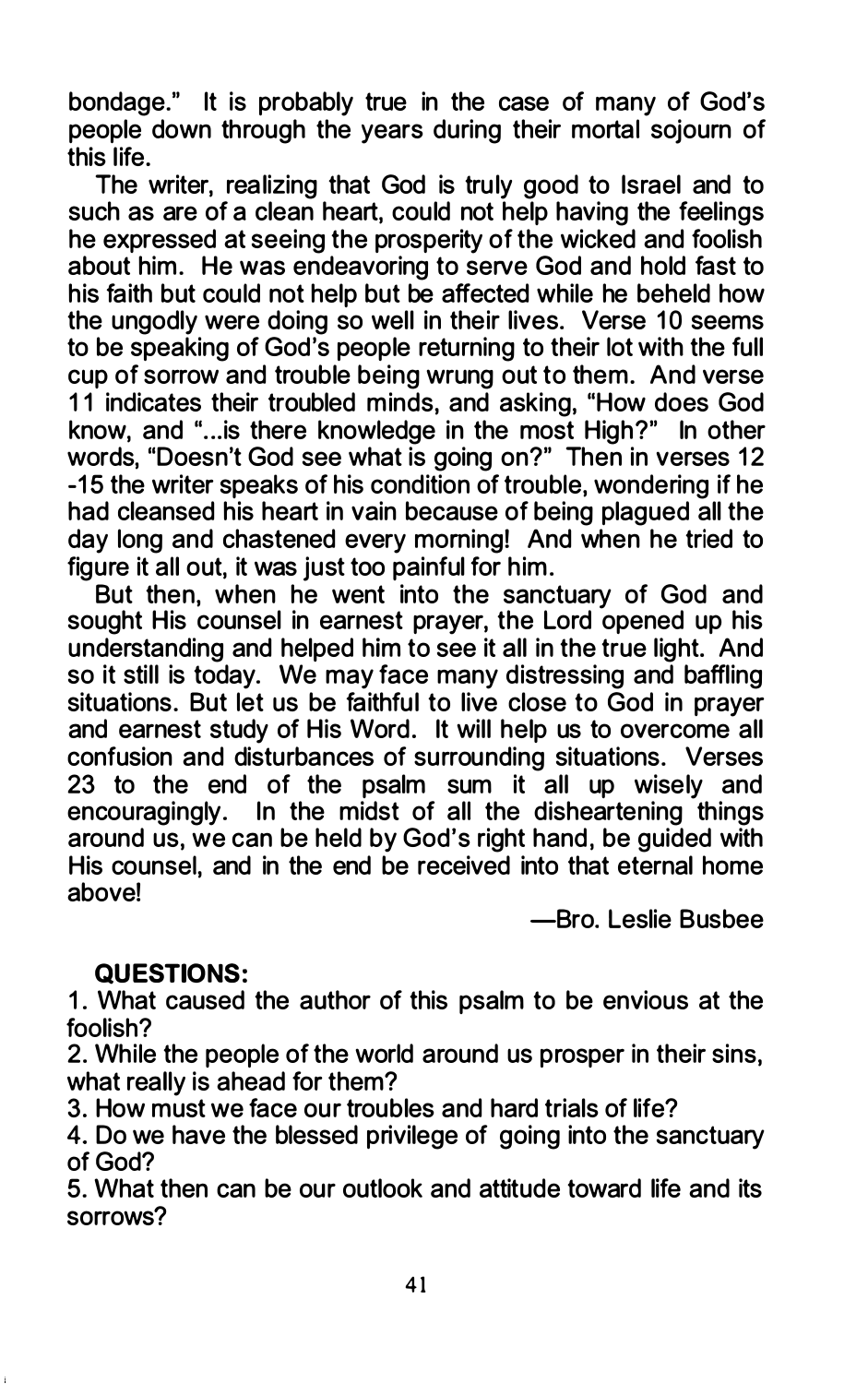bondage." It is probably true in the case of many of God's people down through the years during their mortal sojourn of this life.

The writer, realizing that God is truly good to Israel and to such as are of a clean heart, could not help having the feelings he expressed at seeing the prosperity of the wicked and foolish about him. He was endeavoring to serve God and hold fast to his faith but could not help but be affected while he beheld how the ungodly were doing so well in their lives. Verse 10 seems to be speaking of God's people returning to their lot with the full cup of sorrow and trouble being wrung out to them. And verse 11 indicates their troubled minds, and asking, "How does God know, and "...is there knowledge in the most High?" In other words, "Doesn't God see what is going on?" Then in verses 12 -15 the writer speaks of his condition of trouble, wondering if he had cleansed his heart in vain because of being plagued all the day long and chastened every morning! And when he tried to figure it all out, it was just too painful for him.

But then, when he went into the sanctuary of God and sought His counsel in earnest prayer, the Lord opened up his understanding and helped him to see it all in the true light. And so it still is today. We may face many distressing and baffling situations. But let us be faithful to live close to God in prayer and earnest study of His Word. It will help us to overcome all confusion and disturbances of surrounding situations. Verses 23 to the end of the psalm sum it all up wisely and encouragingly. In the midst of all the disheartening things around us, we can be held by God's right hand, be guided with His counsel, and in the end be received into that eternal home above!

—Bro. Leslie Busbee

**QUESTIONS:**

1. What caused the author of this psalm to be envious at the foolish?
2. While the people of the world around us prosper in their sins, what really is ahead for them?
3. How must we face our troubles and hard trials of life?
4. Do we have the blessed privilege of going into the sanctuary of God?
5. What then can be our outlook and attitude toward life and its sorrows?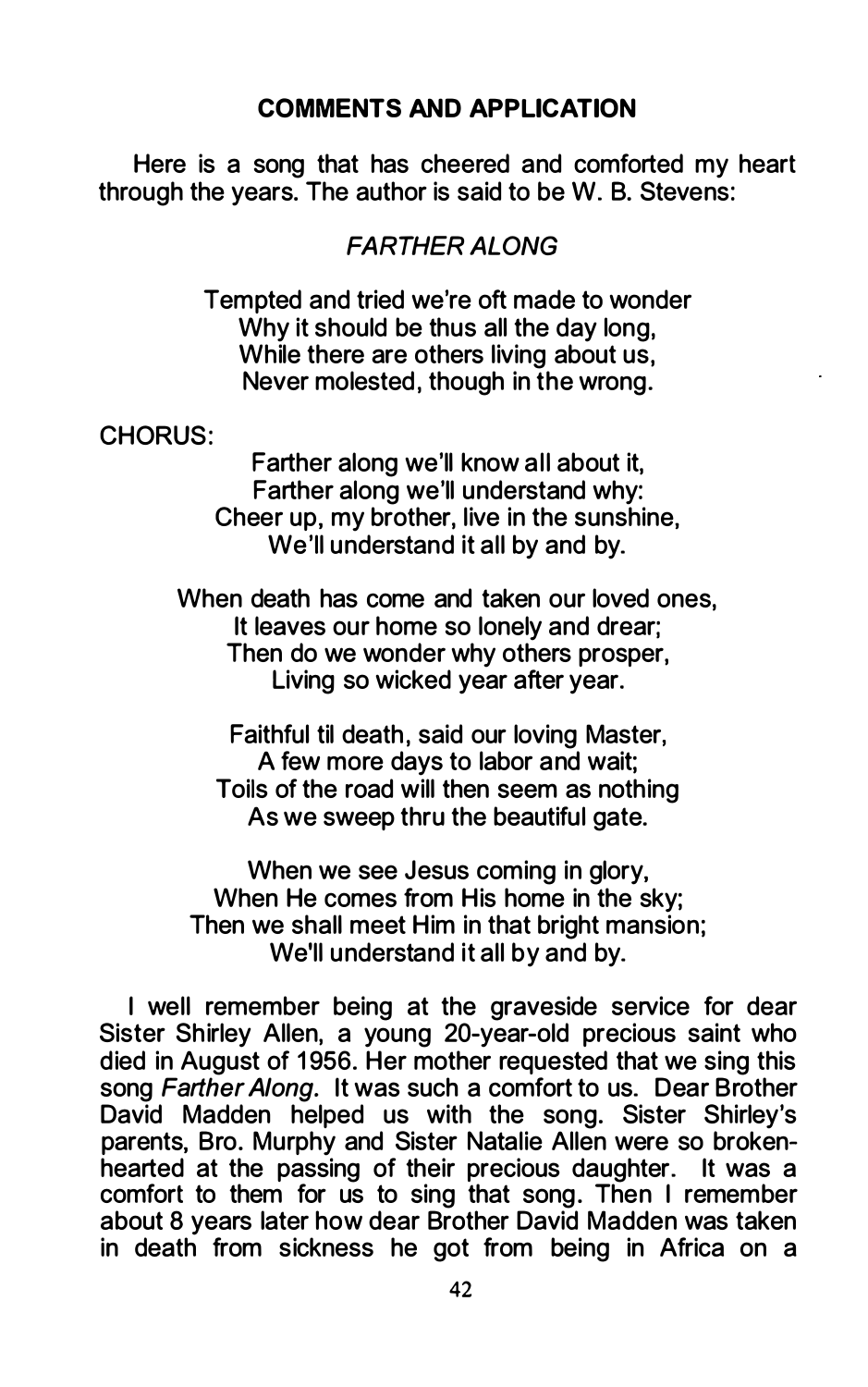## COMMENTS AND APPLICATION

Here is a song that has cheered and comforted my heart through the years. The author is said to be W. B. Stevens:

### *FARTHER ALONG*

Tempted and tried we're oft made to wonder
Why it should be thus all the day long,
While there are others living about us,
Never molested, though in the wrong.

CHORUS:

Farther along we'll know all about it,
Farther along we'll understand why:
Cheer up, my brother, live in the sunshine,
We'll understand it all by and by.

When death has come and taken our loved ones,
It leaves our home so lonely and drear;
Then do we wonder why others prosper,
Living so wicked year after year.

Faithful til death, said our loving Master,
A few more days to labor and wait;
Toils of the road will then seem as nothing
As we sweep thru the beautiful gate.

When we see Jesus coming in glory,
When He comes from His home in the sky;
Then we shall meet Him in that bright mansion;
We'll understand it all by and by.

I well remember being at the graveside service for dear Sister Shirley Allen, a young 20-year-old precious saint who died in August of 1956. Her mother requested that we sing this song *Farther Along*. It was such a comfort to us. Dear Brother David Madden helped us with the song. Sister Shirley's parents, Bro. Murphy and Sister Natalie Allen were so broken-hearted at the passing of their precious daughter. It was a comfort to them for us to sing that song. Then I remember about 8 years later how dear Brother David Madden was taken in death from sickness he got from being in Africa on a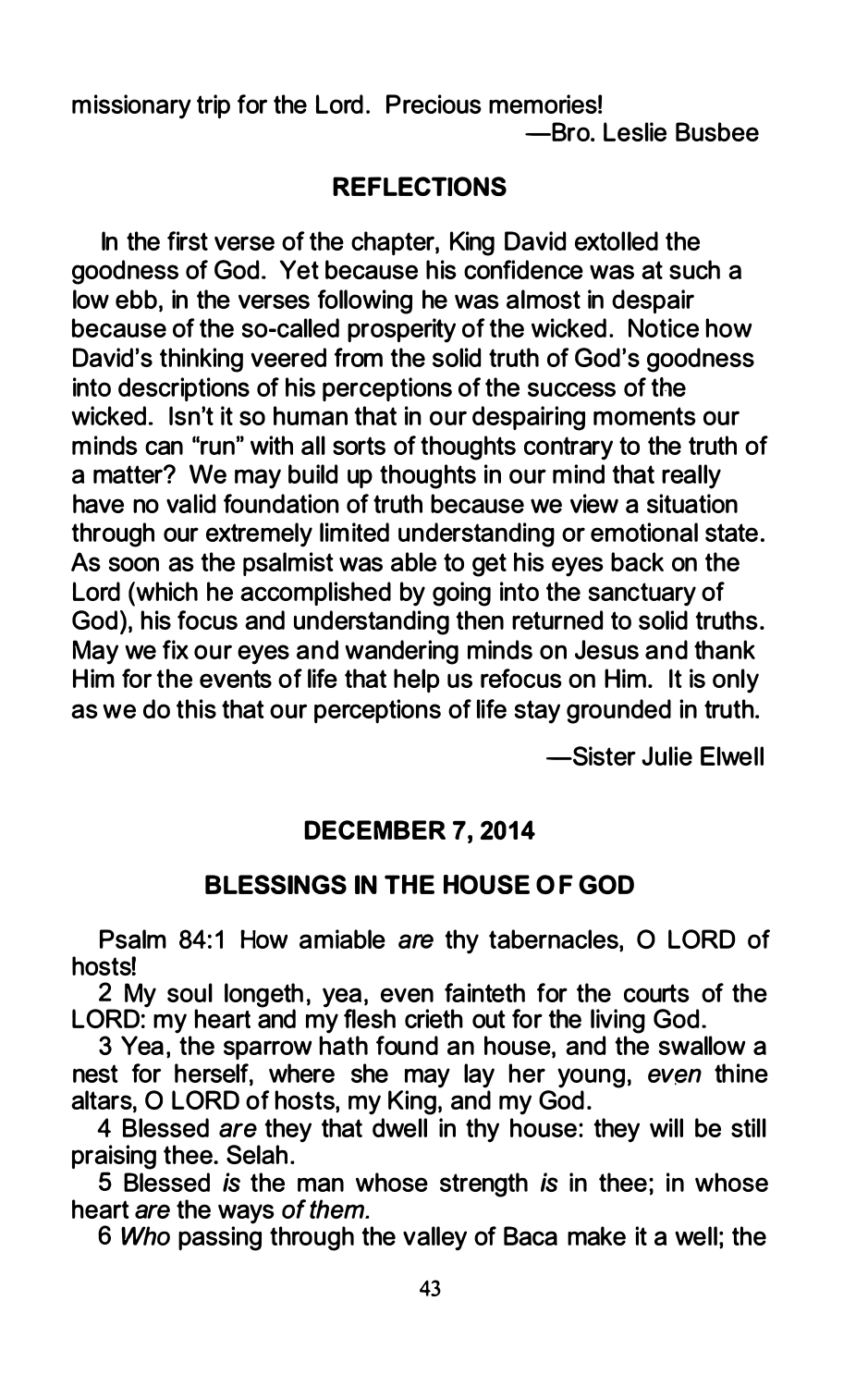missionary trip for the Lord. Precious memories!

—Bro. Leslie Busbee

## REFLECTIONS

In the first verse of the chapter, King David extolled the goodness of God. Yet because his confidence was at such a low ebb, in the verses following he was almost in despair because of the so-called prosperity of the wicked. Notice how David's thinking veered from the solid truth of God's goodness into descriptions of his perceptions of the success of the wicked. Isn't it so human that in our despairing moments our minds can "run" with all sorts of thoughts contrary to the truth of a matter? We may build up thoughts in our mind that really have no valid foundation of truth because we view a situation through our extremely limited understanding or emotional state. As soon as the psalmist was able to get his eyes back on the Lord (which he accomplished by going into the sanctuary of God), his focus and understanding then returned to solid truths. May we fix our eyes and wandering minds on Jesus and thank Him for the events of life that help us refocus on Him. It is only as we do this that our perceptions of life stay grounded in truth.

—Sister Julie Elwell

## DECEMBER 7, 2014

## BLESSINGS IN THE HOUSE OF GOD

Psalm 84:1 How amiable *are* thy tabernacles, O LORD of hosts!

2 My soul longeth, yea, even fainteth for the courts of the LORD: my heart and my flesh crieth out for the living God.

3 Yea, the sparrow hath found an house, and the swallow a nest for herself, where she may lay her young, *even* thine altars, O LORD of hosts, my King, and my God.

4 Blessed *are* they that dwell in thy house: they will be still praising thee. Selah.

5 Blessed *is* the man whose strength *is* in thee; in whose heart *are* the ways *of them.*

6 *Who* passing through the valley of Baca make it a well; the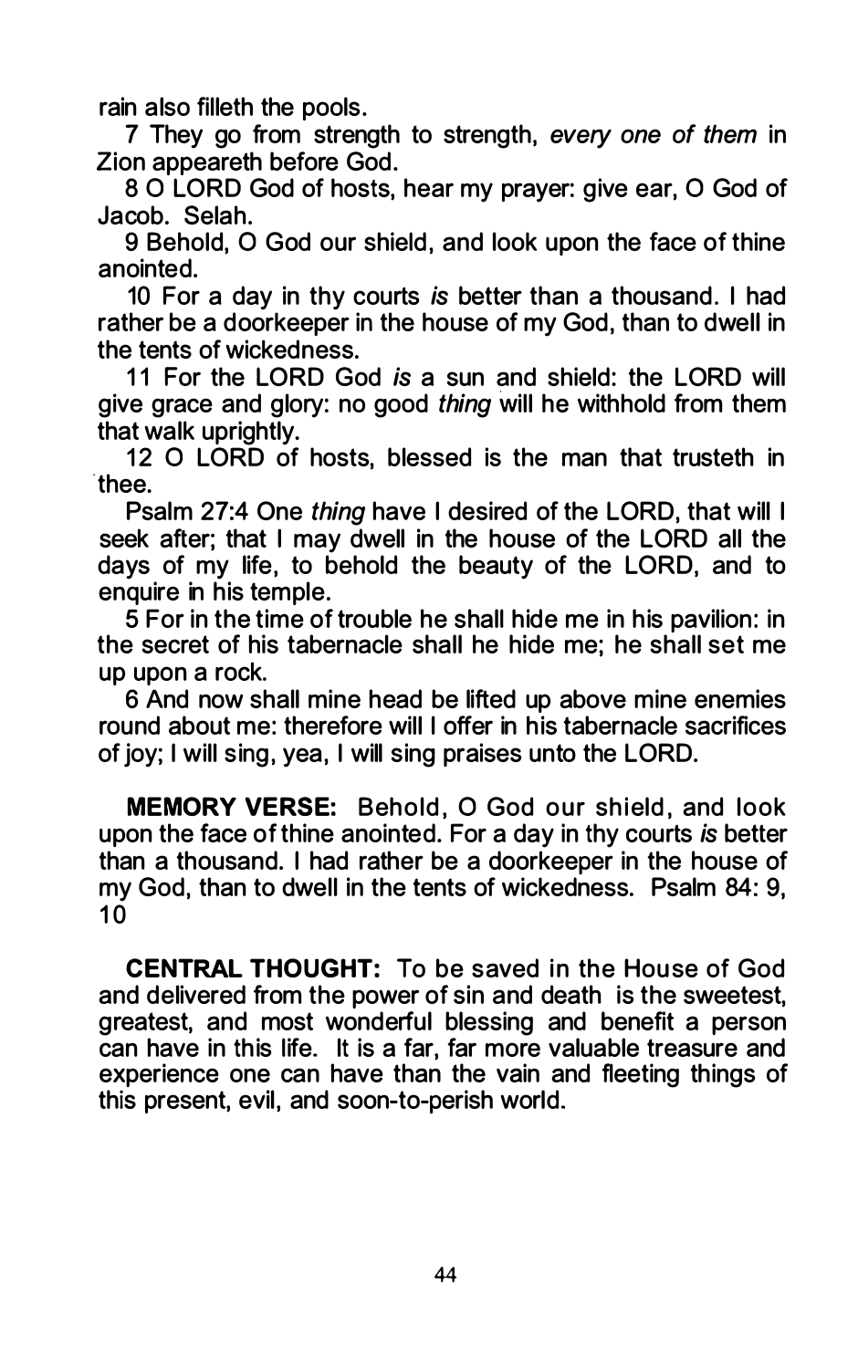rain also filleth the pools.

7 They go from strength to strength, *every one of them* in Zion appeareth before God.

8 O LORD God of hosts, hear my prayer: give ear, O God of Jacob. Selah.

9 Behold, O God our shield, and look upon the face of thine anointed.

10 For a day in thy courts *is* better than a thousand. I had rather be a doorkeeper in the house of my God, than to dwell in the tents of wickedness.

11 For the LORD God *is* a sun and shield: the LORD will give grace and glory: no good *thing* will he withhold from them that walk uprightly.

12 O LORD of hosts, blessed is the man that trusteth in thee.

Psalm 27:4 One *thing* have I desired of the LORD, that will I seek after; that I may dwell in the house of the LORD all the days of my life, to behold the beauty of the LORD, and to enquire in his temple.

5 For in the time of trouble he shall hide me in his pavilion: in the secret of his tabernacle shall he hide me; he shall set me up upon a rock.

6 And now shall mine head be lifted up above mine enemies round about me: therefore will I offer in his tabernacle sacrifices of joy; I will sing, yea, I will sing praises unto the LORD.

**MEMORY VERSE:** Behold, O God our shield, and look upon the face of thine anointed. For a day in thy courts *is* better than a thousand. I had rather be a doorkeeper in the house of my God, than to dwell in the tents of wickedness. Psalm 84: 9, 10

**CENTRAL THOUGHT:** To be saved in the House of God and delivered from the power of sin and death is the sweetest, greatest, and most wonderful blessing and benefit a person can have in this life. It is a far, far more valuable treasure and experience one can have than the vain and fleeting things of this present, evil, and soon-to-perish world.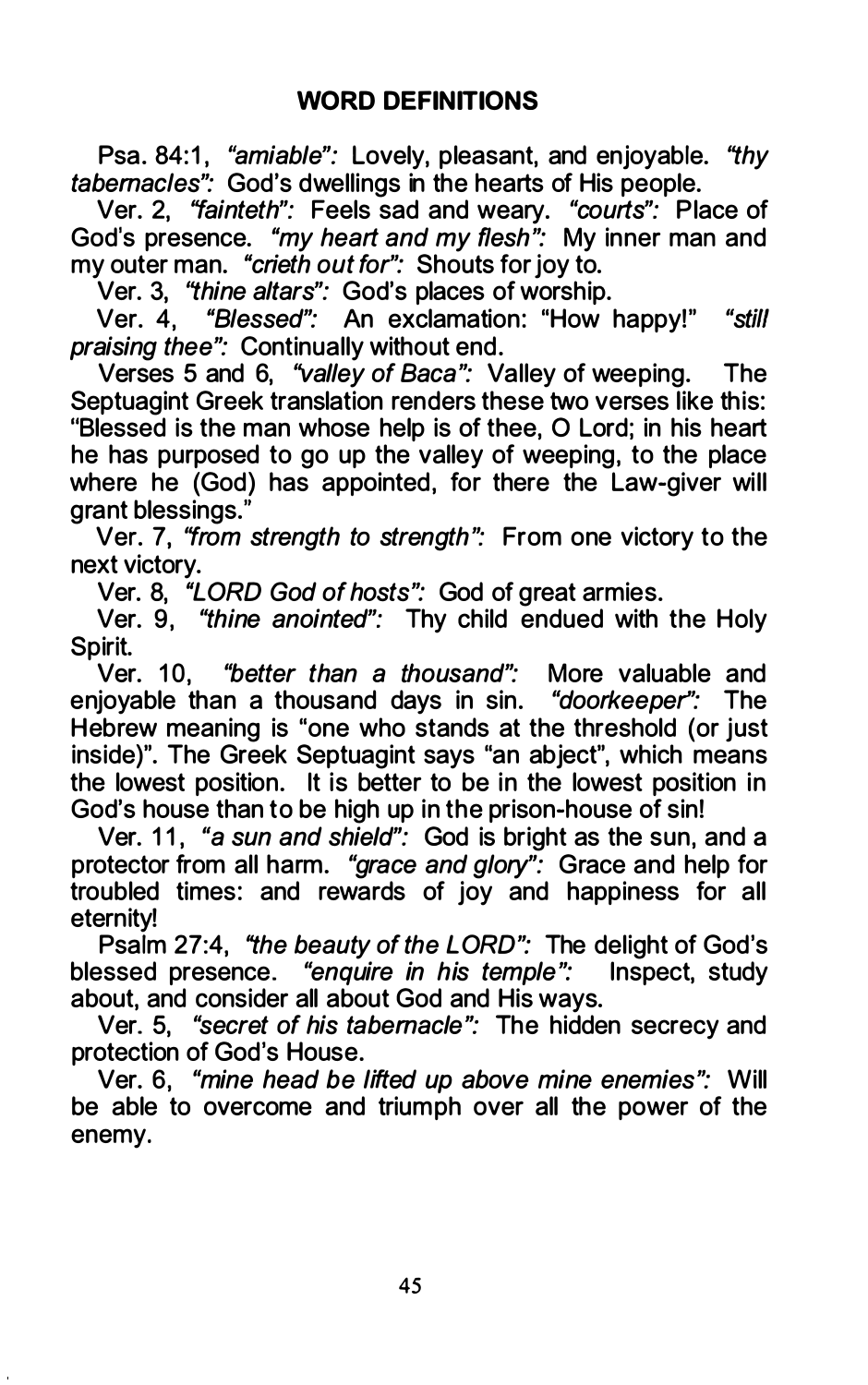## WORD DEFINITIONS

Psa. 84:1, *"amiable":* Lovely, pleasant, and enjoyable. *"thy tabernacles":* God's dwellings in the hearts of His people.

Ver. 2, *"fainteth":* Feels sad and weary. *"courts":* Place of God's presence. *"my heart and my flesh":* My inner man and my outer man. *"crieth out for":* Shouts for joy to.

Ver. 3, *"thine altars":* God's places of worship.

Ver. 4, *"Blessed":* An exclamation: "How happy!" *"still praising thee":* Continually without end.

Verses 5 and 6, *"valley of Baca":* Valley of weeping. The Septuagint Greek translation renders these two verses like this: "Blessed is the man whose help is of thee, O Lord; in his heart he has purposed to go up the valley of weeping, to the place where he (God) has appointed, for there the Law-giver will grant blessings."

Ver. 7, *"from strength to strength":* From one victory to the next victory.

Ver. 8, *"LORD God of hosts":* God of great armies.

Ver. 9, *"thine anointed":* Thy child endued with the Holy Spirit.

Ver. 10, *"better than a thousand":* More valuable and enjoyable than a thousand days in sin. *"doorkeeper":* The Hebrew meaning is "one who stands at the threshold (or just inside)". The Greek Septuagint says "an abject", which means the lowest position. It is better to be in the lowest position in God's house than to be high up in the prison-house of sin!

Ver. 11, *"a sun and shield":* God is bright as the sun, and a protector from all harm. *"grace and glory":* Grace and help for troubled times: and rewards of joy and happiness for all eternity!

Psalm 27:4, *"the beauty of the LORD":* The delight of God's blessed presence. *"enquire in his temple":* Inspect, study about, and consider all about God and His ways.

Ver. 5, *"secret of his tabernacle":* The hidden secrecy and protection of God's House.

Ver. 6, *"mine head be lifted up above mine enemies":* Will be able to overcome and triumph over all the power of the enemy.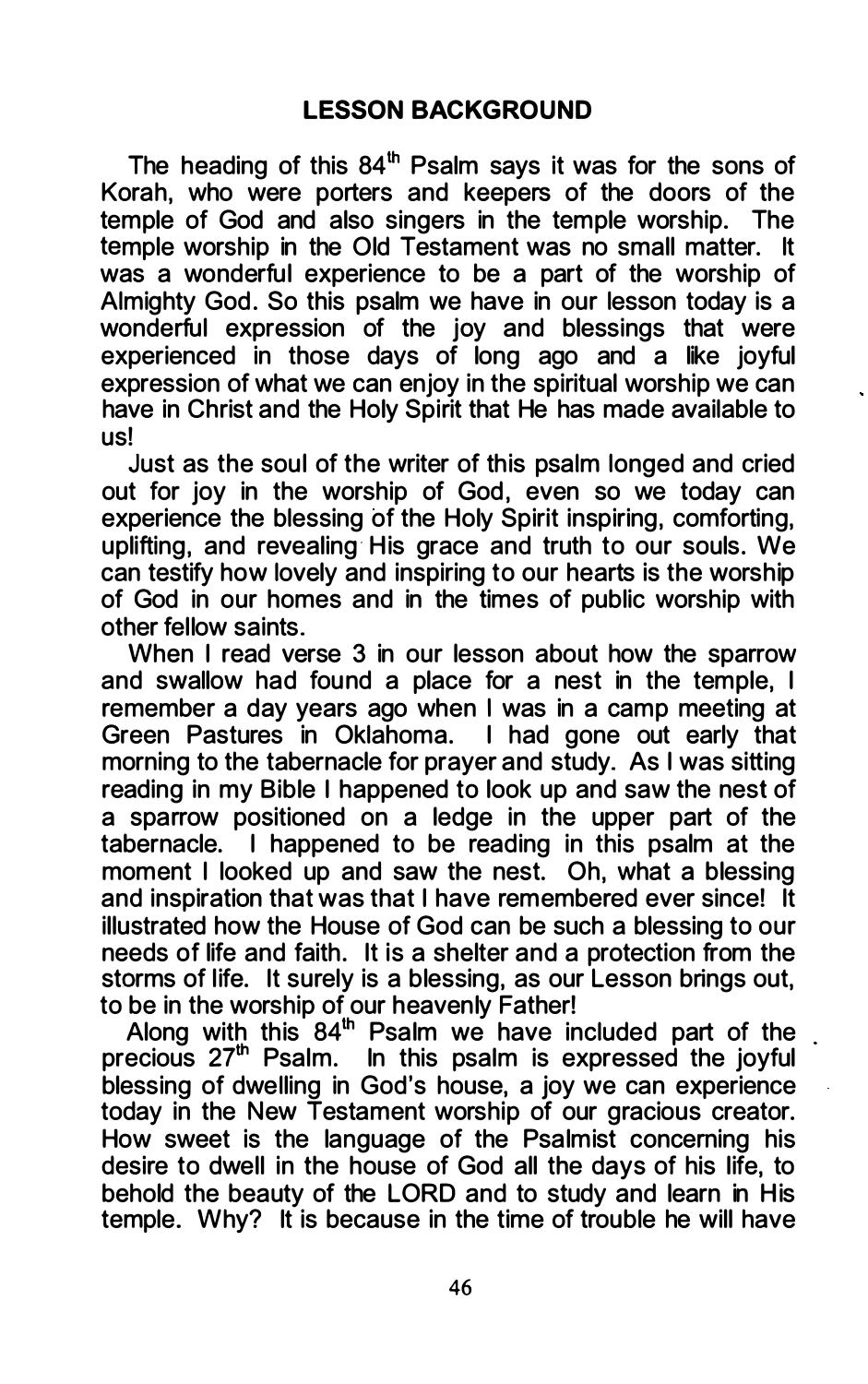## LESSON BACKGROUND

The heading of this 84th Psalm says it was for the sons of Korah, who were porters and keepers of the doors of the temple of God and also singers in the temple worship. The temple worship in the Old Testament was no small matter. It was a wonderful experience to be a part of the worship of Almighty God. So this psalm we have in our lesson today is a wonderful expression of the joy and blessings that were experienced in those days of long ago and a like joyful expression of what we can enjoy in the spiritual worship we can have in Christ and the Holy Spirit that He has made available to us!

Just as the soul of the writer of this psalm longed and cried out for joy in the worship of God, even so we today can experience the blessing of the Holy Spirit inspiring, comforting, uplifting, and revealing His grace and truth to our souls. We can testify how lovely and inspiring to our hearts is the worship of God in our homes and in the times of public worship with other fellow saints.

When I read verse 3 in our lesson about how the sparrow and swallow had found a place for a nest in the temple, I remember a day years ago when I was in a camp meeting at Green Pastures in Oklahoma. I had gone out early that morning to the tabernacle for prayer and study. As I was sitting reading in my Bible I happened to look up and saw the nest of a sparrow positioned on a ledge in the upper part of the tabernacle. I happened to be reading in this psalm at the moment I looked up and saw the nest. Oh, what a blessing and inspiration that was that I have remembered ever since! It illustrated how the House of God can be such a blessing to our needs of life and faith. It is a shelter and a protection from the storms of life. It surely is a blessing, as our Lesson brings out, to be in the worship of our heavenly Father!

Along with this 84th Psalm we have included part of the precious 27th Psalm. In this psalm is expressed the joyful blessing of dwelling in God's house, a joy we can experience today in the New Testament worship of our gracious creator. How sweet is the language of the Psalmist concerning his desire to dwell in the house of God all the days of his life, to behold the beauty of the LORD and to study and learn in His temple. Why? It is because in the time of trouble he will have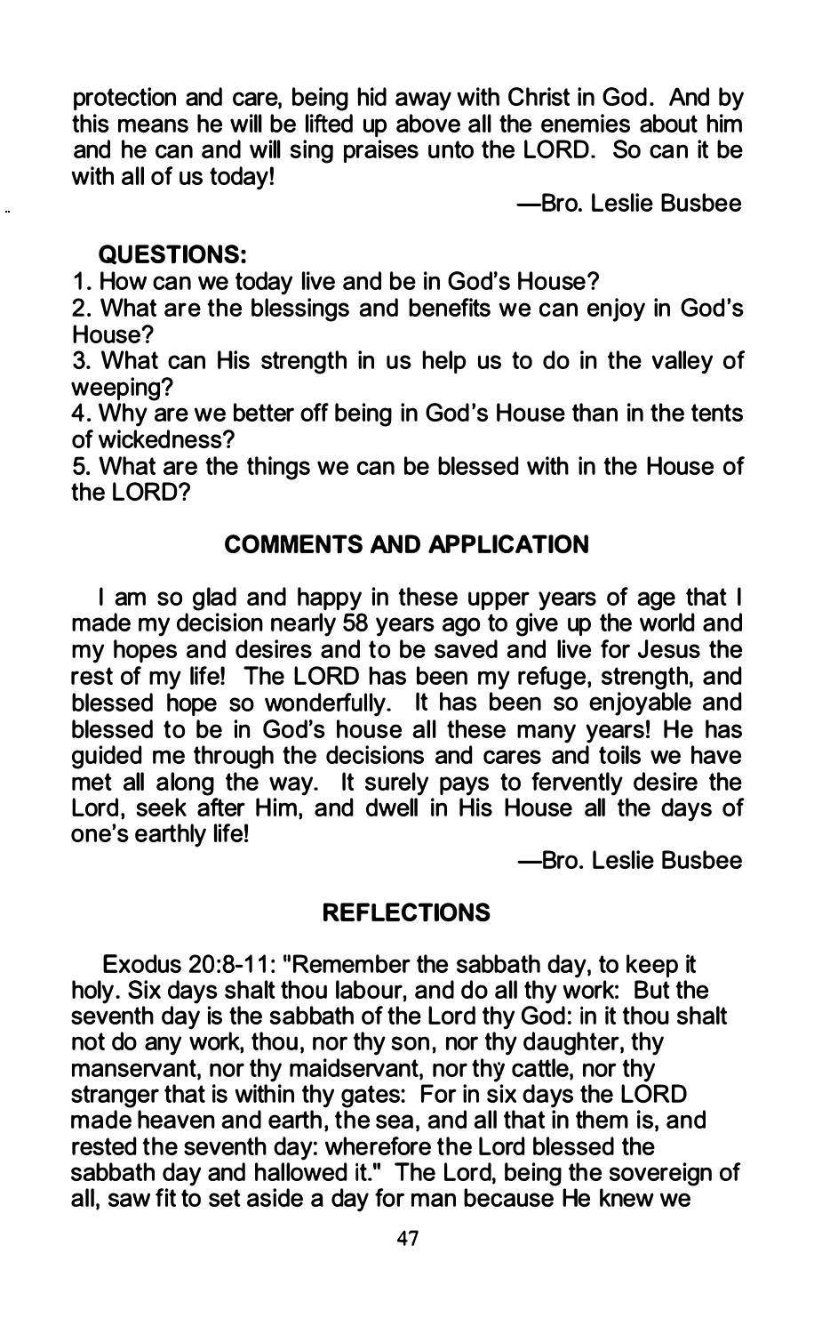protection and care, being hid away with Christ in God. And by this means he will be lifted up above all the enemies about him and he can and will sing praises unto the LORD. So can it be with all of us today!

—Bro. Leslie Busbee

**QUESTIONS:**

1. How can we today live and be in God's House?
2. What are the blessings and benefits we can enjoy in God's House?
3. What can His strength in us help us to do in the valley of weeping?
4. Why are we better off being in God's House than in the tents of wickedness?
5. What are the things we can be blessed with in the House of the LORD?

## COMMENTS AND APPLICATION

I am so glad and happy in these upper years of age that I made my decision nearly 58 years ago to give up the world and my hopes and desires and to be saved and live for Jesus the rest of my life! The LORD has been my refuge, strength, and blessed hope so wonderfully. It has been so enjoyable and blessed to be in God's house all these many years! He has guided me through the decisions and cares and toils we have met all along the way. It surely pays to fervently desire the Lord, seek after Him, and dwell in His House all the days of one's earthly life!

—Bro. Leslie Busbee

## REFLECTIONS

Exodus 20:8-11: "Remember the sabbath day, to keep it holy. Six days shalt thou labour, and do all thy work: But the seventh day is the sabbath of the Lord thy God: in it thou shalt not do any work, thou, nor thy son, nor thy daughter, thy manservant, nor thy maidservant, nor thy cattle, nor thy stranger that is within thy gates: For in six days the LORD made heaven and earth, the sea, and all that in them is, and rested the seventh day: wherefore the Lord blessed the sabbath day and hallowed it." The Lord, being the sovereign of all, saw fit to set aside a day for man because He knew we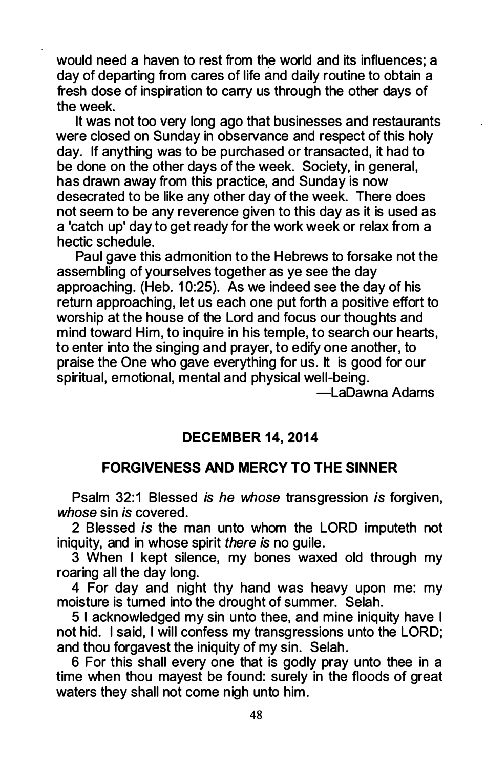would need a haven to rest from the world and its influences; a day of departing from cares of life and daily routine to obtain a fresh dose of inspiration to carry us through the other days of the week.

It was not too very long ago that businesses and restaurants were closed on Sunday in observance and respect of this holy day. If anything was to be purchased or transacted, it had to be done on the other days of the week. Society, in general, has drawn away from this practice, and Sunday is now desecrated to be like any other day of the week. There does not seem to be any reverence given to this day as it is used as a 'catch up' day to get ready for the work week or relax from a hectic schedule.

Paul gave this admonition to the Hebrews to forsake not the assembling of yourselves together as ye see the day approaching. (Heb. 10:25). As we indeed see the day of his return approaching, let us each one put forth a positive effort to worship at the house of the Lord and focus our thoughts and mind toward Him, to inquire in his temple, to search our hearts, to enter into the singing and prayer, to edify one another, to praise the One who gave everything for us. It is good for our spiritual, emotional, mental and physical well-being.

—LaDawna Adams

## DECEMBER 14, 2014

## FORGIVENESS AND MERCY TO THE SINNER

Psalm 32:1 Blessed *is he whose* transgression *is* forgiven, *whose* sin *is* covered.

2 Blessed *is* the man unto whom the LORD imputeth not iniquity, and in whose spirit *there is* no guile.

3 When I kept silence, my bones waxed old through my roaring all the day long.

4 For day and night thy hand was heavy upon me: my moisture is turned into the drought of summer. Selah.

5 I acknowledged my sin unto thee, and mine iniquity have I not hid. I said, I will confess my transgressions unto the LORD; and thou forgavest the iniquity of my sin. Selah.

6 For this shall every one that is godly pray unto thee in a time when thou mayest be found: surely in the floods of great waters they shall not come nigh unto him.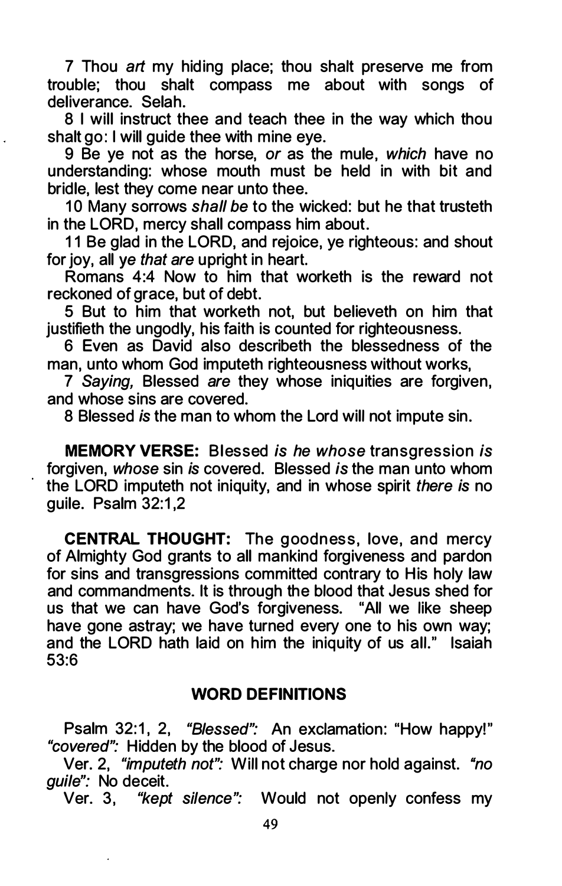7 Thou *art* my hiding place; thou shalt preserve me from trouble; thou shalt compass me about with songs of deliverance. Selah.

8 I will instruct thee and teach thee in the way which thou shalt go: I will guide thee with mine eye.

9 Be ye not as the horse, *or* as the mule, *which* have no understanding: whose mouth must be held in with bit and bridle, lest they come near unto thee.

10 Many sorrows *shall be* to the wicked: but he that trusteth in the LORD, mercy shall compass him about.

11 Be glad in the LORD, and rejoice, ye righteous: and shout for joy, all ye *that are* upright in heart.

Romans 4:4 Now to him that worketh is the reward not reckoned of grace, but of debt.

5 But to him that worketh not, but believeth on him that justifieth the ungodly, his faith is counted for righteousness.

6 Even as David also describeth the blessedness of the man, unto whom God imputeth righteousness without works,

7 *Saying,* Blessed *are* they whose iniquities are forgiven, and whose sins are covered.

8 Blessed *is* the man to whom the Lord will not impute sin.

**MEMORY VERSE:** Blessed *is he whose* transgression *is* forgiven, *whose* sin *is* covered. Blessed *is* the man unto whom the LORD imputeth not iniquity, and in whose spirit *there is* no guile. Psalm 32:1,2

**CENTRAL THOUGHT:** The goodness, love, and mercy of Almighty God grants to all mankind forgiveness and pardon for sins and transgressions committed contrary to His holy law and commandments. It is through the blood that Jesus shed for us that we can have God's forgiveness. "All we like sheep have gone astray; we have turned every one to his own way; and the LORD hath laid on him the iniquity of us all." Isaiah 53:6

## WORD DEFINITIONS

Psalm 32:1, 2, *"Blessed":* An exclamation: "How happy!" *"covered":* Hidden by the blood of Jesus.

Ver. 2, *"imputeth not":* Will not charge nor hold against. *"no guile":* No deceit.

Ver. 3, *"kept silence":* Would not openly confess my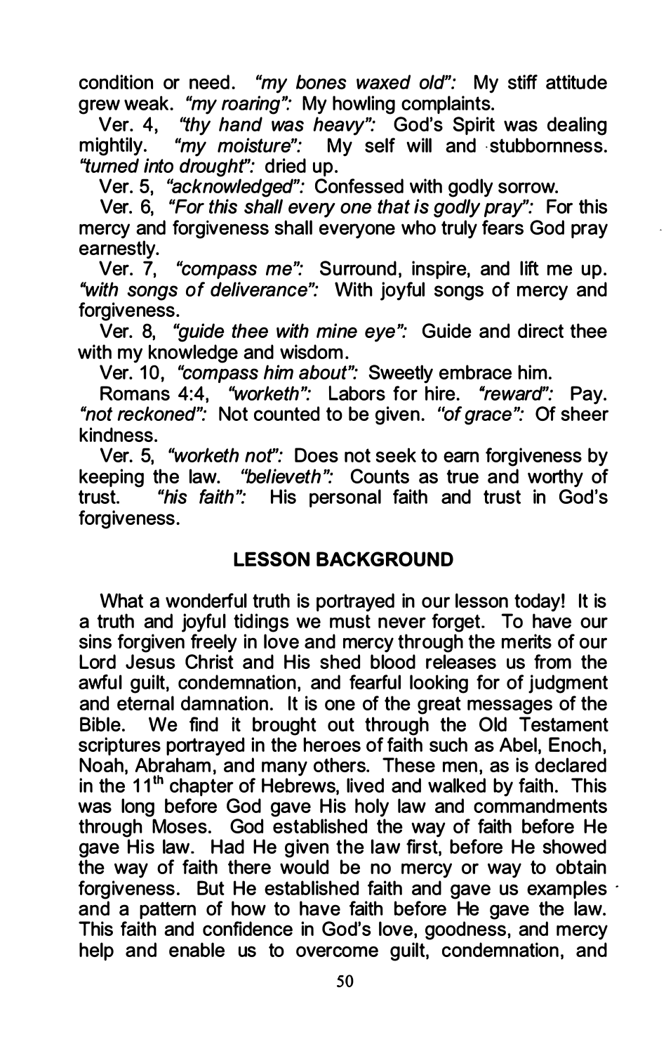condition or need. *"my bones waxed old":* My stiff attitude grew weak. *"my roaring":* My howling complaints.

Ver. 4, *"thy hand was heavy":* God's Spirit was dealing mightily. *"my moisture":* My self will and stubbornness. *"turned into drought":* dried up.

Ver. 5, *"acknowledged":* Confessed with godly sorrow.

Ver. 6, *"For this shall every one that is godly pray":* For this mercy and forgiveness shall everyone who truly fears God pray earnestly.

Ver. 7, *"compass me":* Surround, inspire, and lift me up. *"with songs of deliverance":* With joyful songs of mercy and forgiveness.

Ver. 8, *"guide thee with mine eye":* Guide and direct thee with my knowledge and wisdom.

Ver. 10, *"compass him about":* Sweetly embrace him.

Romans 4:4, *"worketh":* Labors for hire. *"reward":* Pay. *"not reckoned":* Not counted to be given. *"of grace":* Of sheer kindness.

Ver. 5, *"worketh not":* Does not seek to earn forgiveness by keeping the law. *"believeth":* Counts as true and worthy of trust. *"his faith":* His personal faith and trust in God's forgiveness.

## LESSON BACKGROUND

What a wonderful truth is portrayed in our lesson today! It is a truth and joyful tidings we must never forget. To have our sins forgiven freely in love and mercy through the merits of our Lord Jesus Christ and His shed blood releases us from the awful guilt, condemnation, and fearful looking for of judgment and eternal damnation. It is one of the great messages of the Bible. We find it brought out through the Old Testament scriptures portrayed in the heroes of faith such as Abel, Enoch, Noah, Abraham, and many others. These men, as is declared in the 11th chapter of Hebrews, lived and walked by faith. This was long before God gave His holy law and commandments through Moses. God established the way of faith before He gave His law. Had He given the law first, before He showed the way of faith there would be no mercy or way to obtain forgiveness. But He established faith and gave us examples and a pattern of how to have faith before He gave the law. This faith and confidence in God's love, goodness, and mercy help and enable us to overcome guilt, condemnation, and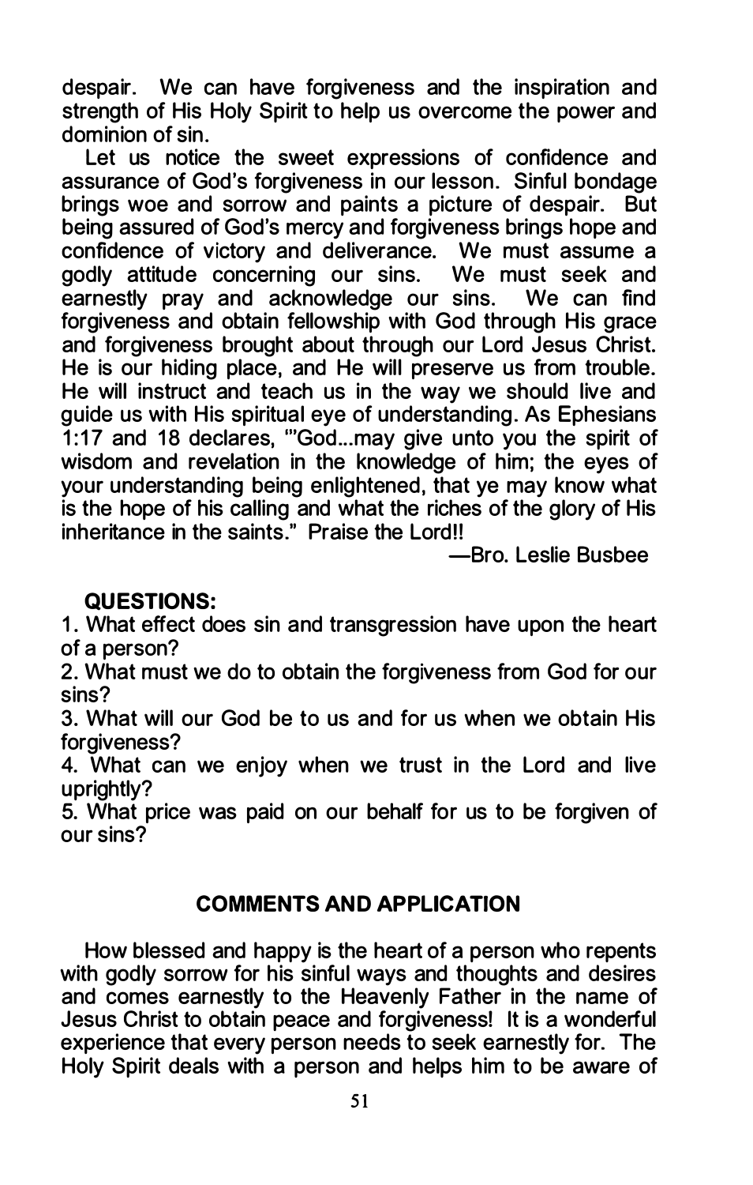despair. We can have forgiveness and the inspiration and strength of His Holy Spirit to help us overcome the power and dominion of sin.

Let us notice the sweet expressions of confidence and assurance of God's forgiveness in our lesson. Sinful bondage brings woe and sorrow and paints a picture of despair. But being assured of God's mercy and forgiveness brings hope and confidence of victory and deliverance. We must assume a godly attitude concerning our sins. We must seek and earnestly pray and acknowledge our sins. We can find forgiveness and obtain fellowship with God through His grace and forgiveness brought about through our Lord Jesus Christ. He is our hiding place, and He will preserve us from trouble. He will instruct and teach us in the way we should live and guide us with His spiritual eye of understanding. As Ephesians 1:17 and 18 declares, '"God...may give unto you the spirit of wisdom and revelation in the knowledge of him; the eyes of your understanding being enlightened, that ye may know what is the hope of his calling and what the riches of the glory of His inheritance in the saints." Praise the Lord!!

—Bro. Leslie Busbee

**QUESTIONS:**

1. What effect does sin and transgression have upon the heart of a person?
2. What must we do to obtain the forgiveness from God for our sins?
3. What will our God be to us and for us when we obtain His forgiveness?
4. What can we enjoy when we trust in the Lord and live uprightly?
5. What price was paid on our behalf for us to be forgiven of our sins?

## COMMENTS AND APPLICATION

How blessed and happy is the heart of a person who repents with godly sorrow for his sinful ways and thoughts and desires and comes earnestly to the Heavenly Father in the name of Jesus Christ to obtain peace and forgiveness! It is a wonderful experience that every person needs to seek earnestly for. The Holy Spirit deals with a person and helps him to be aware of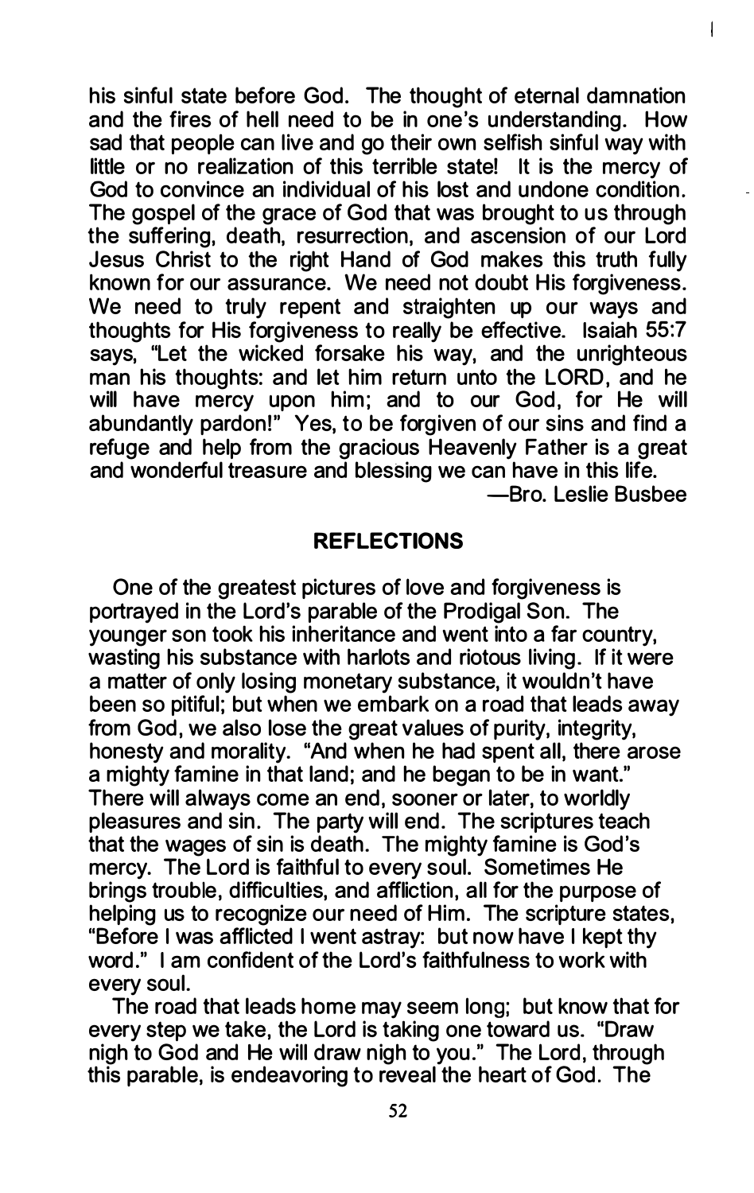his sinful state before God. The thought of eternal damnation and the fires of hell need to be in one's understanding. How sad that people can live and go their own selfish sinful way with little or no realization of this terrible state! It is the mercy of God to convince an individual of his lost and undone condition. The gospel of the grace of God that was brought to us through the suffering, death, resurrection, and ascension of our Lord Jesus Christ to the right Hand of God makes this truth fully known for our assurance. We need not doubt His forgiveness. We need to truly repent and straighten up our ways and thoughts for His forgiveness to really be effective. Isaiah 55:7 says, "Let the wicked forsake his way, and the unrighteous man his thoughts: and let him return unto the LORD, and he will have mercy upon him; and to our God, for He will abundantly pardon!" Yes, to be forgiven of our sins and find a refuge and help from the gracious Heavenly Father is a great and wonderful treasure and blessing we can have in this life.

—Bro. Leslie Busbee

## REFLECTIONS

One of the greatest pictures of love and forgiveness is portrayed in the Lord's parable of the Prodigal Son. The younger son took his inheritance and went into a far country, wasting his substance with harlots and riotous living. If it were a matter of only losing monetary substance, it wouldn't have been so pitiful; but when we embark on a road that leads away from God, we also lose the great values of purity, integrity, honesty and morality. "And when he had spent all, there arose a mighty famine in that land; and he began to be in want." There will always come an end, sooner or later, to worldly pleasures and sin. The party will end. The scriptures teach that the wages of sin is death. The mighty famine is God's mercy. The Lord is faithful to every soul. Sometimes He brings trouble, difficulties, and affliction, all for the purpose of helping us to recognize our need of Him. The scripture states, "Before I was afflicted I went astray: but now have I kept thy word." I am confident of the Lord's faithfulness to work with every soul.

The road that leads home may seem long; but know that for every step we take, the Lord is taking one toward us. "Draw nigh to God and He will draw nigh to you." The Lord, through this parable, is endeavoring to reveal the heart of God. The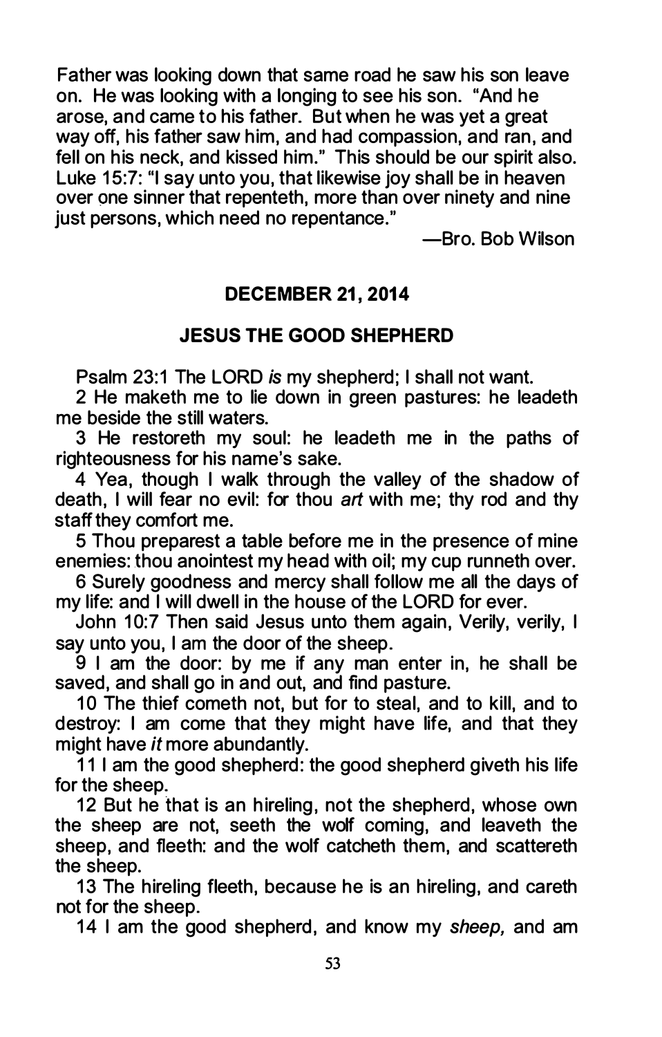Father was looking down that same road he saw his son leave on. He was looking with a longing to see his son. "And he arose, and came to his father. But when he was yet a great way off, his father saw him, and had compassion, and ran, and fell on his neck, and kissed him." This should be our spirit also. Luke 15:7: "I say unto you, that likewise joy shall be in heaven over one sinner that repenteth, more than over ninety and nine just persons, which need no repentance."

—Bro. Bob Wilson

## DECEMBER 21, 2014

## JESUS THE GOOD SHEPHERD

Psalm 23:1 The LORD *is* my shepherd; I shall not want.

2 He maketh me to lie down in green pastures: he leadeth me beside the still waters.

3 He restoreth my soul: he leadeth me in the paths of righteousness for his name's sake.

4 Yea, though I walk through the valley of the shadow of death, I will fear no evil: for thou *art* with me; thy rod and thy staff they comfort me.

5 Thou preparest a table before me in the presence of mine enemies: thou anointest my head with oil; my cup runneth over.

6 Surely goodness and mercy shall follow me all the days of my life: and I will dwell in the house of the LORD for ever.

John 10:7 Then said Jesus unto them again, Verily, verily, I say unto you, I am the door of the sheep.

9 I am the door: by me if any man enter in, he shall be saved, and shall go in and out, and find pasture.

10 The thief cometh not, but for to steal, and to kill, and to destroy: I am come that they might have life, and that they might have *it* more abundantly.

11 I am the good shepherd: the good shepherd giveth his life for the sheep.

12 But he that is an hireling, not the shepherd, whose own the sheep are not, seeth the wolf coming, and leaveth the sheep, and fleeth: and the wolf catcheth them, and scattereth the sheep.

13 The hireling fleeth, because he is an hireling, and careth not for the sheep.

14 I am the good shepherd, and know my *sheep,* and am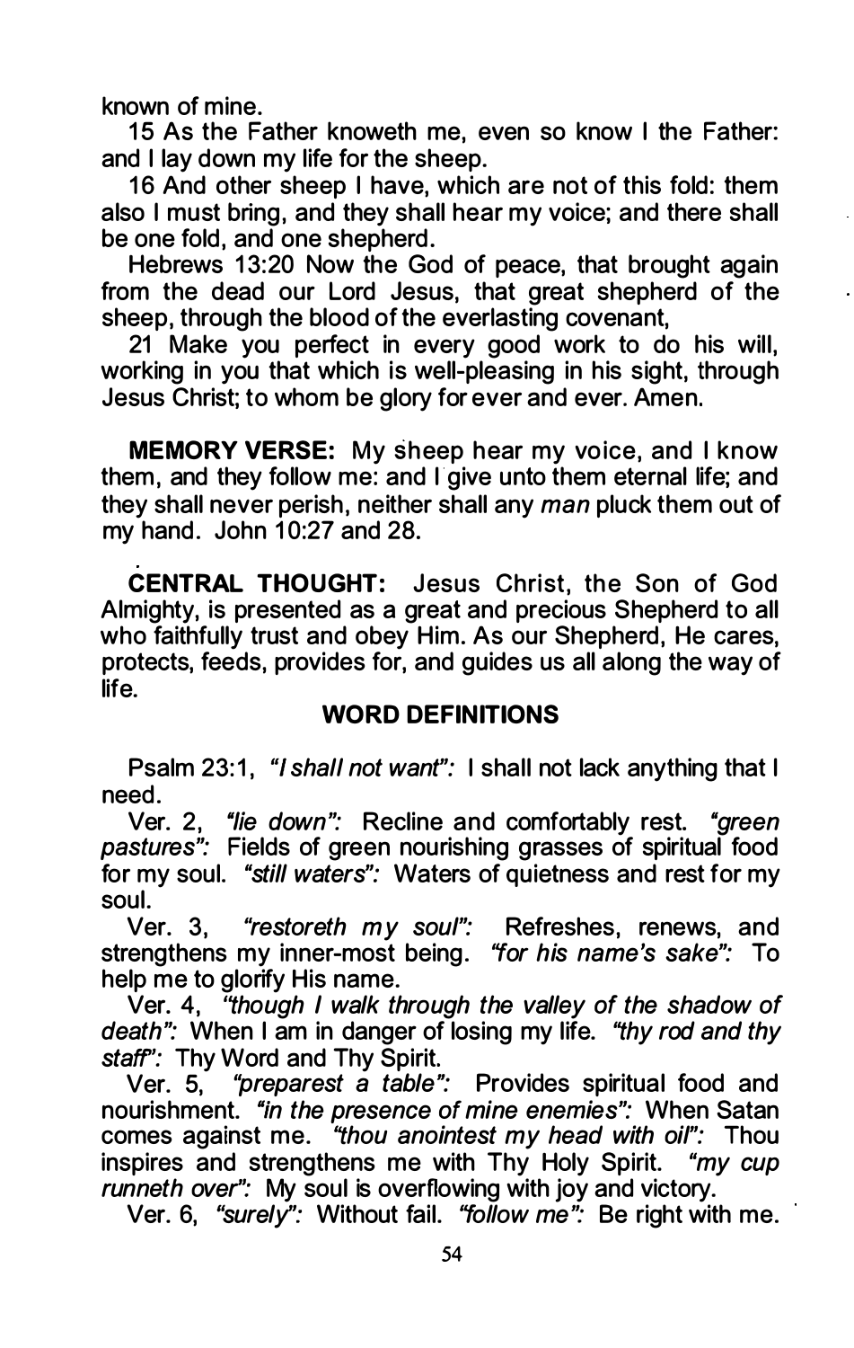known of mine.

15 As the Father knoweth me, even so know I the Father: and I lay down my life for the sheep.

16 And other sheep I have, which are not of this fold: them also I must bring, and they shall hear my voice; and there shall be one fold, and one shepherd.

Hebrews 13:20 Now the God of peace, that brought again from the dead our Lord Jesus, that great shepherd of the sheep, through the blood of the everlasting covenant,

21 Make you perfect in every good work to do his will, working in you that which is well-pleasing in his sight, through Jesus Christ; to whom be glory for ever and ever. Amen.

**MEMORY VERSE:** My sheep hear my voice, and I know them, and they follow me: and I give unto them eternal life; and they shall never perish, neither shall any *man* pluck them out of my hand. John 10:27 and 28.

**CENTRAL THOUGHT:** Jesus Christ, the Son of God Almighty, is presented as a great and precious Shepherd to all who faithfully trust and obey Him. As our Shepherd, He cares, protects, feeds, provides for, and guides us all along the way of life.

## WORD DEFINITIONS

Psalm 23:1, *"I shall not want":* I shall not lack anything that I need.

Ver. 2, *"lie down":* Recline and comfortably rest. *"green pastures":* Fields of green nourishing grasses of spiritual food for my soul. *"still waters":* Waters of quietness and rest for my soul.

Ver. 3, *"restoreth my soul":* Refreshes, renews, and strengthens my inner-most being. *"for his name's sake":* To help me to glorify His name.

Ver. 4, *"though I walk through the valley of the shadow of death":* When I am in danger of losing my life. *"thy rod and thy staff":* Thy Word and Thy Spirit.

Ver. 5, *"preparest a table":* Provides spiritual food and nourishment. *"in the presence of mine enemies":* When Satan comes against me. *"thou anointest my head with oil":* Thou inspires and strengthens me with Thy Holy Spirit. *"my cup runneth over":* My soul is overflowing with joy and victory.

Ver. 6, *"surely":* Without fail. *"follow me":* Be right with me.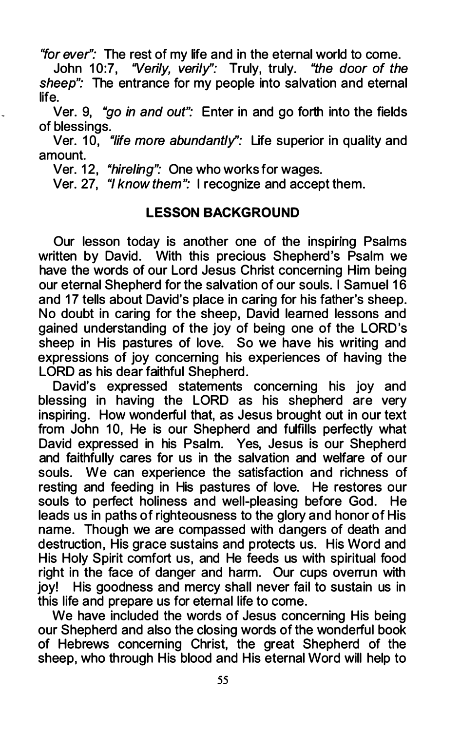*"for ever":* The rest of my life and in the eternal world to come.

John 10:7, *"Verily, verily":* Truly, truly. *"the door of the sheep":* The entrance for my people into salvation and eternal life.

Ver. 9, *"go in and out":* Enter in and go forth into the fields of blessings.

Ver. 10, *"life more abundantly":* Life superior in quality and amount.

Ver. 12, *"hireling":* One who works for wages.

Ver. 27, *"I know them":* I recognize and accept them.

## LESSON BACKGROUND

Our lesson today is another one of the inspiring Psalms written by David. With this precious Shepherd's Psalm we have the words of our Lord Jesus Christ concerning Him being our eternal Shepherd for the salvation of our souls. I Samuel 16 and 17 tells about David's place in caring for his father's sheep. No doubt in caring for the sheep, David learned lessons and gained understanding of the joy of being one of the LORD's sheep in His pastures of love. So we have his writing and expressions of joy concerning his experiences of having the LORD as his dear faithful Shepherd.

David's expressed statements concerning his joy and blessing in having the LORD as his shepherd are very inspiring. How wonderful that, as Jesus brought out in our text from John 10, He is our Shepherd and fulfills perfectly what David expressed in his Psalm. Yes, Jesus is our Shepherd and faithfully cares for us in the salvation and welfare of our souls. We can experience the satisfaction and richness of resting and feeding in His pastures of love. He restores our souls to perfect holiness and well-pleasing before God. He leads us in paths of righteousness to the glory and honor of His name. Though we are compassed with dangers of death and destruction, His grace sustains and protects us. His Word and His Holy Spirit comfort us, and He feeds us with spiritual food right in the face of danger and harm. Our cups overrun with joy! His goodness and mercy shall never fail to sustain us in this life and prepare us for eternal life to come.

We have included the words of Jesus concerning His being our Shepherd and also the closing words of the wonderful book of Hebrews concerning Christ, the great Shepherd of the sheep, who through His blood and His eternal Word will help to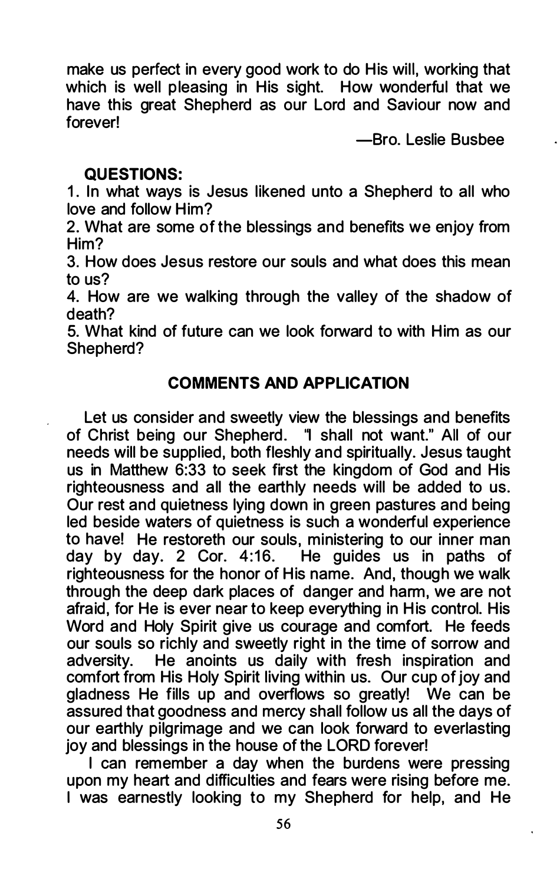make us perfect in every good work to do His will, working that which is well pleasing in His sight. How wonderful that we have this great Shepherd as our Lord and Saviour now and forever!

—Bro. Leslie Busbee

**QUESTIONS:**

1. In what ways is Jesus likened unto a Shepherd to all who love and follow Him?
2. What are some of the blessings and benefits we enjoy from Him?
3. How does Jesus restore our souls and what does this mean to us?
4. How are we walking through the valley of the shadow of death?
5. What kind of future can we look forward to with Him as our Shepherd?

## COMMENTS AND APPLICATION

Let us consider and sweetly view the blessings and benefits of Christ being our Shepherd. "I shall not want." All of our needs will be supplied, both fleshly and spiritually. Jesus taught us in Matthew 6:33 to seek first the kingdom of God and His righteousness and all the earthly needs will be added to us. Our rest and quietness lying down in green pastures and being led beside waters of quietness is such a wonderful experience to have! He restoreth our souls, ministering to our inner man day by day. 2 Cor. 4:16. He guides us in paths of righteousness for the honor of His name. And, though we walk through the deep dark places of danger and harm, we are not afraid, for He is ever near to keep everything in His control. His Word and Holy Spirit give us courage and comfort. He feeds our souls so richly and sweetly right in the time of sorrow and adversity. He anoints us daily with fresh inspiration and comfort from His Holy Spirit living within us. Our cup of joy and gladness He fills up and overflows so greatly! We can be assured that goodness and mercy shall follow us all the days of our earthly pilgrimage and we can look forward to everlasting joy and blessings in the house of the LORD forever!

I can remember a day when the burdens were pressing upon my heart and difficulties and fears were rising before me. I was earnestly looking to my Shepherd for help, and He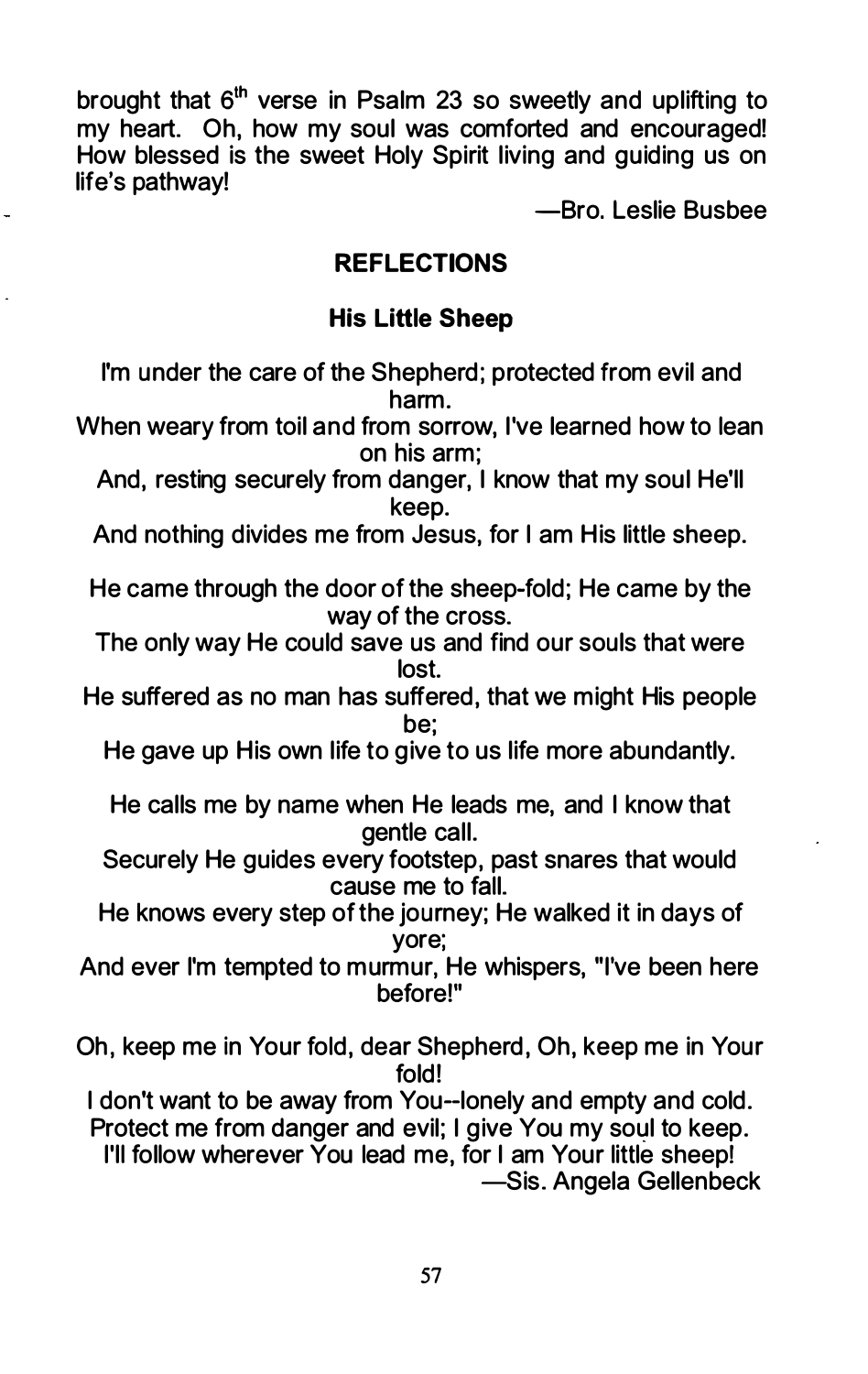brought that 6th verse in Psalm 23 so sweetly and uplifting to my heart. Oh, how my soul was comforted and encouraged! How blessed is the sweet Holy Spirit living and guiding us on life's pathway!

—Bro. Leslie Busbee

## REFLECTIONS

### His Little Sheep

I'm under the care of the Shepherd; protected from evil and harm.  
When weary from toil and from sorrow, I've learned how to lean on his arm;  
And, resting securely from danger, I know that my soul He'll keep.  
And nothing divides me from Jesus, for I am His little sheep.

He came through the door of the sheep-fold; He came by the way of the cross.  
The only way He could save us and find our souls that were lost.  
He suffered as no man has suffered, that we might His people be;  
He gave up His own life to give to us life more abundantly.

He calls me by name when He leads me, and I know that gentle call.  
Securely He guides every footstep, past snares that would cause me to fall.  
He knows every step of the journey; He walked it in days of yore;  
And ever I'm tempted to murmur, He whispers, "I've been here before!"

Oh, keep me in Your fold, dear Shepherd, Oh, keep me in Your fold!  
I don't want to be away from You--lonely and empty and cold.  
Protect me from danger and evil; I give You my soul to keep.  
I'll follow wherever You lead me, for I am Your little sheep!

—Sis. Angela Gellenbeck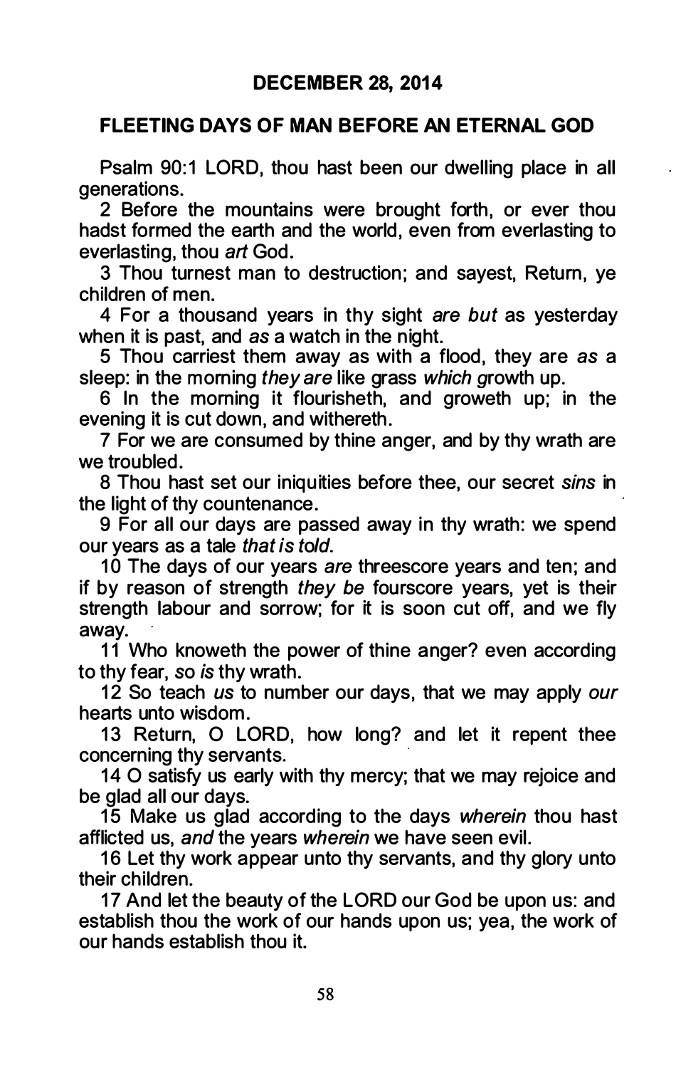## DECEMBER 28, 2014

### FLEETING DAYS OF MAN BEFORE AN ETERNAL GOD

Psalm 90:1 LORD, thou hast been our dwelling place in all generations.

2 Before the mountains were brought forth, or ever thou hadst formed the earth and the world, even from everlasting to everlasting, thou *art* God.

3 Thou turnest man to destruction; and sayest, Return, ye children of men.

4 For a thousand years in thy sight *are but* as yesterday when it is past, and *as* a watch in the night.

5 Thou carriest them away as with a flood, they are *as* a sleep: in the morning *they are* like grass *which* growth up.

6 In the morning it flourisheth, and groweth up; in the evening it is cut down, and withereth.

7 For we are consumed by thine anger, and by thy wrath are we troubled.

8 Thou hast set our iniquities before thee, our secret *sins* in the light of thy countenance.

9 For all our days are passed away in thy wrath: we spend our years as a tale *that is told*.

10 The days of our years *are* threescore years and ten; and if by reason of strength *they be* fourscore years, yet is their strength labour and sorrow; for it is soon cut off, and we fly away.

11 Who knoweth the power of thine anger? even according to thy fear, *so is* thy wrath.

12 So teach *us* to number our days, that we may apply *our* hearts unto wisdom.

13 Return, O LORD, how long? and let it repent thee concerning thy servants.

14 O satisfy us early with thy mercy; that we may rejoice and be glad all our days.

15 Make us glad according to the days *wherein* thou hast afflicted us, *and* the years *wherein* we have seen evil.

16 Let thy work appear unto thy servants, and thy glory unto their children.

17 And let the beauty of the LORD our God be upon us: and establish thou the work of our hands upon us; yea, the work of our hands establish thou it.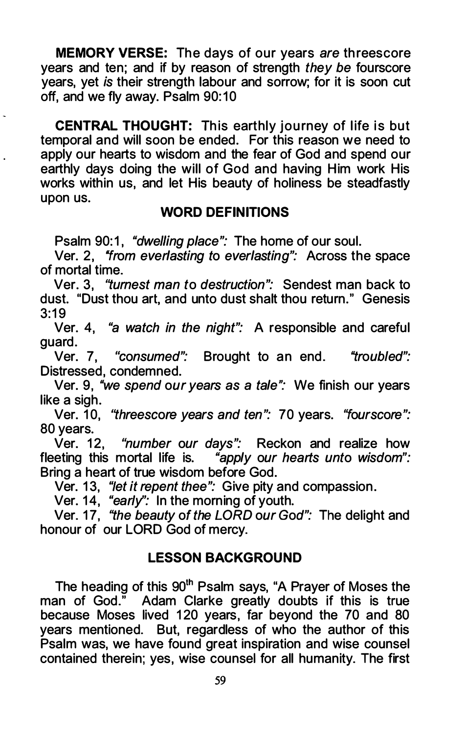**MEMORY VERSE:** The days of our years *are* threescore years and ten; and if by reason of strength *they be* fourscore years, yet *is* their strength labour and sorrow; for it is soon cut off, and we fly away. Psalm 90:10

**CENTRAL THOUGHT:** This earthly journey of life is but temporal and will soon be ended. For this reason we need to apply our hearts to wisdom and the fear of God and spend our earthly days doing the will of God and having Him work His works within us, and let His beauty of holiness be steadfastly upon us.

### WORD DEFINITIONS

Psalm 90:1, *"dwelling place":* The home of our soul.

Ver. 2, *"from everlasting to everlasting":* Across the space of mortal time.

Ver. 3, *"turnest man to destruction":* Sendest man back to dust. "Dust thou art, and unto dust shalt thou return." Genesis 3:19

Ver. 4, *"a watch in the night":* A responsible and careful guard.

Ver. 7, *"consumed":* Brought to an end. *"troubled":* Distressed, condemned.

Ver. 9, *"we spend our years as a tale":* We finish our years like a sigh.

Ver. 10, *"threescore years and ten":* 70 years. *"fourscore":* 80 years.

Ver. 12, *"number our days":* Reckon and realize how fleeting this mortal life is. *"apply our hearts unto wisdom":* Bring a heart of true wisdom before God.

Ver. 13, *"let it repent thee":* Give pity and compassion.

Ver. 14, *"early":* In the morning of youth.

Ver. 17, *"the beauty of the LORD our God":* The delight and honour of our LORD God of mercy.

### LESSON BACKGROUND

The heading of this 90th Psalm says, "A Prayer of Moses the man of God." Adam Clarke greatly doubts if this is true because Moses lived 120 years, far beyond the 70 and 80 years mentioned. But, regardless of who the author of this Psalm was, we have found great inspiration and wise counsel contained therein; yes, wise counsel for all humanity. The first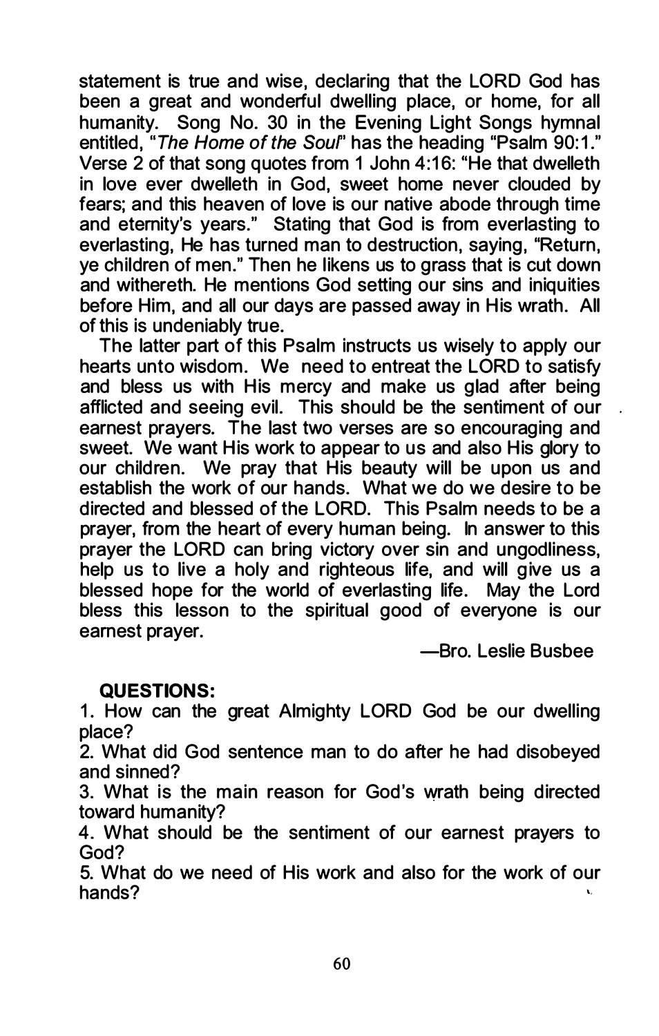statement is true and wise, declaring that the LORD God has been a great and wonderful dwelling place, or home, for all humanity. Song No. 30 in the Evening Light Songs hymnal entitled, "*The Home of the Soul*" has the heading "Psalm 90:1." Verse 2 of that song quotes from 1 John 4:16: "He that dwelleth in love ever dwelleth in God, sweet home never clouded by fears; and this heaven of love is our native abode through time and eternity's years." Stating that God is from everlasting to everlasting, He has turned man to destruction, saying, "Return, ye children of men." Then he likens us to grass that is cut down and withereth. He mentions God setting our sins and iniquities before Him, and all our days are passed away in His wrath. All of this is undeniably true.

The latter part of this Psalm instructs us wisely to apply our hearts unto wisdom. We need to entreat the LORD to satisfy and bless us with His mercy and make us glad after being afflicted and seeing evil. This should be the sentiment of our earnest prayers. The last two verses are so encouraging and sweet. We want His work to appear to us and also His glory to our children. We pray that His beauty will be upon us and establish the work of our hands. What we do we desire to be directed and blessed of the LORD. This Psalm needs to be a prayer, from the heart of every human being. In answer to this prayer the LORD can bring victory over sin and ungodliness, help us to live a holy and righteous life, and will give us a blessed hope for the world of everlasting life. May the Lord bless this lesson to the spiritual good of everyone is our earnest prayer.

—Bro. Leslie Busbee

**QUESTIONS:**

1. How can the great Almighty LORD God be our dwelling place?
2. What did God sentence man to do after he had disobeyed and sinned?
3. What is the main reason for God's wrath being directed toward humanity?
4. What should be the sentiment of our earnest prayers to God?
5. What do we need of His work and also for the work of our hands?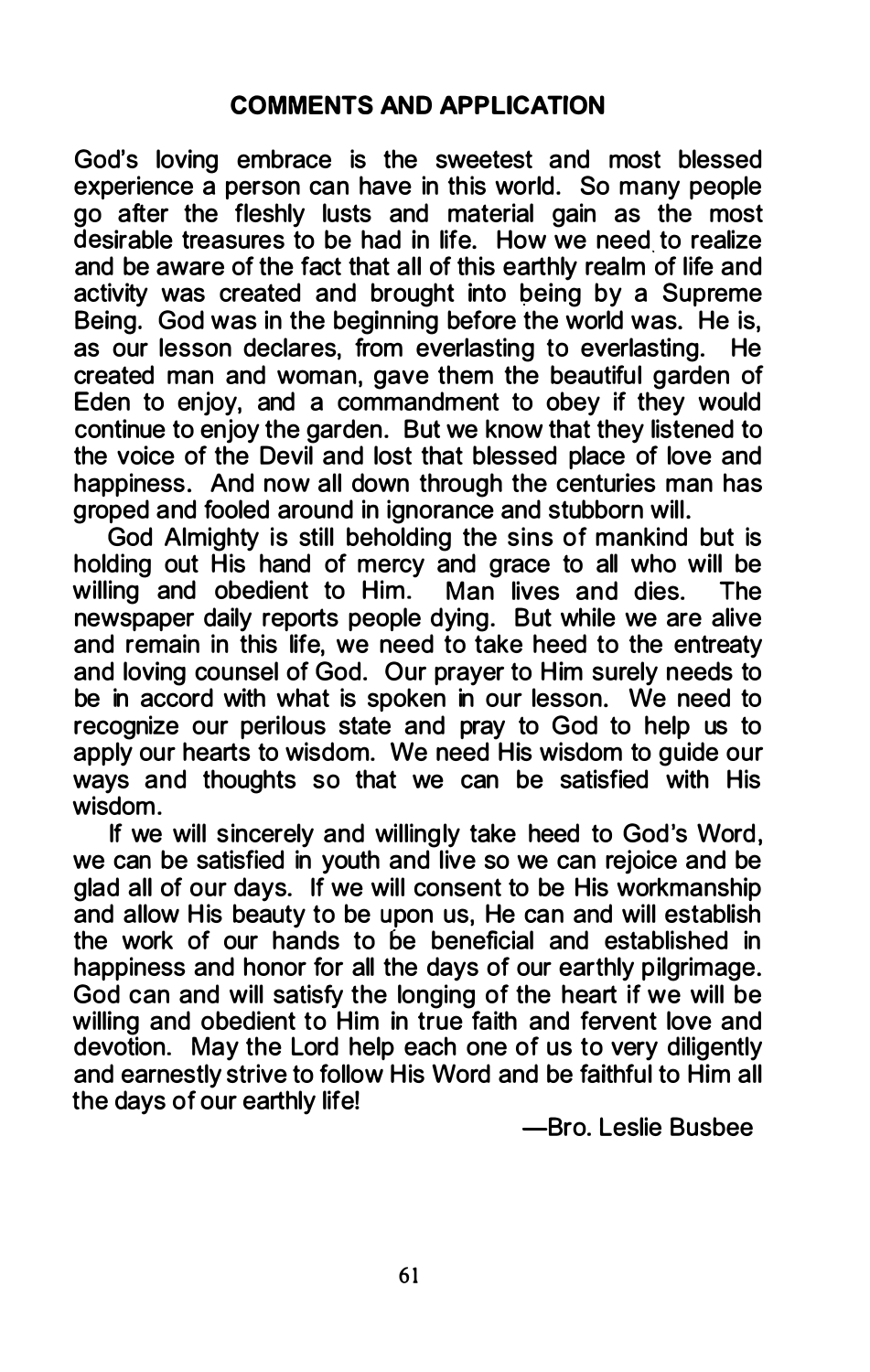## COMMENTS AND APPLICATION

God's loving embrace is the sweetest and most blessed experience a person can have in this world. So many people go after the fleshly lusts and material gain as the most desirable treasures to be had in life. How we need to realize and be aware of the fact that all of this earthly realm of life and activity was created and brought into being by a Supreme Being. God was in the beginning before the world was. He is, as our lesson declares, from everlasting to everlasting. He created man and woman, gave them the beautiful garden of Eden to enjoy, and a commandment to obey if they would continue to enjoy the garden. But we know that they listened to the voice of the Devil and lost that blessed place of love and happiness. And now all down through the centuries man has groped and fooled around in ignorance and stubborn will.

God Almighty is still beholding the sins of mankind but is holding out His hand of mercy and grace to all who will be willing and obedient to Him. Man lives and dies. The newspaper daily reports people dying. But while we are alive and remain in this life, we need to take heed to the entreaty and loving counsel of God. Our prayer to Him surely needs to be in accord with what is spoken in our lesson. We need to recognize our perilous state and pray to God to help us to apply our hearts to wisdom. We need His wisdom to guide our ways and thoughts so that we can be satisfied with His wisdom.

If we will sincerely and willingly take heed to God's Word, we can be satisfied in youth and live so we can rejoice and be glad all of our days. If we will consent to be His workmanship and allow His beauty to be upon us, He can and will establish the work of our hands to be beneficial and established in happiness and honor for all the days of our earthly pilgrimage. God can and will satisfy the longing of the heart if we will be willing and obedient to Him in true faith and fervent love and devotion. May the Lord help each one of us to very diligently and earnestly strive to follow His Word and be faithful to Him all the days of our earthly life!

—Bro. Leslie Busbee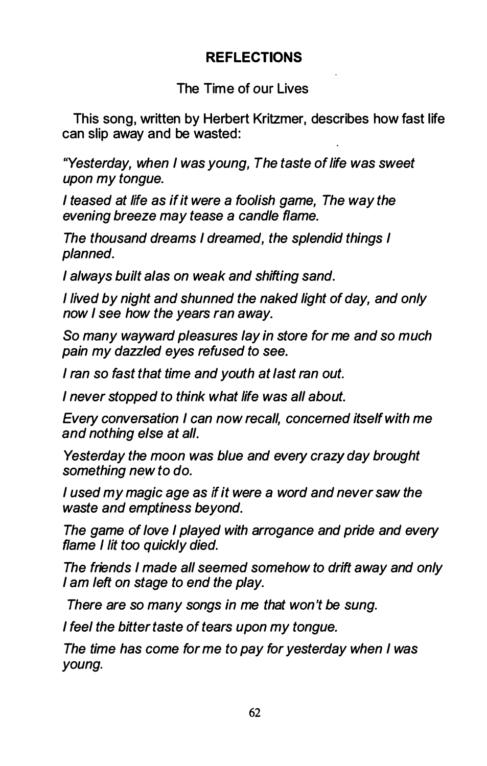**REFLECTIONS**

The Time of our Lives

This song, written by Herbert Kritzmer, describes how fast life can slip away and be wasted:

*"Yesterday, when I was young, The taste of life was sweet upon my tongue.*

*I teased at life as if it were a foolish game, The way the evening breeze may tease a candle flame.*

*The thousand dreams I dreamed, the splendid things I planned.*

*I always built alas on weak and shifting sand.*

*I lived by night and shunned the naked light of day, and only now I see how the years ran away.*

*So many wayward pleasures lay in store for me and so much pain my dazzled eyes refused to see.*

*I ran so fast that time and youth at last ran out.*

*I never stopped to think what life was all about.*

*Every conversation I can now recall, concerned itself with me and nothing else at all.*

*Yesterday the moon was blue and every crazy day brought something new to do.*

*I used my magic age as if it were a word and never saw the waste and emptiness beyond.*

*The game of love I played with arrogance and pride and every flame I lit too quickly died.*

*The friends I made all seemed somehow to drift away and only I am left on stage to end the play.*

*There are so many songs in me that won't be sung.*

*I feel the bitter taste of tears upon my tongue.*

*The time has come for me to pay for yesterday when I was young.*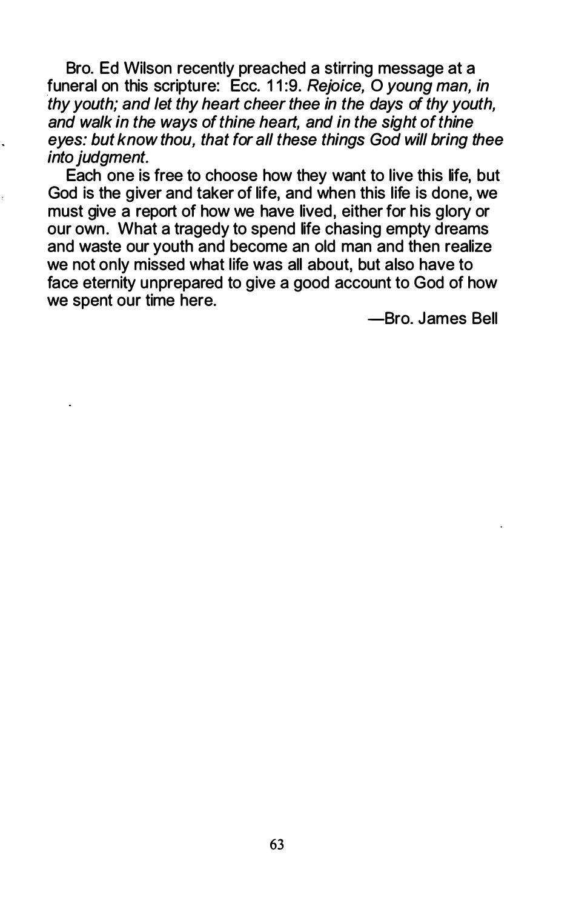Bro. Ed Wilson recently preached a stirring message at a funeral on this scripture: Ecc. 11:9. *Rejoice, O young man, in thy youth; and let thy heart cheer thee in the days of thy youth, and walk in the ways of thine heart, and in the sight of thine eyes: but know thou, that for all these things God will bring thee into judgment.*

Each one is free to choose how they want to live this life, but God is the giver and taker of life, and when this life is done, we must give a report of how we have lived, either for his glory or our own. What a tragedy to spend life chasing empty dreams and waste our youth and become an old man and then realize we not only missed what life was all about, but also have to face eternity unprepared to give a good account to God of how we spent our time here.

—Bro. James Bell